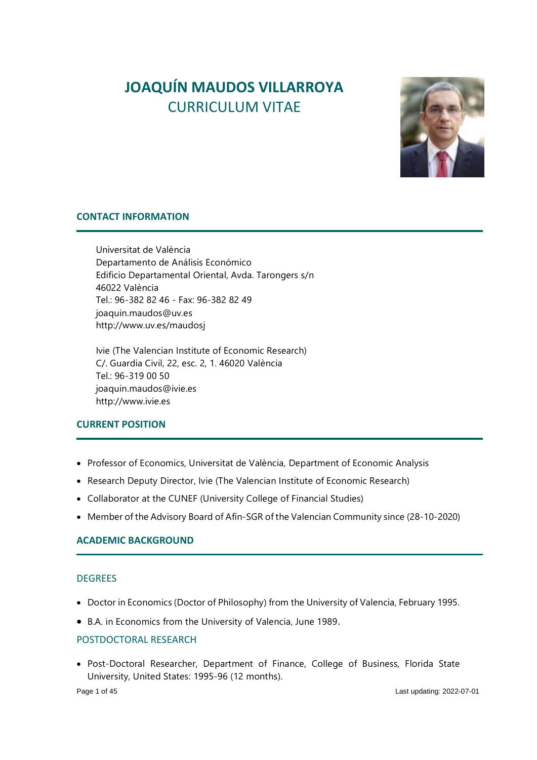# JOAQUÍN MAUDOS VILLARROYA

CURRICULUM VITAE

## CONTACT INFORMATION

Universitat de València
Departamento de Análisis Económico
Edificio Departamental Oriental, Avda. Tarongers s/n
46022 València
Tel.: 96-382 82 46 - Fax: 96-382 82 49
joaquin.maudos@uv.es
http://www.uv.es/maudosj

Ivie (The Valencian Institute of Economic Research)
C/. Guardia Civil, 22, esc. 2, 1. 46020 València
Tel.: 96-319 00 50
joaquin.maudos@ivie.es
http://www.ivie.es

## CURRENT POSITION

- Professor of Economics, Universitat de València, Department of Economic Analysis
- Research Deputy Director, Ivie (The Valencian Institute of Economic Research)
- Collaborator at the CUNEF (University College of Financial Studies)
- Member of the Advisory Board of Afín-SGR of the Valencian Community since (28-10-2020)

## ACADEMIC BACKGROUND

### DEGREES

- Doctor in Economics (Doctor of Philosophy) from the University of Valencia, February 1995.
- B.A. in Economics from the University of Valencia, June 1989.

### POSTDOCTORAL RESEARCH

- Post-Doctoral Researcher, Department of Finance, College of Business, Florida State University, United States: 1995-96 (12 months).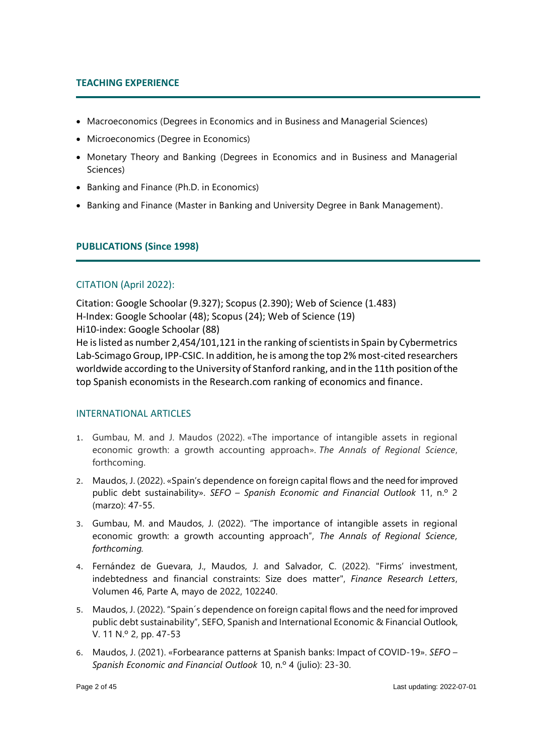## TEACHING EXPERIENCE

- Macroeconomics (Degrees in Economics and in Business and Managerial Sciences)
- Microeconomics (Degree in Economics)
- Monetary Theory and Banking (Degrees in Economics and in Business and Managerial Sciences)
- Banking and Finance (Ph.D. in Economics)
- Banking and Finance (Master in Banking and University Degree in Bank Management).

## PUBLICATIONS (Since 1998)

### CITATION (April 2022):

Citation: Google Schoolar (9.327); Scopus (2.390); Web of Science (1.483)
H-Index: Google Schoolar (48); Scopus (24); Web of Science (19)
Hi10-index: Google Schoolar (88)
He is listed as number 2,454/101,121 in the ranking of scientists in Spain by Cybermetrics Lab-Scimago Group, IPP-CSIC. In addition, he is among the top 2% most-cited researchers worldwide according to the University of Stanford ranking, and in the 11th position of the top Spanish economists in the Research.com ranking of economics and finance.

### INTERNATIONAL ARTICLES

1. Gumbau, M. and J. Maudos (2022). «The importance of intangible assets in regional economic growth: a growth accounting approach». *The Annals of Regional Science*, forthcoming.
2. Maudos, J. (2022). «Spain's dependence on foreign capital flows and the need for improved public debt sustainability». *SEFO – Spanish Economic and Financial Outlook* 11, n.º 2 (marzo): 47-55.
3. Gumbau, M. and Maudos, J. (2022). "The importance of intangible assets in regional economic growth: a growth accounting approach", *The Annals of Regional Science, forthcoming.*
4. Fernández de Guevara, J., Maudos, J. and Salvador, C. (2022). "Firms' investment, indebtedness and financial constraints: Size does matter", *Finance Research Letters*, Volumen 46, Parte A, mayo de 2022, 102240.
5. Maudos, J. (2022). "Spain´s dependence on foreign capital flows and the need for improved public debt sustainability", SEFO, Spanish and International Economic & Financial Outlook, V. 11 N.º 2, pp. 47-53
6. Maudos, J. (2021). «Forbearance patterns at Spanish banks: Impact of COVID-19». *SEFO – Spanish Economic and Financial Outlook* 10, n.º 4 (julio): 23-30.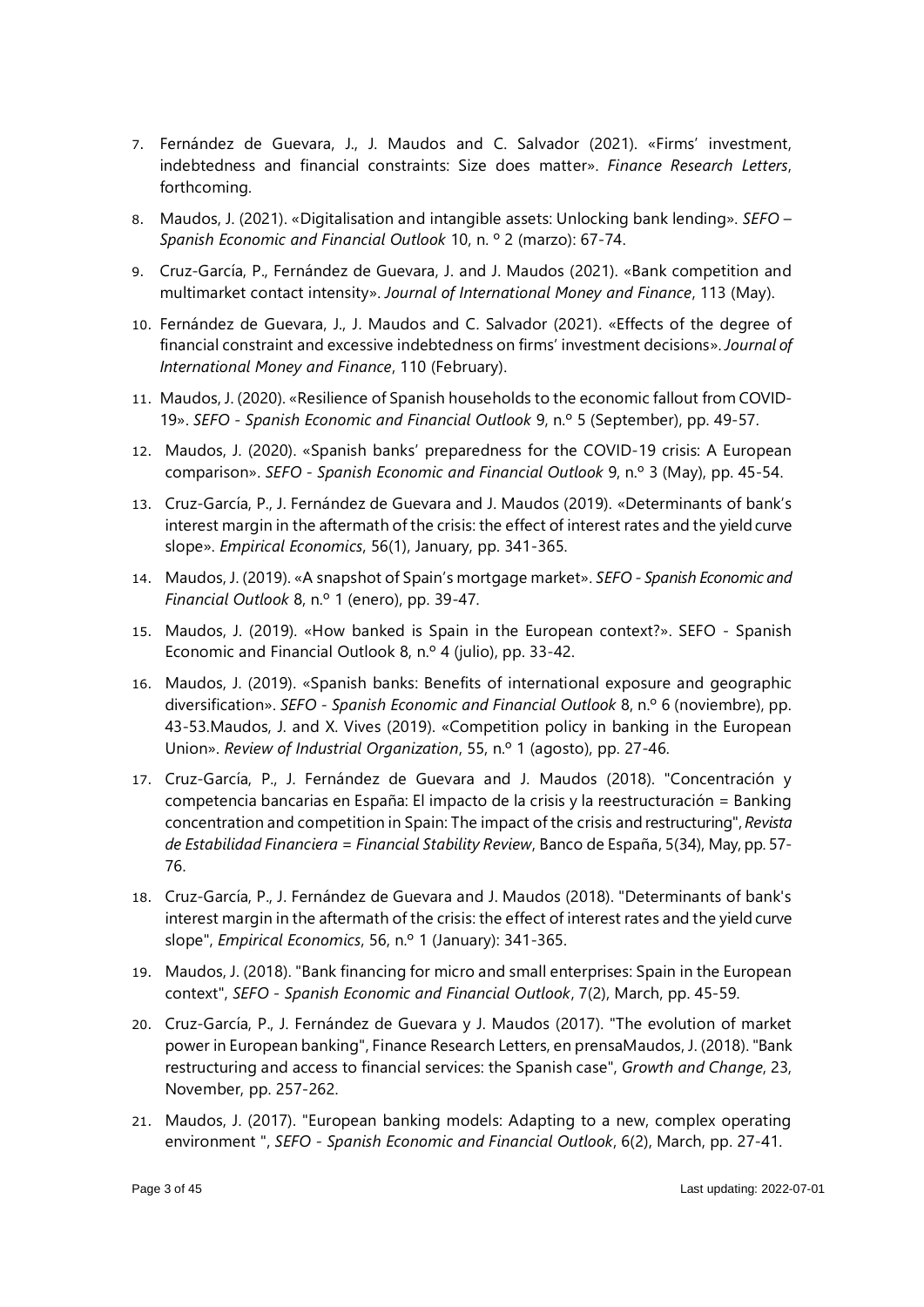7. Fernández de Guevara, J., J. Maudos and C. Salvador (2021). «Firms' investment, indebtedness and financial constraints: Size does matter». *Finance Research Letters*, forthcoming.

8. Maudos, J. (2021). «Digitalisation and intangible assets: Unlocking bank lending». *SEFO – Spanish Economic and Financial Outlook* 10, n. º 2 (marzo): 67-74.

9. Cruz-García, P., Fernández de Guevara, J. and J. Maudos (2021). «Bank competition and multimarket contact intensity». *Journal of International Money and Finance*, 113 (May).

10. Fernández de Guevara, J., J. Maudos and C. Salvador (2021). «Effects of the degree of financial constraint and excessive indebtedness on firms' investment decisions». *Journal of International Money and Finance*, 110 (February).

11. Maudos, J. (2020). «Resilience of Spanish households to the economic fallout from COVID-19». *SEFO - Spanish Economic and Financial Outlook* 9, n.º 5 (September), pp. 49-57.

12. Maudos, J. (2020). «Spanish banks' preparedness for the COVID-19 crisis: A European comparison». *SEFO - Spanish Economic and Financial Outlook* 9, n.º 3 (May), pp. 45-54.

13. Cruz-García, P., J. Fernández de Guevara and J. Maudos (2019). «Determinants of bank's interest margin in the aftermath of the crisis: the effect of interest rates and the yield curve slope». *Empirical Economics*, 56(1), January, pp. 341-365.

14. Maudos, J. (2019). «A snapshot of Spain's mortgage market». *SEFO - Spanish Economic and Financial Outlook* 8, n.º 1 (enero), pp. 39-47.

15. Maudos, J. (2019). «How banked is Spain in the European context?». SEFO - Spanish Economic and Financial Outlook 8, n.º 4 (julio), pp. 33-42.

16. Maudos, J. (2019). «Spanish banks: Benefits of international exposure and geographic diversification». *SEFO - Spanish Economic and Financial Outlook* 8, n.º 6 (noviembre), pp. 43-53.Maudos, J. and X. Vives (2019). «Competition policy in banking in the European Union». *Review of Industrial Organization*, 55, n.º 1 (agosto), pp. 27-46.

17. Cruz-García, P., J. Fernández de Guevara and J. Maudos (2018). "Concentración y competencia bancarias en España: El impacto de la crisis y la reestructuración = Banking concentration and competition in Spain: The impact of the crisis and restructuring", *Revista de Estabilidad Financiera = Financial Stability Review*, Banco de España, 5(34), May, pp. 57-76.

18. Cruz-García, P., J. Fernández de Guevara and J. Maudos (2018). "Determinants of bank's interest margin in the aftermath of the crisis: the effect of interest rates and the yield curve slope", *Empirical Economics*, 56, n.º 1 (January): 341-365.

19. Maudos, J. (2018). "Bank financing for micro and small enterprises: Spain in the European context", *SEFO - Spanish Economic and Financial Outlook*, 7(2), March, pp. 45-59.

20. Cruz-García, P., J. Fernández de Guevara y J. Maudos (2017). "The evolution of market power in European banking", Finance Research Letters, en prensaMaudos, J. (2018). "Bank restructuring and access to financial services: the Spanish case", *Growth and Change*, 23, November, pp. 257-262.

21. Maudos, J. (2017). "European banking models: Adapting to a new, complex operating environment ", *SEFO - Spanish Economic and Financial Outlook*, 6(2), March, pp. 27-41.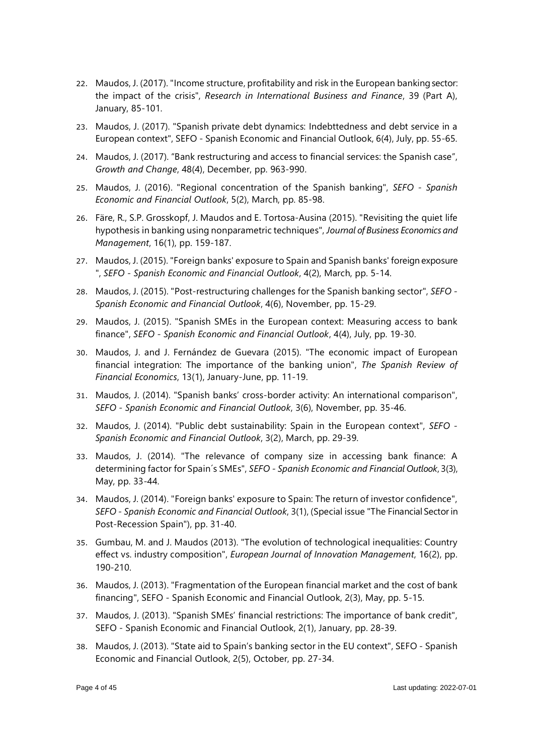22. Maudos, J. (2017). "Income structure, profitability and risk in the European banking sector: the impact of the crisis", *Research in International Business and Finance*, 39 (Part A), January, 85-101.
23. Maudos, J. (2017). "Spanish private debt dynamics: Indebttedness and debt service in a European context", SEFO - Spanish Economic and Financial Outlook, 6(4), July, pp. 55-65.
24. Maudos, J. (2017). "Bank restructuring and access to financial services: the Spanish case", *Growth and Change*, 48(4), December, pp. 963-990.
25. Maudos, J. (2016). "Regional concentration of the Spanish banking", *SEFO - Spanish Economic and Financial Outlook*, 5(2), March, pp. 85-98.
26. Färe, R., S.P. Grosskopf, J. Maudos and E. Tortosa-Ausina (2015). "Revisiting the quiet life hypothesis in banking using nonparametric techniques", *Journal of Business Economics and Management*, 16(1), pp. 159-187.
27. Maudos, J. (2015). "Foreign banks' exposure to Spain and Spanish banks' foreign exposure ", *SEFO - Spanish Economic and Financial Outlook*, 4(2), March, pp. 5-14.
28. Maudos, J. (2015). "Post-restructuring challenges for the Spanish banking sector", *SEFO - Spanish Economic and Financial Outlook*, 4(6), November, pp. 15-29.
29. Maudos, J. (2015). "Spanish SMEs in the European context: Measuring access to bank finance", *SEFO - Spanish Economic and Financial Outlook*, 4(4), July, pp. 19-30.
30. Maudos, J. and J. Fernández de Guevara (2015). "The economic impact of European financial integration: The importance of the banking union", *The Spanish Review of Financial Economics*, 13(1), January-June, pp. 11-19.
31. Maudos, J. (2014). "Spanish banks' cross-border activity: An international comparison", *SEFO - Spanish Economic and Financial Outlook*, 3(6), November, pp. 35-46.
32. Maudos, J. (2014). "Public debt sustainability: Spain in the European context", *SEFO - Spanish Economic and Financial Outlook*, 3(2), March, pp. 29-39.
33. Maudos, J. (2014). "The relevance of company size in accessing bank finance: A determining factor for Spain´s SMEs", *SEFO - Spanish Economic and Financial Outlook*, 3(3), May, pp. 33-44.
34. Maudos, J. (2014). "Foreign banks' exposure to Spain: The return of investor confidence", *SEFO - Spanish Economic and Financial Outlook*, 3(1), (Special issue "The Financial Sector in Post-Recession Spain"), pp. 31-40.
35. Gumbau, M. and J. Maudos (2013). "The evolution of technological inequalities: Country effect vs. industry composition", *European Journal of Innovation Management*, 16(2), pp. 190-210.
36. Maudos, J. (2013). "Fragmentation of the European financial market and the cost of bank financing", SEFO - Spanish Economic and Financial Outlook, 2(3), May, pp. 5-15.
37. Maudos, J. (2013). "Spanish SMEs' financial restrictions: The importance of bank credit", SEFO - Spanish Economic and Financial Outlook, 2(1), January, pp. 28-39.
38. Maudos, J. (2013). "State aid to Spain's banking sector in the EU context", SEFO - Spanish Economic and Financial Outlook, 2(5), October, pp. 27-34.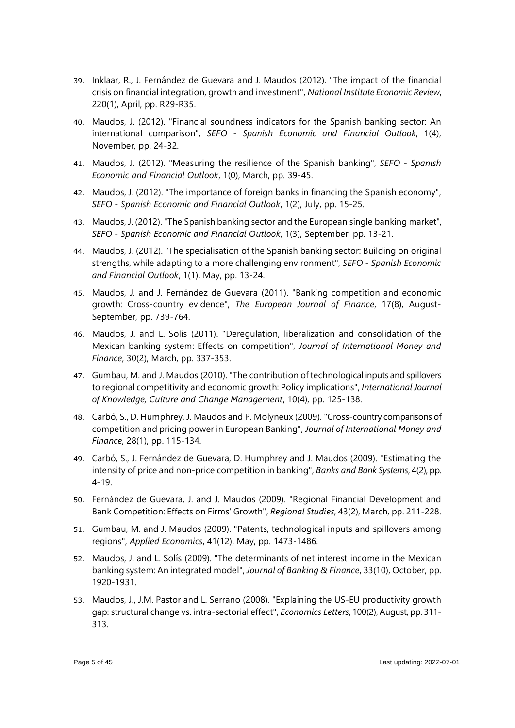39. Inklaar, R., J. Fernández de Guevara and J. Maudos (2012). "The impact of the financial crisis on financial integration, growth and investment", *National Institute Economic Review*, 220(1), April, pp. R29-R35.
40. Maudos, J. (2012). "Financial soundness indicators for the Spanish banking sector: An international comparison", *SEFO - Spanish Economic and Financial Outlook*, 1(4), November, pp. 24-32.
41. Maudos, J. (2012). "Measuring the resilience of the Spanish banking", *SEFO - Spanish Economic and Financial Outlook*, 1(0), March, pp. 39-45.
42. Maudos, J. (2012). "The importance of foreign banks in financing the Spanish economy", *SEFO - Spanish Economic and Financial Outlook*, 1(2), July, pp. 15-25.
43. Maudos, J. (2012). "The Spanish banking sector and the European single banking market", *SEFO - Spanish Economic and Financial Outlook*, 1(3), September, pp. 13-21.
44. Maudos, J. (2012). "The specialisation of the Spanish banking sector: Building on original strengths, while adapting to a more challenging environment", *SEFO - Spanish Economic and Financial Outlook*, 1(1), May, pp. 13-24.
45. Maudos, J. and J. Fernández de Guevara (2011). "Banking competition and economic growth: Cross-country evidence", *The European Journal of Finance*, 17(8), August-September, pp. 739-764.
46. Maudos, J. and L. Solís (2011). "Deregulation, liberalization and consolidation of the Mexican banking system: Effects on competition", *Journal of International Money and Finance*, 30(2), March, pp. 337-353.
47. Gumbau, M. and J. Maudos (2010). "The contribution of technological inputs and spillovers to regional competitivity and economic growth: Policy implications", *International Journal of Knowledge, Culture and Change Management*, 10(4), pp. 125-138.
48. Carbó, S., D. Humphrey, J. Maudos and P. Molyneux (2009). "Cross-country comparisons of competition and pricing power in European Banking", *Journal of International Money and Finance*, 28(1), pp. 115-134.
49. Carbó, S., J. Fernández de Guevara, D. Humphrey and J. Maudos (2009). "Estimating the intensity of price and non-price competition in banking", *Banks and Bank Systems*, 4(2), pp. 4-19.
50. Fernández de Guevara, J. and J. Maudos (2009). "Regional Financial Development and Bank Competition: Effects on Firms' Growth", *Regional Studies*, 43(2), March, pp. 211-228.
51. Gumbau, M. and J. Maudos (2009). "Patents, technological inputs and spillovers among regions", *Applied Economics*, 41(12), May, pp. 1473-1486.
52. Maudos, J. and L. Solís (2009). "The determinants of net interest income in the Mexican banking system: An integrated model", *Journal of Banking & Finance*, 33(10), October, pp. 1920-1931.
53. Maudos, J., J.M. Pastor and L. Serrano (2008). "Explaining the US-EU productivity growth gap: structural change vs. intra-sectorial effect", *Economics Letters*, 100(2), August, pp. 311-313.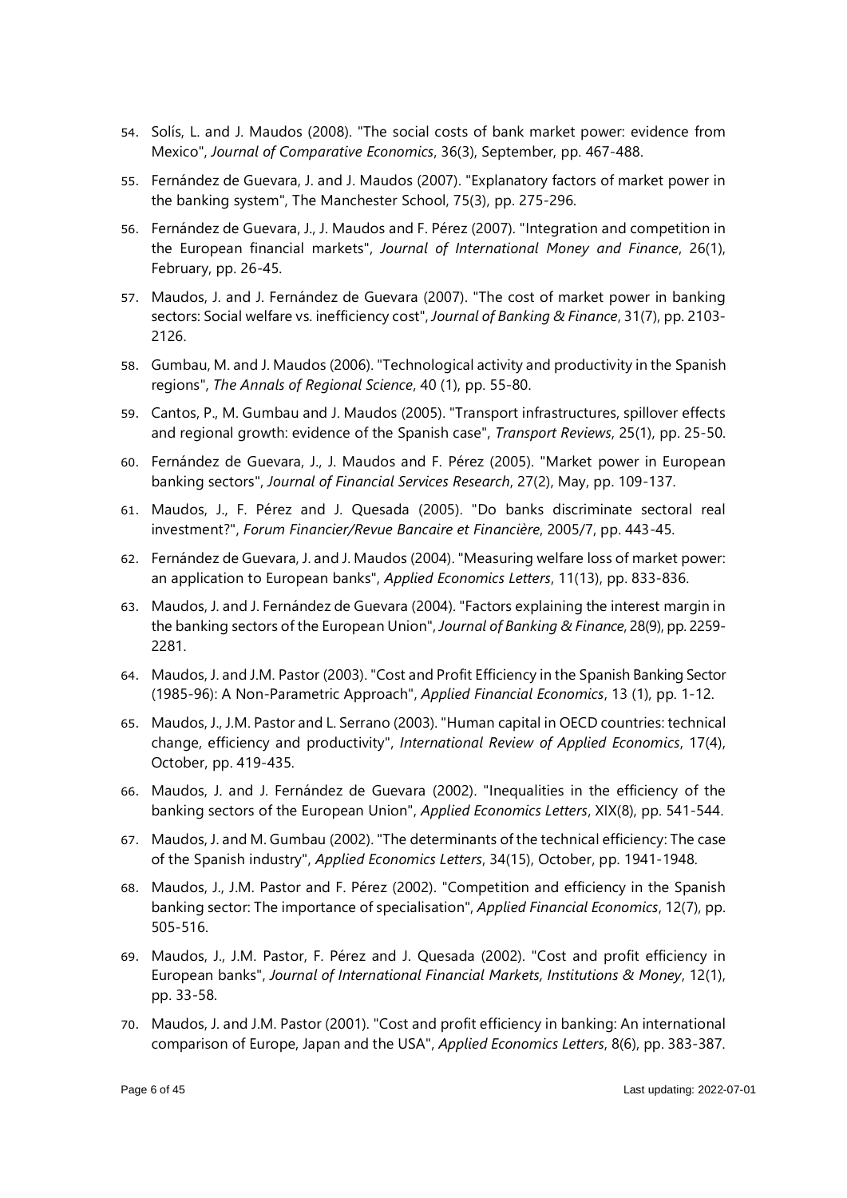54. Solís, L. and J. Maudos (2008). "The social costs of bank market power: evidence from Mexico", *Journal of Comparative Economics*, 36(3), September, pp. 467-488.
55. Fernández de Guevara, J. and J. Maudos (2007). "Explanatory factors of market power in the banking system", The Manchester School, 75(3), pp. 275-296.
56. Fernández de Guevara, J., J. Maudos and F. Pérez (2007). "Integration and competition in the European financial markets", *Journal of International Money and Finance*, 26(1), February, pp. 26-45.
57. Maudos, J. and J. Fernández de Guevara (2007). "The cost of market power in banking sectors: Social welfare vs. inefficiency cost", *Journal of Banking & Finance*, 31(7), pp. 2103-2126.
58. Gumbau, M. and J. Maudos (2006). "Technological activity and productivity in the Spanish regions", *The Annals of Regional Science*, 40 (1), pp. 55-80.
59. Cantos, P., M. Gumbau and J. Maudos (2005). "Transport infrastructures, spillover effects and regional growth: evidence of the Spanish case", *Transport Reviews*, 25(1), pp. 25-50.
60. Fernández de Guevara, J., J. Maudos and F. Pérez (2005). "Market power in European banking sectors", *Journal of Financial Services Research*, 27(2), May, pp. 109-137.
61. Maudos, J., F. Pérez and J. Quesada (2005). "Do banks discriminate sectoral real investment?", *Forum Financier/Revue Bancaire et Financière*, 2005/7, pp. 443-45.
62. Fernández de Guevara, J. and J. Maudos (2004). "Measuring welfare loss of market power: an application to European banks", *Applied Economics Letters*, 11(13), pp. 833-836.
63. Maudos, J. and J. Fernández de Guevara (2004). "Factors explaining the interest margin in the banking sectors of the European Union", *Journal of Banking & Finance*, 28(9), pp. 2259-2281.
64. Maudos, J. and J.M. Pastor (2003). "Cost and Profit Efficiency in the Spanish Banking Sector (1985-96): A Non-Parametric Approach", *Applied Financial Economics*, 13 (1), pp. 1-12.
65. Maudos, J., J.M. Pastor and L. Serrano (2003). "Human capital in OECD countries: technical change, efficiency and productivity", *International Review of Applied Economics*, 17(4), October, pp. 419-435.
66. Maudos, J. and J. Fernández de Guevara (2002). "Inequalities in the efficiency of the banking sectors of the European Union", *Applied Economics Letters*, XIX(8), pp. 541-544.
67. Maudos, J. and M. Gumbau (2002). "The determinants of the technical efficiency: The case of the Spanish industry", *Applied Economics Letters*, 34(15), October, pp. 1941-1948.
68. Maudos, J., J.M. Pastor and F. Pérez (2002). "Competition and efficiency in the Spanish banking sector: The importance of specialisation", *Applied Financial Economics*, 12(7), pp. 505-516.
69. Maudos, J., J.M. Pastor, F. Pérez and J. Quesada (2002). "Cost and profit efficiency in European banks", *Journal of International Financial Markets, Institutions & Money*, 12(1), pp. 33-58.
70. Maudos, J. and J.M. Pastor (2001). "Cost and profit efficiency in banking: An international comparison of Europe, Japan and the USA", *Applied Economics Letters*, 8(6), pp. 383-387.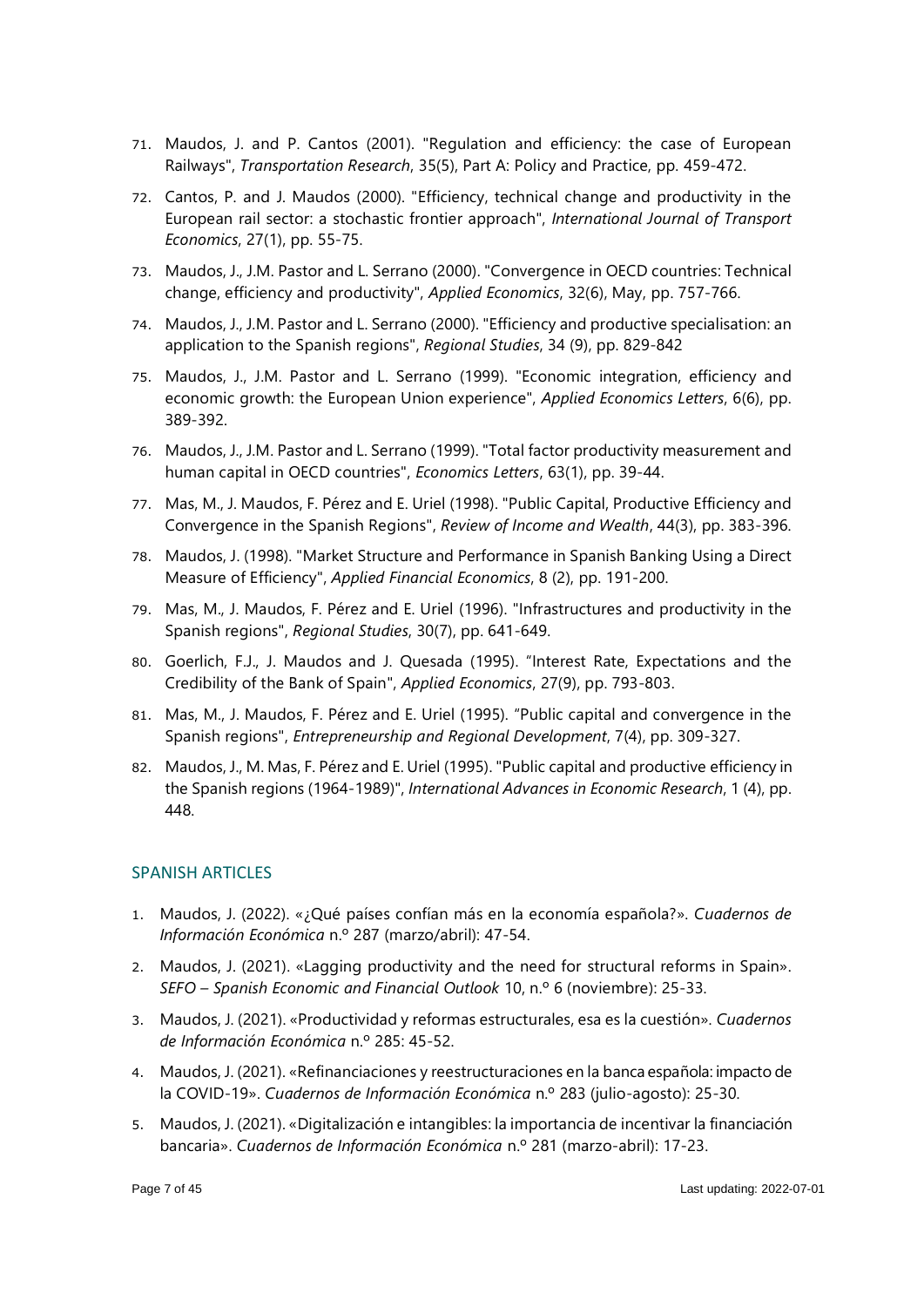71. Maudos, J. and P. Cantos (2001). "Regulation and efficiency: the case of European Railways", *Transportation Research*, 35(5), Part A: Policy and Practice, pp. 459-472.
72. Cantos, P. and J. Maudos (2000). "Efficiency, technical change and productivity in the European rail sector: a stochastic frontier approach", *International Journal of Transport Economics*, 27(1), pp. 55-75.
73. Maudos, J., J.M. Pastor and L. Serrano (2000). "Convergence in OECD countries: Technical change, efficiency and productivity", *Applied Economics*, 32(6), May, pp. 757-766.
74. Maudos, J., J.M. Pastor and L. Serrano (2000). "Efficiency and productive specialisation: an application to the Spanish regions", *Regional Studies*, 34 (9), pp. 829-842
75. Maudos, J., J.M. Pastor and L. Serrano (1999). "Economic integration, efficiency and economic growth: the European Union experience", *Applied Economics Letters*, 6(6), pp. 389-392.
76. Maudos, J., J.M. Pastor and L. Serrano (1999). "Total factor productivity measurement and human capital in OECD countries", *Economics Letters*, 63(1), pp. 39-44.
77. Mas, M., J. Maudos, F. Pérez and E. Uriel (1998). "Public Capital, Productive Efficiency and Convergence in the Spanish Regions", *Review of Income and Wealth*, 44(3), pp. 383-396.
78. Maudos, J. (1998). "Market Structure and Performance in Spanish Banking Using a Direct Measure of Efficiency", *Applied Financial Economics*, 8 (2), pp. 191-200.
79. Mas, M., J. Maudos, F. Pérez and E. Uriel (1996). "Infrastructures and productivity in the Spanish regions", *Regional Studies*, 30(7), pp. 641-649.
80. Goerlich, F.J., J. Maudos and J. Quesada (1995). "Interest Rate, Expectations and the Credibility of the Bank of Spain", *Applied Economics*, 27(9), pp. 793-803.
81. Mas, M., J. Maudos, F. Pérez and E. Uriel (1995). "Public capital and convergence in the Spanish regions", *Entrepreneurship and Regional Development*, 7(4), pp. 309-327.
82. Maudos, J., M. Mas, F. Pérez and E. Uriel (1995). "Public capital and productive efficiency in the Spanish regions (1964-1989)", *International Advances in Economic Research*, 1 (4), pp. 448.

## SPANISH ARTICLES

1. Maudos, J. (2022). «¿Qué países confían más en la economía española?». *Cuadernos de Información Económica* n.º 287 (marzo/abril): 47-54.
2. Maudos, J. (2021). «Lagging productivity and the need for structural reforms in Spain». *SEFO – Spanish Economic and Financial Outlook* 10, n.º 6 (noviembre): 25-33.
3. Maudos, J. (2021). «Productividad y reformas estructurales, esa es la cuestión». *Cuadernos de Información Económica* n.º 285: 45-52.
4. Maudos, J. (2021). «Refinanciaciones y reestructuraciones en la banca española: impacto de la COVID-19». *Cuadernos de Información Económica* n.º 283 (julio-agosto): 25-30.
5. Maudos, J. (2021). «Digitalización e intangibles: la importancia de incentivar la financiación bancaria». *Cuadernos de Información Económica* n.º 281 (marzo-abril): 17-23.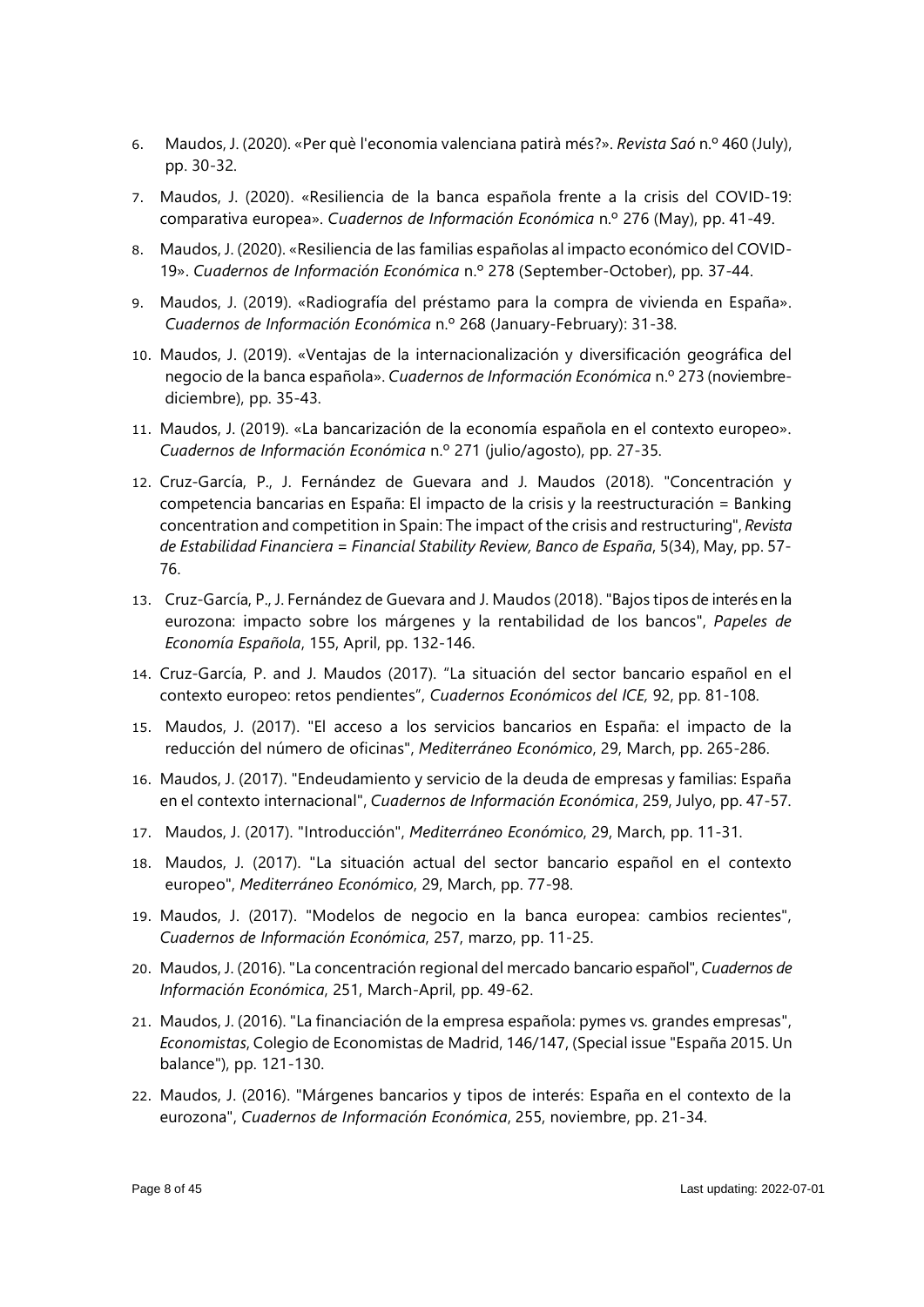6. Maudos, J. (2020). «Per què l'economia valenciana patirà més?». *Revista Saó* n.º 460 (July), pp. 30-32.
7. Maudos, J. (2020). «Resiliencia de la banca española frente a la crisis del COVID-19: comparativa europea». *Cuadernos de Información Económica* n.º 276 (May), pp. 41-49.
8. Maudos, J. (2020). «Resiliencia de las familias españolas al impacto económico del COVID-19». *Cuadernos de Información Económica* n.º 278 (September-October), pp. 37-44.
9. Maudos, J. (2019). «Radiografía del préstamo para la compra de vivienda en España». *Cuadernos de Información Económica* n.º 268 (January-February): 31-38.
10. Maudos, J. (2019). «Ventajas de la internacionalización y diversificación geográfica del negocio de la banca española». *Cuadernos de Información Económica* n.º 273 (noviembre-diciembre), pp. 35-43.
11. Maudos, J. (2019). «La bancarización de la economía española en el contexto europeo». *Cuadernos de Información Económica* n.º 271 (julio/agosto), pp. 27-35.
12. Cruz-García, P., J. Fernández de Guevara and J. Maudos (2018). "Concentración y competencia bancarias en España: El impacto de la crisis y la reestructuración = Banking concentration and competition in Spain: The impact of the crisis and restructuring", *Revista de Estabilidad Financiera = Financial Stability Review, Banco de España*, 5(34), May, pp. 57-76.
13. Cruz-García, P., J. Fernández de Guevara and J. Maudos (2018). "Bajos tipos de interés en la eurozona: impacto sobre los márgenes y la rentabilidad de los bancos", *Papeles de Economía Española*, 155, April, pp. 132-146.
14. Cruz-García, P. and J. Maudos (2017). "La situación del sector bancario español en el contexto europeo: retos pendientes", *Cuadernos Económicos del ICE,* 92, pp. 81-108.
15. Maudos, J. (2017). "El acceso a los servicios bancarios en España: el impacto de la reducción del número de oficinas", *Mediterráneo Económico*, 29, March, pp. 265-286.
16. Maudos, J. (2017). "Endeudamiento y servicio de la deuda de empresas y familias: España en el contexto internacional", *Cuadernos de Información Económica*, 259, Julyo, pp. 47-57.
17. Maudos, J. (2017). "Introducción", *Mediterráneo Económico*, 29, March, pp. 11-31.
18. Maudos, J. (2017). "La situación actual del sector bancario español en el contexto europeo", *Mediterráneo Económico*, 29, March, pp. 77-98.
19. Maudos, J. (2017). "Modelos de negocio en la banca europea: cambios recientes", *Cuadernos de Información Económica*, 257, marzo, pp. 11-25.
20. Maudos, J. (2016). "La concentración regional del mercado bancario español", *Cuadernos de Información Económica*, 251, March-April, pp. 49-62.
21. Maudos, J. (2016). "La financiación de la empresa española: pymes vs. grandes empresas", *Economistas*, Colegio de Economistas de Madrid, 146/147, (Special issue "España 2015. Un balance"), pp. 121-130.
22. Maudos, J. (2016). "Márgenes bancarios y tipos de interés: España en el contexto de la eurozona", *Cuadernos de Información Económica*, 255, noviembre, pp. 21-34.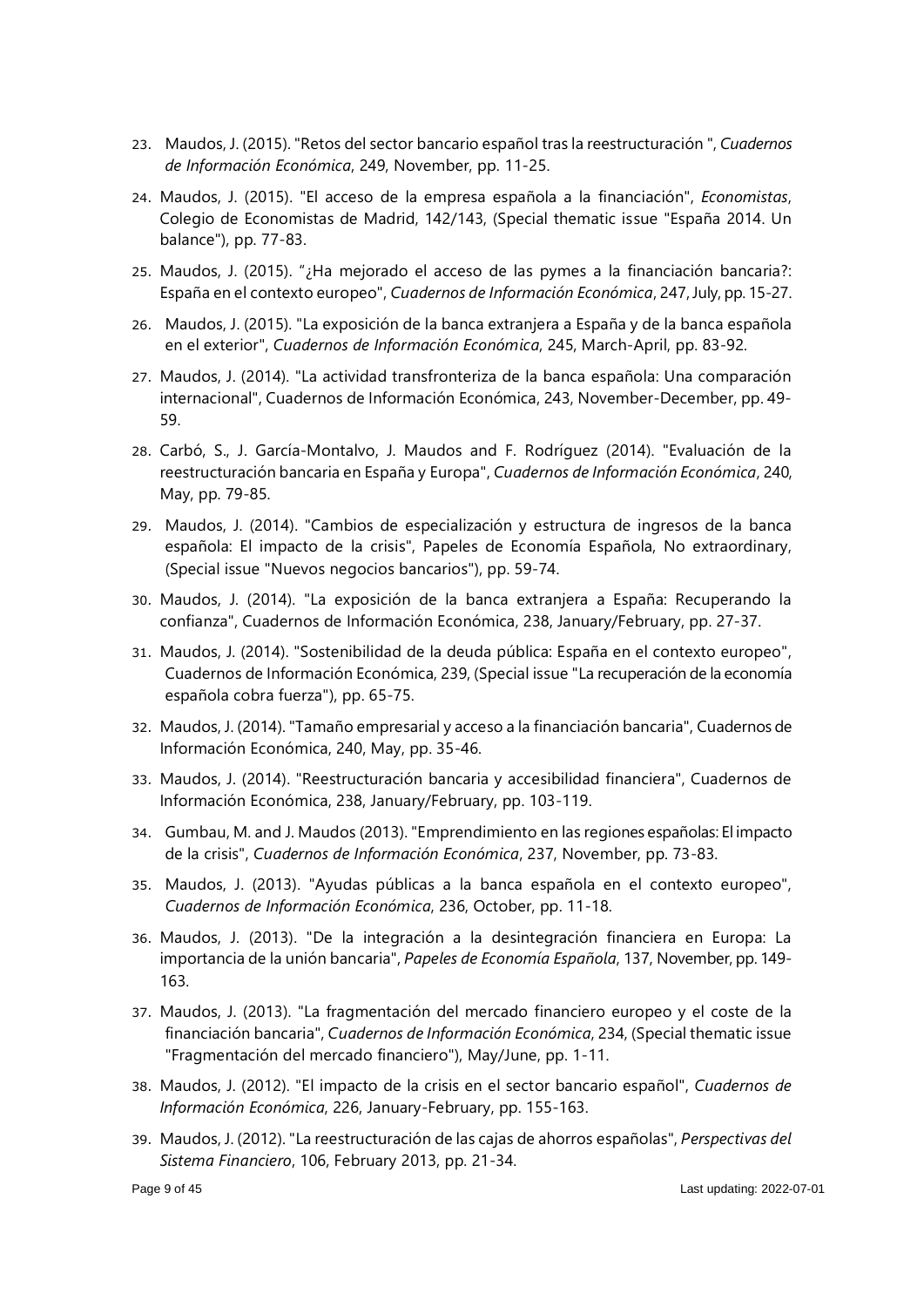23. Maudos, J. (2015). "Retos del sector bancario español tras la reestructuración ", *Cuadernos de Información Económica*, 249, November, pp. 11-25.
24. Maudos, J. (2015). "El acceso de la empresa española a la financiación", *Economistas*, Colegio de Economistas de Madrid, 142/143, (Special thematic issue "España 2014. Un balance"), pp. 77-83.
25. Maudos, J. (2015). "¿Ha mejorado el acceso de las pymes a la financiación bancaria?: España en el contexto europeo", *Cuadernos de Información Económica*, 247, July, pp. 15-27.
26. Maudos, J. (2015). "La exposición de la banca extranjera a España y de la banca española en el exterior", *Cuadernos de Información Económica*, 245, March-April, pp. 83-92.
27. Maudos, J. (2014). "La actividad transfronteriza de la banca española: Una comparación internacional", Cuadernos de Información Económica, 243, November-December, pp. 49-59.
28. Carbó, S., J. García-Montalvo, J. Maudos and F. Rodríguez (2014). "Evaluación de la reestructuración bancaria en España y Europa", *Cuadernos de Información Económica*, 240, May, pp. 79-85.
29. Maudos, J. (2014). "Cambios de especialización y estructura de ingresos de la banca española: El impacto de la crisis", Papeles de Economía Española, No extraordinary, (Special issue "Nuevos negocios bancarios"), pp. 59-74.
30. Maudos, J. (2014). "La exposición de la banca extranjera a España: Recuperando la confianza", Cuadernos de Información Económica, 238, January/February, pp. 27-37.
31. Maudos, J. (2014). "Sostenibilidad de la deuda pública: España en el contexto europeo", Cuadernos de Información Económica, 239, (Special issue "La recuperación de la economía española cobra fuerza"), pp. 65-75.
32. Maudos, J. (2014). "Tamaño empresarial y acceso a la financiación bancaria", Cuadernos de Información Económica, 240, May, pp. 35-46.
33. Maudos, J. (2014). "Reestructuración bancaria y accesibilidad financiera", Cuadernos de Información Económica, 238, January/February, pp. 103-119.
34. Gumbau, M. and J. Maudos (2013). "Emprendimiento en las regiones españolas: El impacto de la crisis", *Cuadernos de Información Económica*, 237, November, pp. 73-83.
35. Maudos, J. (2013). "Ayudas públicas a la banca española en el contexto europeo", *Cuadernos de Información Económica*, 236, October, pp. 11-18.
36. Maudos, J. (2013). "De la integración a la desintegración financiera en Europa: La importancia de la unión bancaria", *Papeles de Economía Española*, 137, November, pp. 149-163.
37. Maudos, J. (2013). "La fragmentación del mercado financiero europeo y el coste de la financiación bancaria", *Cuadernos de Información Económica*, 234, (Special thematic issue "Fragmentación del mercado financiero"), May/June, pp. 1-11.
38. Maudos, J. (2012). "El impacto de la crisis en el sector bancario español", *Cuadernos de Información Económica*, 226, January-February, pp. 155-163.
39. Maudos, J. (2012). "La reestructuración de las cajas de ahorros españolas", *Perspectivas del Sistema Financiero*, 106, February 2013, pp. 21-34.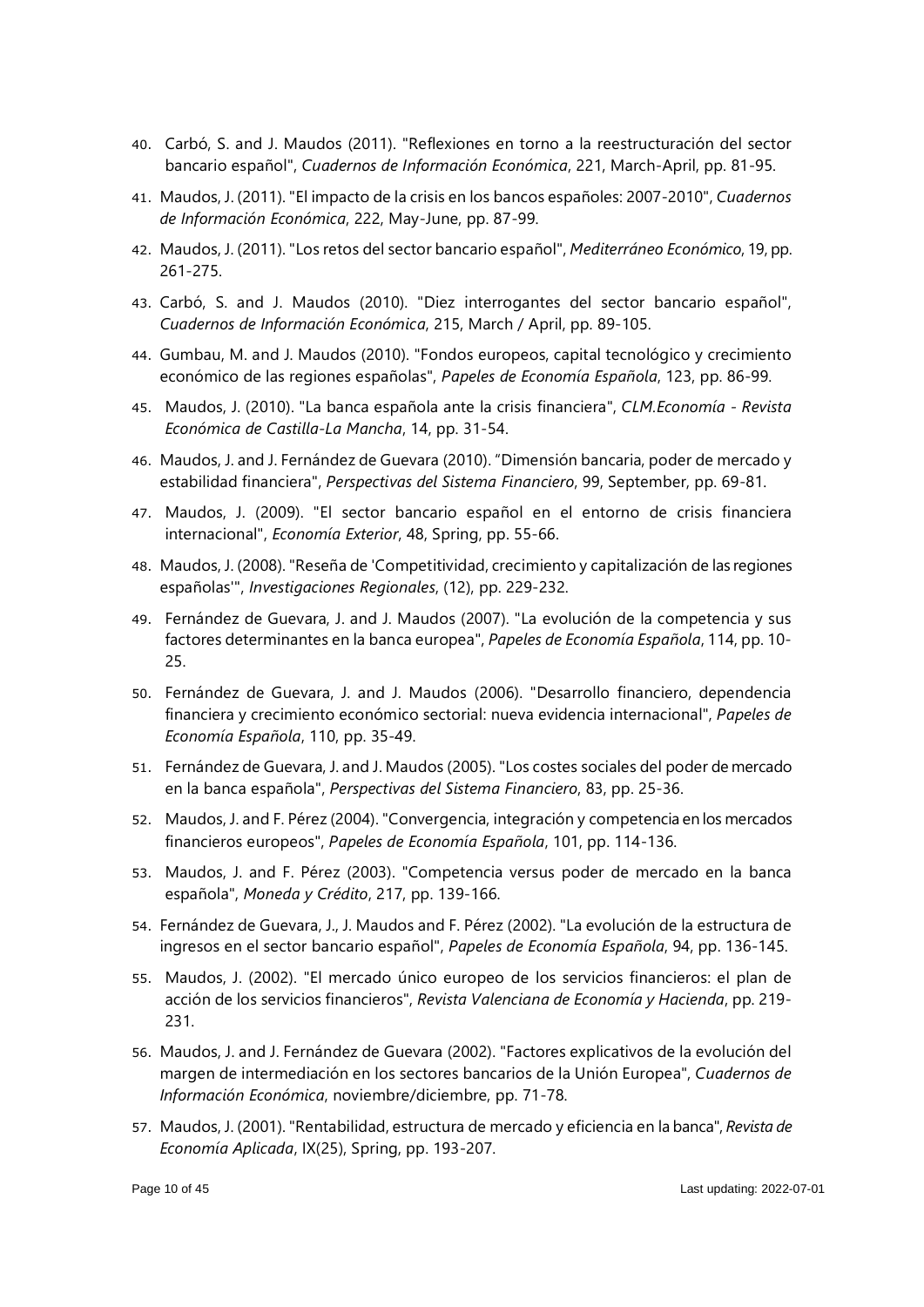40. Carbó, S. and J. Maudos (2011). "Reflexiones en torno a la reestructuración del sector bancario español", *Cuadernos de Información Económica*, 221, March-April, pp. 81-95.
41. Maudos, J. (2011). "El impacto de la crisis en los bancos españoles: 2007-2010", *Cuadernos de Información Económica*, 222, May-June, pp. 87-99.
42. Maudos, J. (2011). "Los retos del sector bancario español", *Mediterráneo Económico*, 19, pp. 261-275.
43. Carbó, S. and J. Maudos (2010). "Diez interrogantes del sector bancario español", *Cuadernos de Información Económica*, 215, March / April, pp. 89-105.
44. Gumbau, M. and J. Maudos (2010). "Fondos europeos, capital tecnológico y crecimiento económico de las regiones españolas", *Papeles de Economía Española*, 123, pp. 86-99.
45. Maudos, J. (2010). "La banca española ante la crisis financiera", *CLM.Economía - Revista Económica de Castilla-La Mancha*, 14, pp. 31-54.
46. Maudos, J. and J. Fernández de Guevara (2010). "Dimensión bancaria, poder de mercado y estabilidad financiera", *Perspectivas del Sistema Financiero*, 99, September, pp. 69-81.
47. Maudos, J. (2009). "El sector bancario español en el entorno de crisis financiera internacional", *Economía Exterior*, 48, Spring, pp. 55-66.
48. Maudos, J. (2008). "Reseña de 'Competitividad, crecimiento y capitalización de las regiones españolas'", *Investigaciones Regionales*, (12), pp. 229-232.
49. Fernández de Guevara, J. and J. Maudos (2007). "La evolución de la competencia y sus factores determinantes en la banca europea", *Papeles de Economía Española*, 114, pp. 10-25.
50. Fernández de Guevara, J. and J. Maudos (2006). "Desarrollo financiero, dependencia financiera y crecimiento económico sectorial: nueva evidencia internacional", *Papeles de Economía Española*, 110, pp. 35-49.
51. Fernández de Guevara, J. and J. Maudos (2005). "Los costes sociales del poder de mercado en la banca española", *Perspectivas del Sistema Financiero*, 83, pp. 25-36.
52. Maudos, J. and F. Pérez (2004). "Convergencia, integración y competencia en los mercados financieros europeos", *Papeles de Economía Española*, 101, pp. 114-136.
53. Maudos, J. and F. Pérez (2003). "Competencia versus poder de mercado en la banca española", *Moneda y Crédito*, 217, pp. 139-166.
54. Fernández de Guevara, J., J. Maudos and F. Pérez (2002). "La evolución de la estructura de ingresos en el sector bancario español", *Papeles de Economía Española*, 94, pp. 136-145.
55. Maudos, J. (2002). "El mercado único europeo de los servicios financieros: el plan de acción de los servicios financieros", *Revista Valenciana de Economía y Hacienda*, pp. 219-231.
56. Maudos, J. and J. Fernández de Guevara (2002). "Factores explicativos de la evolución del margen de intermediación en los sectores bancarios de la Unión Europea", *Cuadernos de Información Económica*, noviembre/diciembre, pp. 71-78.
57. Maudos, J. (2001). "Rentabilidad, estructura de mercado y eficiencia en la banca", *Revista de Economía Aplicada*, IX(25), Spring, pp. 193-207.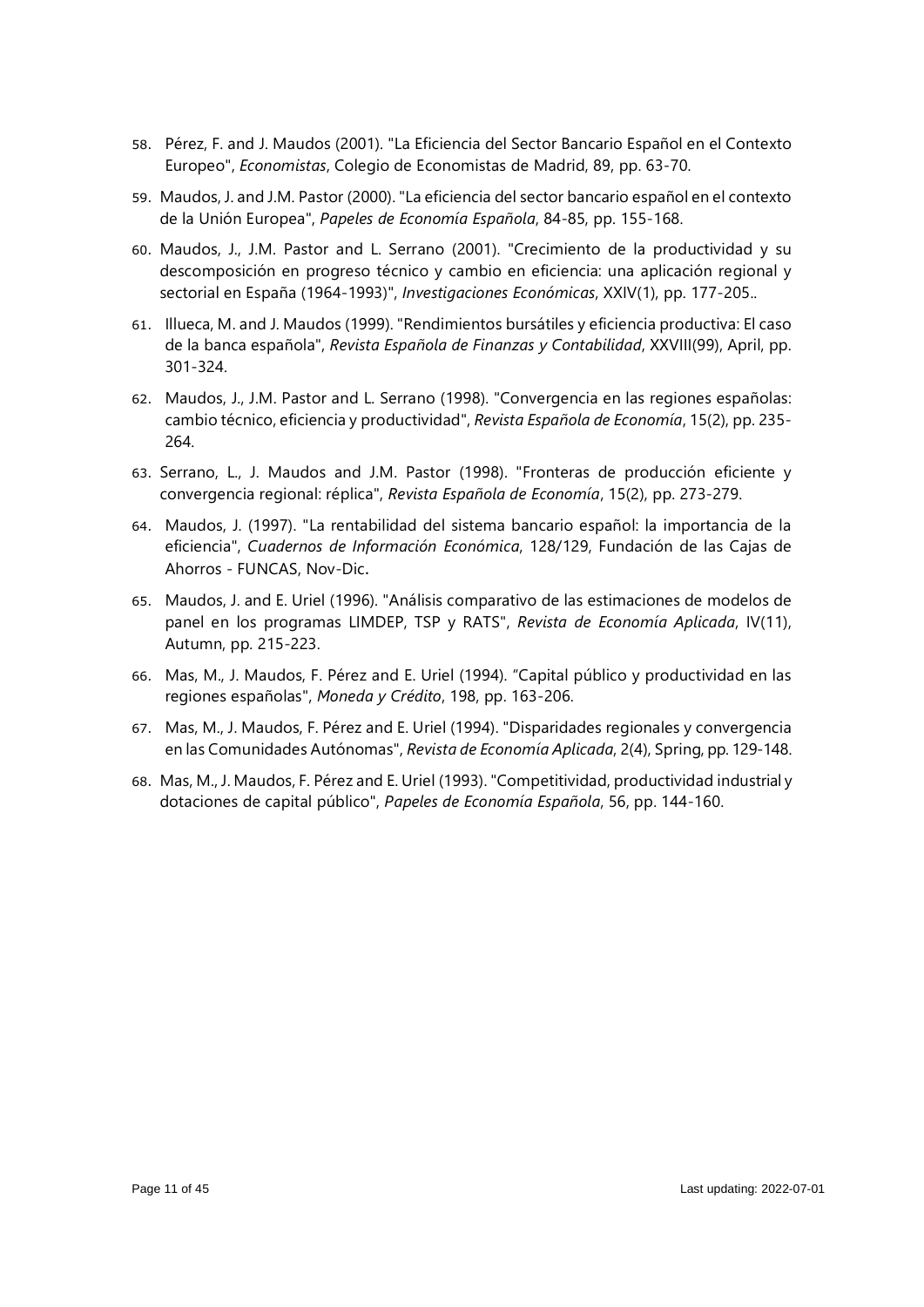58. Pérez, F. and J. Maudos (2001). "La Eficiencia del Sector Bancario Español en el Contexto Europeo", *Economistas*, Colegio de Economistas de Madrid, 89, pp. 63-70.

59. Maudos, J. and J.M. Pastor (2000). "La eficiencia del sector bancario español en el contexto de la Unión Europea", *Papeles de Economía Española*, 84-85, pp. 155-168.

60. Maudos, J., J.M. Pastor and L. Serrano (2001). "Crecimiento de la productividad y su descomposición en progreso técnico y cambio en eficiencia: una aplicación regional y sectorial en España (1964-1993)", *Investigaciones Económicas*, XXIV(1), pp. 177-205..

61. Illueca, M. and J. Maudos (1999). "Rendimientos bursátiles y eficiencia productiva: El caso de la banca española", *Revista Española de Finanzas y Contabilidad*, XXVIII(99), April, pp. 301-324.

62. Maudos, J., J.M. Pastor and L. Serrano (1998). "Convergencia en las regiones españolas: cambio técnico, eficiencia y productividad", *Revista Española de Economía*, 15(2), pp. 235-264.

63. Serrano, L., J. Maudos and J.M. Pastor (1998). "Fronteras de producción eficiente y convergencia regional: réplica", *Revista Española de Economía*, 15(2), pp. 273-279.

64. Maudos, J. (1997). "La rentabilidad del sistema bancario español: la importancia de la eficiencia", *Cuadernos de Información Económica*, 128/129, Fundación de las Cajas de Ahorros - FUNCAS, Nov-Dic.

65. Maudos, J. and E. Uriel (1996). "Análisis comparativo de las estimaciones de modelos de panel en los programas LIMDEP, TSP y RATS", *Revista de Economía Aplicada*, IV(11), Autumn, pp. 215-223.

66. Mas, M., J. Maudos, F. Pérez and E. Uriel (1994). "Capital público y productividad en las regiones españolas", *Moneda y Crédito*, 198, pp. 163-206.

67. Mas, M., J. Maudos, F. Pérez and E. Uriel (1994). "Disparidades regionales y convergencia en las Comunidades Autónomas", *Revista de Economía Aplicada*, 2(4), Spring, pp. 129-148.

68. Mas, M., J. Maudos, F. Pérez and E. Uriel (1993). "Competitividad, productividad industrial y dotaciones de capital público", *Papeles de Economía Española*, 56, pp. 144-160.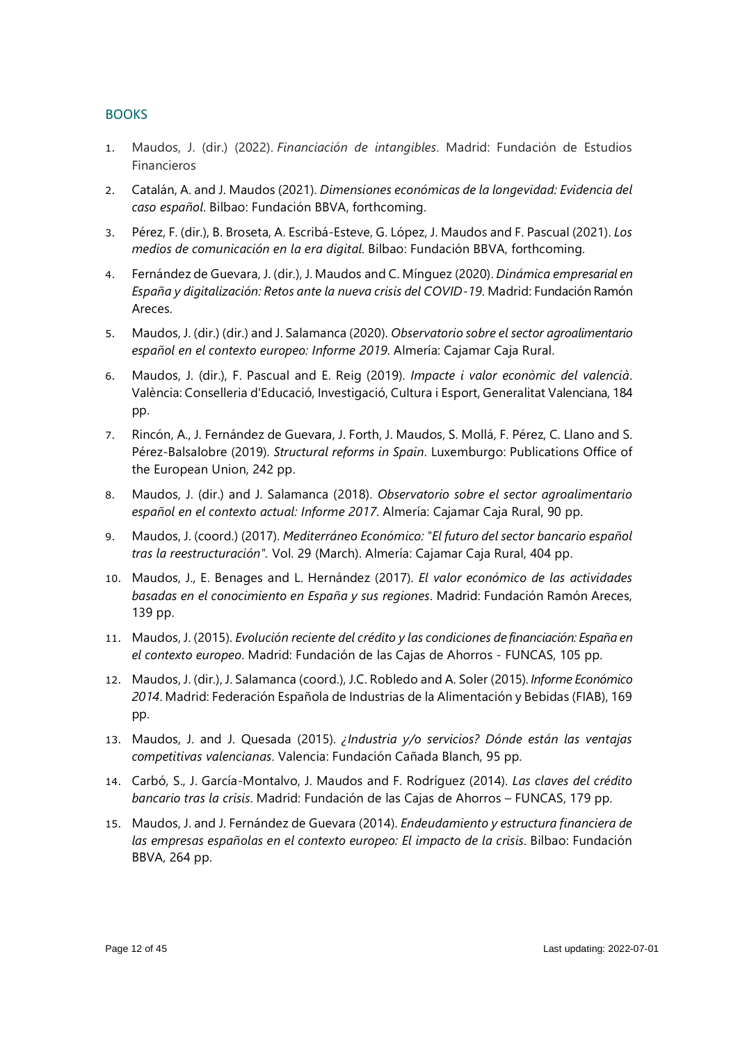## BOOKS

1. Maudos, J. (dir.) (2022). *Financiación de intangibles*. Madrid: Fundación de Estudios Financieros
2. Catalán, A. and J. Maudos (2021). *Dimensiones económicas de la longevidad: Evidencia del caso español*. Bilbao: Fundación BBVA, forthcoming.
3. Pérez, F. (dir.), B. Broseta, A. Escribá-Esteve, G. López, J. Maudos and F. Pascual (2021). *Los medios de comunicación en la era digital*. Bilbao: Fundación BBVA, forthcoming.
4. Fernández de Guevara, J. (dir.), J. Maudos and C. Mínguez (2020). *Dinámica empresarial en España y digitalización: Retos ante la nueva crisis del COVID-19*. Madrid: Fundación Ramón Areces.
5. Maudos, J. (dir.) (dir.) and J. Salamanca (2020). *Observatorio sobre el sector agroalimentario español en el contexto europeo: Informe 2019*. Almería: Cajamar Caja Rural.
6. Maudos, J. (dir.), F. Pascual and E. Reig (2019). *Impacte i valor econòmic del valencià*. València: Conselleria d'Educació, Investigació, Cultura i Esport, Generalitat Valenciana, 184 pp.
7. Rincón, A., J. Fernández de Guevara, J. Forth, J. Maudos, S. Mollá, F. Pérez, C. Llano and S. Pérez-Balsalobre (2019). *Structural reforms in Spain*. Luxemburgo: Publications Office of the European Union, 242 pp.
8. Maudos, J. (dir.) and J. Salamanca (2018). *Observatorio sobre el sector agroalimentario español en el contexto actual: Informe 2017*. Almería: Cajamar Caja Rural, 90 pp.
9. Maudos, J. (coord.) (2017). *Mediterráneo Económico: "El futuro del sector bancario español tras la reestructuración"*. Vol. 29 (March). Almería: Cajamar Caja Rural, 404 pp.
10. Maudos, J., E. Benages and L. Hernández (2017). *El valor económico de las actividades basadas en el conocimiento en España y sus regiones*. Madrid: Fundación Ramón Areces, 139 pp.
11. Maudos, J. (2015). *Evolución reciente del crédito y las condiciones de financiación: España en el contexto europeo*. Madrid: Fundación de las Cajas de Ahorros - FUNCAS, 105 pp.
12. Maudos, J. (dir.), J. Salamanca (coord.), J.C. Robledo and A. Soler (2015). *Informe Económico 2014*. Madrid: Federación Española de Industrias de la Alimentación y Bebidas (FIAB), 169 pp.
13. Maudos, J. and J. Quesada (2015). *¿Industria y/o servicios? Dónde están las ventajas competitivas valencianas*. Valencia: Fundación Cañada Blanch, 95 pp.
14. Carbó, S., J. García-Montalvo, J. Maudos and F. Rodríguez (2014). *Las claves del crédito bancario tras la crisis*. Madrid: Fundación de las Cajas de Ahorros – FUNCAS, 179 pp.
15. Maudos, J. and J. Fernández de Guevara (2014). *Endeudamiento y estructura financiera de las empresas españolas en el contexto europeo: El impacto de la crisis*. Bilbao: Fundación BBVA, 264 pp.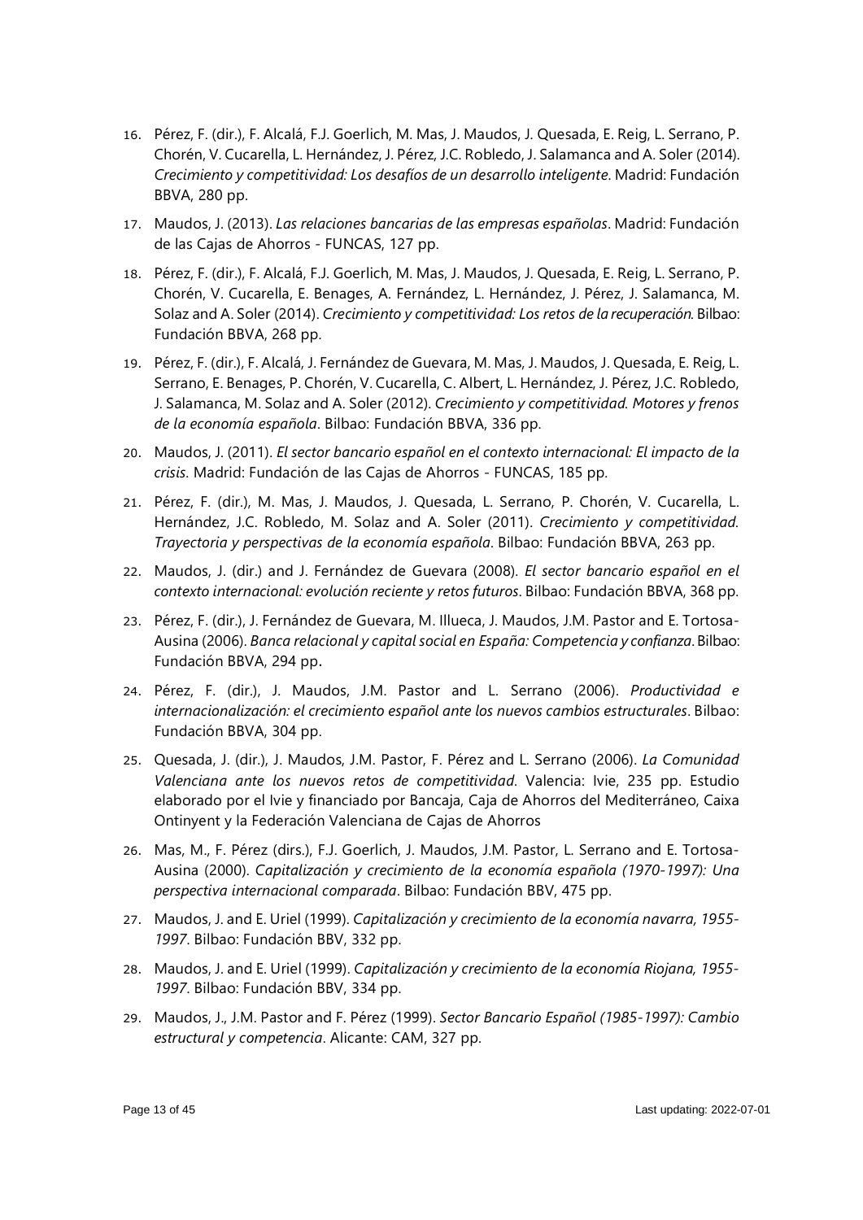16. Pérez, F. (dir.), F. Alcalá, F.J. Goerlich, M. Mas, J. Maudos, J. Quesada, E. Reig, L. Serrano, P. Chorén, V. Cucarella, L. Hernández, J. Pérez, J.C. Robledo, J. Salamanca and A. Soler (2014). *Crecimiento y competitividad: Los desafíos de un desarrollo inteligente*. Madrid: Fundación BBVA, 280 pp.
17. Maudos, J. (2013). *Las relaciones bancarias de las empresas españolas*. Madrid: Fundación de las Cajas de Ahorros - FUNCAS, 127 pp.
18. Pérez, F. (dir.), F. Alcalá, F.J. Goerlich, M. Mas, J. Maudos, J. Quesada, E. Reig, L. Serrano, P. Chorén, V. Cucarella, E. Benages, A. Fernández, L. Hernández, J. Pérez, J. Salamanca, M. Solaz and A. Soler (2014). *Crecimiento y competitividad: Los retos de la recuperación*. Bilbao: Fundación BBVA, 268 pp.
19. Pérez, F. (dir.), F. Alcalá, J. Fernández de Guevara, M. Mas, J. Maudos, J. Quesada, E. Reig, L. Serrano, E. Benages, P. Chorén, V. Cucarella, C. Albert, L. Hernández, J. Pérez, J.C. Robledo, J. Salamanca, M. Solaz and A. Soler (2012). *Crecimiento y competitividad. Motores y frenos de la economía española*. Bilbao: Fundación BBVA, 336 pp.
20. Maudos, J. (2011). *El sector bancario español en el contexto internacional: El impacto de la crisis*. Madrid: Fundación de las Cajas de Ahorros - FUNCAS, 185 pp.
21. Pérez, F. (dir.), M. Mas, J. Maudos, J. Quesada, L. Serrano, P. Chorén, V. Cucarella, L. Hernández, J.C. Robledo, M. Solaz and A. Soler (2011). *Crecimiento y competitividad. Trayectoria y perspectivas de la economía española*. Bilbao: Fundación BBVA, 263 pp.
22. Maudos, J. (dir.) and J. Fernández de Guevara (2008). *El sector bancario español en el contexto internacional: evolución reciente y retos futuros*. Bilbao: Fundación BBVA, 368 pp.
23. Pérez, F. (dir.), J. Fernández de Guevara, M. Illueca, J. Maudos, J.M. Pastor and E. Tortosa-Ausina (2006). *Banca relacional y capital social en España: Competencia y confianza*. Bilbao: Fundación BBVA, 294 pp.
24. Pérez, F. (dir.), J. Maudos, J.M. Pastor and L. Serrano (2006). *Productividad e internacionalización: el crecimiento español ante los nuevos cambios estructurales*. Bilbao: Fundación BBVA, 304 pp.
25. Quesada, J. (dir.), J. Maudos, J.M. Pastor, F. Pérez and L. Serrano (2006). *La Comunidad Valenciana ante los nuevos retos de competitividad*. Valencia: Ivie, 235 pp. Estudio elaborado por el Ivie y financiado por Bancaja, Caja de Ahorros del Mediterráneo, Caixa Ontinyent y la Federación Valenciana de Cajas de Ahorros
26. Mas, M., F. Pérez (dirs.), F.J. Goerlich, J. Maudos, J.M. Pastor, L. Serrano and E. Tortosa-Ausina (2000). *Capitalización y crecimiento de la economía española (1970-1997): Una perspectiva internacional comparada*. Bilbao: Fundación BBV, 475 pp.
27. Maudos, J. and E. Uriel (1999). *Capitalización y crecimiento de la economía navarra, 1955-1997*. Bilbao: Fundación BBV, 332 pp.
28. Maudos, J. and E. Uriel (1999). *Capitalización y crecimiento de la economía Riojana, 1955-1997*. Bilbao: Fundación BBV, 334 pp.
29. Maudos, J., J.M. Pastor and F. Pérez (1999). *Sector Bancario Español (1985-1997): Cambio estructural y competencia*. Alicante: CAM, 327 pp.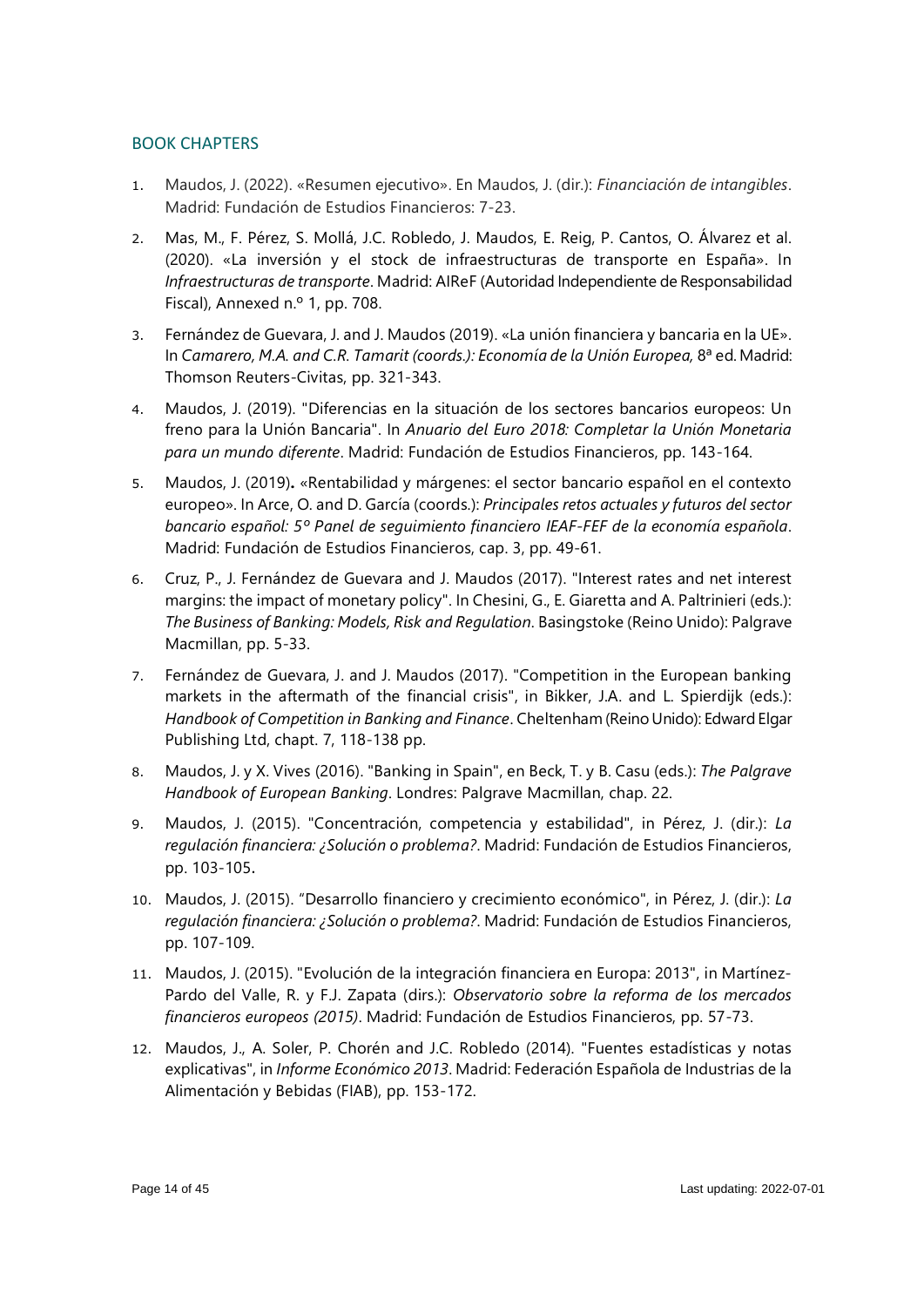## BOOK CHAPTERS

1. Maudos, J. (2022). «Resumen ejecutivo». En Maudos, J. (dir.): *Financiación de intangibles*. Madrid: Fundación de Estudios Financieros: 7-23.
2. Mas, M., F. Pérez, S. Mollá, J.C. Robledo, J. Maudos, E. Reig, P. Cantos, O. Álvarez et al. (2020). «La inversión y el stock de infraestructuras de transporte en España». In *Infraestructuras de transporte*. Madrid: AIReF (Autoridad Independiente de Responsabilidad Fiscal), Annexed n.º 1, pp. 708.
3. Fernández de Guevara, J. and J. Maudos (2019). «La unión financiera y bancaria en la UE». In *Camarero, M.A. and C.R. Tamarit (coords.): Economía de la Unión Europea,* 8ª ed. Madrid: Thomson Reuters-Civitas, pp. 321-343.
4. Maudos, J. (2019). "Diferencias en la situación de los sectores bancarios europeos: Un freno para la Unión Bancaria". In *Anuario del Euro 2018: Completar la Unión Monetaria para un mundo diferente*. Madrid: Fundación de Estudios Financieros, pp. 143-164.
5. Maudos, J. (2019)**.** «Rentabilidad y márgenes: el sector bancario español en el contexto europeo». In Arce, O. and D. García (coords.): *Principales retos actuales y futuros del sector bancario español: 5º Panel de seguimiento financiero IEAF-FEF de la economía española*. Madrid: Fundación de Estudios Financieros, cap. 3, pp. 49-61.
6. Cruz, P., J. Fernández de Guevara and J. Maudos (2017). "Interest rates and net interest margins: the impact of monetary policy". In Chesini, G., E. Giaretta and A. Paltrinieri (eds.): *The Business of Banking: Models, Risk and Regulation*. Basingstoke (Reino Unido): Palgrave Macmillan, pp. 5-33.
7. Fernández de Guevara, J. and J. Maudos (2017). "Competition in the European banking markets in the aftermath of the financial crisis", in Bikker, J.A. and L. Spierdijk (eds.): *Handbook of Competition in Banking and Finance*. Cheltenham (Reino Unido): Edward Elgar Publishing Ltd, chapt. 7, 118-138 pp.
8. Maudos, J. y X. Vives (2016). "Banking in Spain", en Beck, T. y B. Casu (eds.): *The Palgrave Handbook of European Banking*. Londres: Palgrave Macmillan, chap. 22.
9. Maudos, J. (2015). "Concentración, competencia y estabilidad", in Pérez, J. (dir.): *La regulación financiera: ¿Solución o problema?*. Madrid: Fundación de Estudios Financieros, pp. 103-105.
10. Maudos, J. (2015). "Desarrollo financiero y crecimiento económico", in Pérez, J. (dir.): *La regulación financiera: ¿Solución o problema?*. Madrid: Fundación de Estudios Financieros, pp. 107-109.
11. Maudos, J. (2015). "Evolución de la integración financiera en Europa: 2013", in Martínez-Pardo del Valle, R. y F.J. Zapata (dirs.): *Observatorio sobre la reforma de los mercados financieros europeos (2015)*. Madrid: Fundación de Estudios Financieros, pp. 57-73.
12. Maudos, J., A. Soler, P. Chorén and J.C. Robledo (2014). "Fuentes estadísticas y notas explicativas", in *Informe Económico 2013*. Madrid: Federación Española de Industrias de la Alimentación y Bebidas (FIAB), pp. 153-172.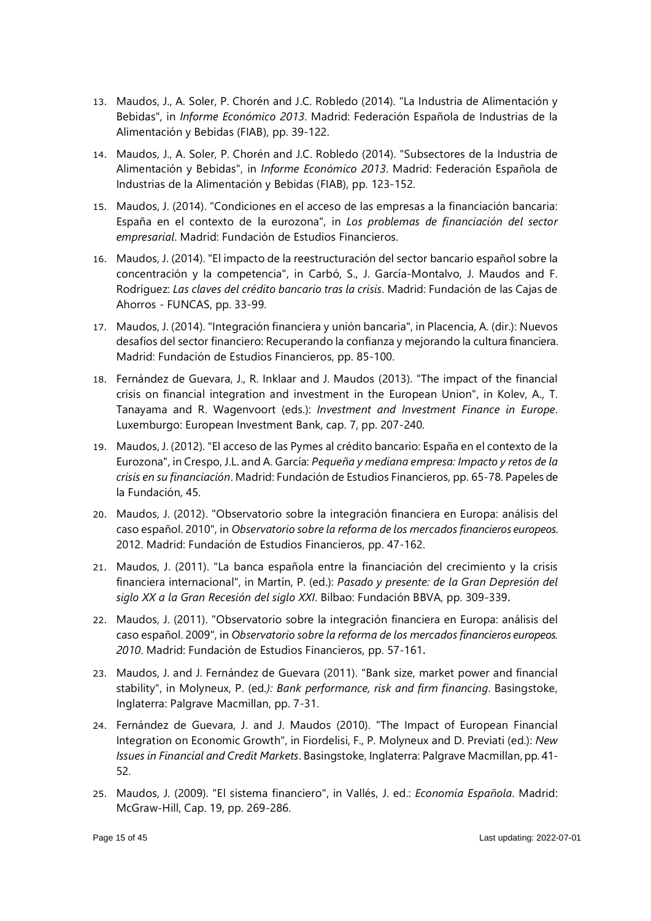13. Maudos, J., A. Soler, P. Chorén and J.C. Robledo (2014). "La Industria de Alimentación y Bebidas", in *Informe Económico 2013*. Madrid: Federación Española de Industrias de la Alimentación y Bebidas (FIAB), pp. 39-122.
14. Maudos, J., A. Soler, P. Chorén and J.C. Robledo (2014). "Subsectores de la Industria de Alimentación y Bebidas", in *Informe Económico 2013*. Madrid: Federación Española de Industrias de la Alimentación y Bebidas (FIAB), pp. 123-152.
15. Maudos, J. (2014). "Condiciones en el acceso de las empresas a la financiación bancaria: España en el contexto de la eurozona", in *Los problemas de financiación del sector empresarial*. Madrid: Fundación de Estudios Financieros.
16. Maudos, J. (2014). "El impacto de la reestructuración del sector bancario español sobre la concentración y la competencia", in Carbó, S., J. García-Montalvo, J. Maudos and F. Rodríguez: *Las claves del crédito bancario tras la crisis*. Madrid: Fundación de las Cajas de Ahorros - FUNCAS, pp. 33-99.
17. Maudos, J. (2014). "Integración financiera y unión bancaria", in Placencia, A. (dir.): Nuevos desafíos del sector financiero: Recuperando la confianza y mejorando la cultura financiera. Madrid: Fundación de Estudios Financieros, pp. 85-100.
18. Fernández de Guevara, J., R. Inklaar and J. Maudos (2013). "The impact of the financial crisis on financial integration and investment in the European Union", in Kolev, A., T. Tanayama and R. Wagenvoort (eds.): *Investment and Investment Finance in Europe*. Luxemburgo: European Investment Bank, cap. 7, pp. 207-240.
19. Maudos, J. (2012). "El acceso de las Pymes al crédito bancario: España en el contexto de la Eurozona", in Crespo, J.L. and A. García: *Pequeña y mediana empresa: Impacto y retos de la crisis en su financiación*. Madrid: Fundación de Estudios Financieros, pp. 65-78. Papeles de la Fundación, 45.
20. Maudos, J. (2012). "Observatorio sobre la integración financiera en Europa: análisis del caso español. 2010", in *Observatorio sobre la reforma de los mercados financieros europeos*. 2012. Madrid: Fundación de Estudios Financieros, pp. 47-162.
21. Maudos, J. (2011). "La banca española entre la financiación del crecimiento y la crisis financiera internacional", in Martín, P. (ed.): *Pasado y presente: de la Gran Depresión del siglo XX a la Gran Recesión del siglo XXI*. Bilbao: Fundación BBVA, pp. 309-339.
22. Maudos, J. (2011). "Observatorio sobre la integración financiera en Europa: análisis del caso español. 2009", in *Observatorio sobre la reforma de los mercados financieros europeos. 2010*. Madrid: Fundación de Estudios Financieros, pp. 57-161.
23. Maudos, J. and J. Fernández de Guevara (2011). "Bank size, market power and financial stability", in Molyneux, P. (ed.*): Bank performance, risk and firm financing*. Basingstoke, Inglaterra: Palgrave Macmillan, pp. 7-31.
24. Fernández de Guevara, J. and J. Maudos (2010). "The Impact of European Financial Integration on Economic Growth", in Fiordelisi, F., P. Molyneux and D. Previati (ed.): *New Issues in Financial and Credit Markets*. Basingstoke, Inglaterra: Palgrave Macmillan, pp. 41-52.
25. Maudos, J. (2009). "El sistema financiero", in Vallés, J. ed.: *Economía Española*. Madrid: McGraw-Hill, Cap. 19, pp. 269-286.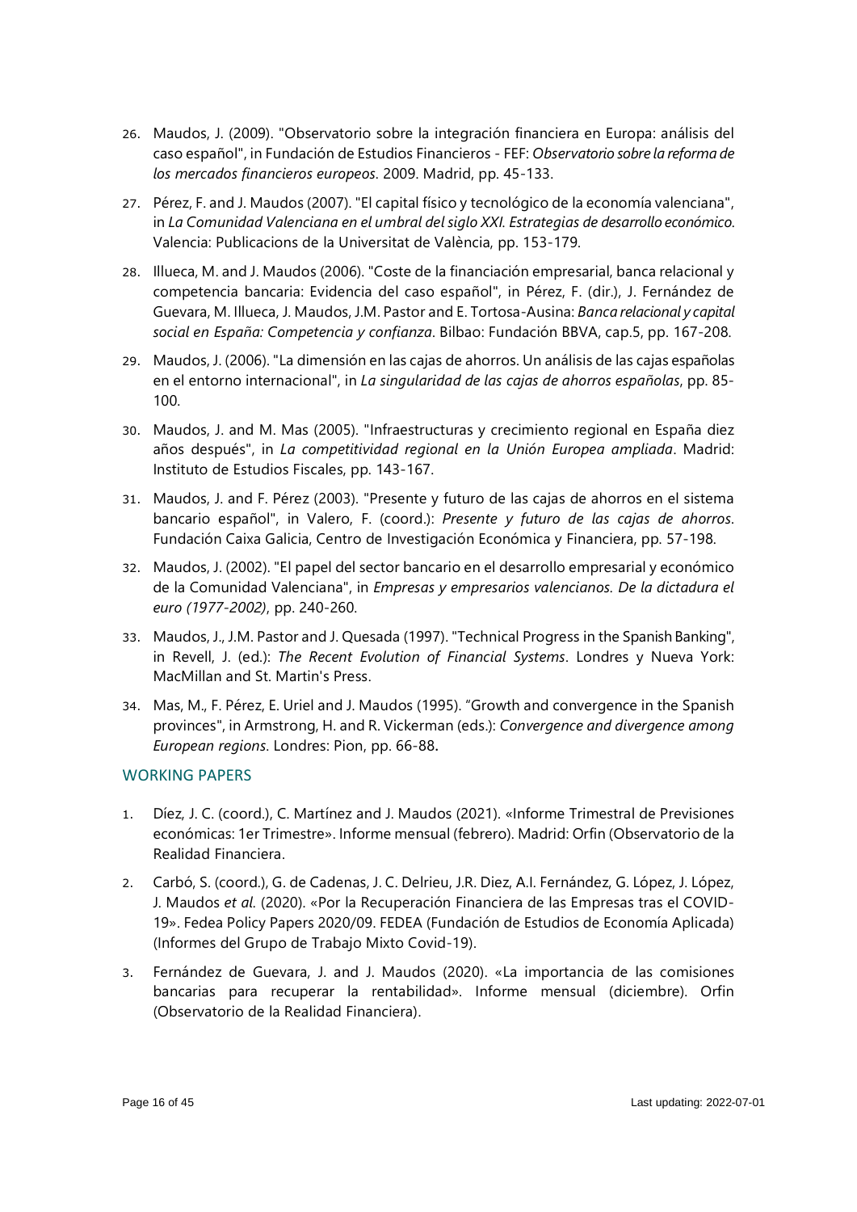26. Maudos, J. (2009). "Observatorio sobre la integración financiera en Europa: análisis del caso español", in Fundación de Estudios Financieros - FEF: *Observatorio sobre la reforma de los mercados financieros europeos*. 2009. Madrid, pp. 45-133.

27. Pérez, F. and J. Maudos (2007). "El capital físico y tecnológico de la economía valenciana", in *La Comunidad Valenciana en el umbral del siglo XXI. Estrategias de desarrollo económico*. Valencia: Publicacions de la Universitat de València, pp. 153-179.

28. Illueca, M. and J. Maudos (2006). "Coste de la financiación empresarial, banca relacional y competencia bancaria: Evidencia del caso español", in Pérez, F. (dir.), J. Fernández de Guevara, M. Illueca, J. Maudos, J.M. Pastor and E. Tortosa-Ausina: *Banca relacional y capital social en España: Competencia y confianza*. Bilbao: Fundación BBVA, cap.5, pp. 167-208.

29. Maudos, J. (2006). "La dimensión en las cajas de ahorros. Un análisis de las cajas españolas en el entorno internacional", in *La singularidad de las cajas de ahorros españolas*, pp. 85-100.

30. Maudos, J. and M. Mas (2005). "Infraestructuras y crecimiento regional en España diez años después", in *La competitividad regional en la Unión Europea ampliada*. Madrid: Instituto de Estudios Fiscales, pp. 143-167.

31. Maudos, J. and F. Pérez (2003). "Presente y futuro de las cajas de ahorros en el sistema bancario español", in Valero, F. (coord.): *Presente y futuro de las cajas de ahorros*. Fundación Caixa Galicia, Centro de Investigación Económica y Financiera, pp. 57-198.

32. Maudos, J. (2002). "El papel del sector bancario en el desarrollo empresarial y económico de la Comunidad Valenciana", in *Empresas y empresarios valencianos. De la dictadura el euro (1977-2002)*, pp. 240-260.

33. Maudos, J., J.M. Pastor and J. Quesada (1997). "Technical Progress in the Spanish Banking", in Revell, J. (ed.): *The Recent Evolution of Financial Systems*. Londres y Nueva York: MacMillan and St. Martin's Press.

34. Mas, M., F. Pérez, E. Uriel and J. Maudos (1995). "Growth and convergence in the Spanish provinces", in Armstrong, H. and R. Vickerman (eds.): *Convergence and divergence among European regions*. Londres: Pion, pp. 66-88.

## WORKING PAPERS

1. Díez, J. C. (coord.), C. Martínez and J. Maudos (2021). «Informe Trimestral de Previsiones económicas: 1er Trimestre». Informe mensual (febrero). Madrid: Orfin (Observatorio de la Realidad Financiera.

2. Carbó, S. (coord.), G. de Cadenas, J. C. Delrieu, J.R. Diez, A.I. Fernández, G. López, J. López, J. Maudos *et al.* (2020). «Por la Recuperación Financiera de las Empresas tras el COVID-19». Fedea Policy Papers 2020/09. FEDEA (Fundación de Estudios de Economía Aplicada) (Informes del Grupo de Trabajo Mixto Covid-19).

3. Fernández de Guevara, J. and J. Maudos (2020). «La importancia de las comisiones bancarias para recuperar la rentabilidad». Informe mensual (diciembre). Orfin (Observatorio de la Realidad Financiera).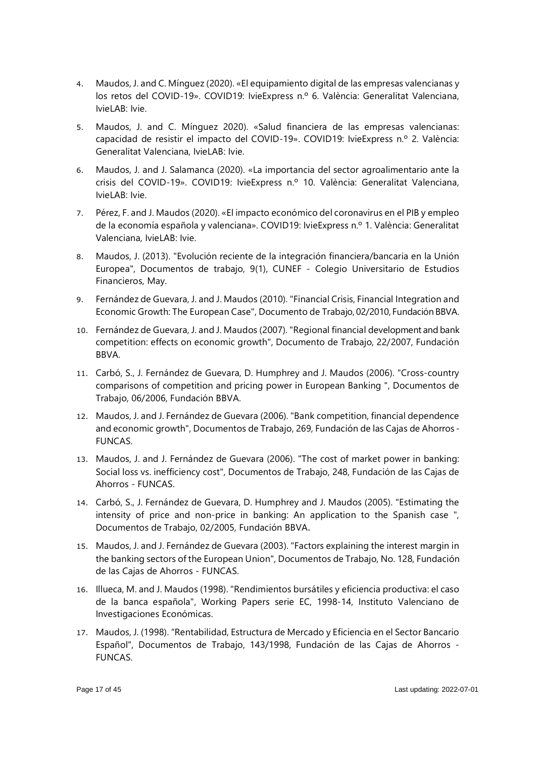4. Maudos, J. and C. Mínguez (2020). «El equipamiento digital de las empresas valencianas y los retos del COVID-19». COVID19: IvieExpress n.º 6. València: Generalitat Valenciana, IvieLAB: Ivie.
5. Maudos, J. and C. Mínguez 2020). «Salud financiera de las empresas valencianas: capacidad de resistir el impacto del COVID-19». COVID19: IvieExpress n.º 2. València: Generalitat Valenciana, IvieLAB: Ivie.
6. Maudos, J. and J. Salamanca (2020). «La importancia del sector agroalimentario ante la crisis del COVID-19». COVID19: IvieExpress n.º 10. València: Generalitat Valenciana, IvieLAB: Ivie.
7. Pérez, F. and J. Maudos (2020). «El impacto económico del coronavirus en el PIB y empleo de la economía española y valenciana». COVID19: IvieExpress n.º 1. València: Generalitat Valenciana, IvieLAB: Ivie.
8. Maudos, J. (2013). "Evolución reciente de la integración financiera/bancaria en la Unión Europea", Documentos de trabajo, 9(1), CUNEF - Colegio Universitario de Estudios Financieros, May.
9. Fernández de Guevara, J. and J. Maudos (2010). "Financial Crisis, Financial Integration and Economic Growth: The European Case", Documento de Trabajo, 02/2010, Fundación BBVA.
10. Fernández de Guevara, J. and J. Maudos (2007). "Regional financial development and bank competition: effects on economic growth", Documento de Trabajo, 22/2007, Fundación BBVA.
11. Carbó, S., J. Fernández de Guevara, D. Humphrey and J. Maudos (2006). "Cross-country comparisons of competition and pricing power in European Banking ", Documentos de Trabajo, 06/2006, Fundación BBVA.
12. Maudos, J. and J. Fernández de Guevara (2006). "Bank competition, financial dependence and economic growth", Documentos de Trabajo, 269, Fundación de las Cajas de Ahorros - FUNCAS.
13. Maudos, J. and J. Fernández de Guevara (2006). "The cost of market power in banking: Social loss vs. inefficiency cost", Documentos de Trabajo, 248, Fundación de las Cajas de Ahorros - FUNCAS.
14. Carbó, S., J. Fernández de Guevara, D. Humphrey and J. Maudos (2005). "Estimating the intensity of price and non-price in banking: An application to the Spanish case ", Documentos de Trabajo, 02/2005, Fundación BBVA.
15. Maudos, J. and J. Fernández de Guevara (2003). "Factors explaining the interest margin in the banking sectors of the European Union", Documentos de Trabajo, No. 128, Fundación de las Cajas de Ahorros - FUNCAS.
16. Illueca, M. and J. Maudos (1998). "Rendimientos bursátiles y eficiencia productiva: el caso de la banca española", Working Papers serie EC, 1998-14, Instituto Valenciano de Investigaciones Económicas.
17. Maudos, J. (1998). "Rentabilidad, Estructura de Mercado y Eficiencia en el Sector Bancario Español", Documentos de Trabajo, 143/1998, Fundación de las Cajas de Ahorros - FUNCAS.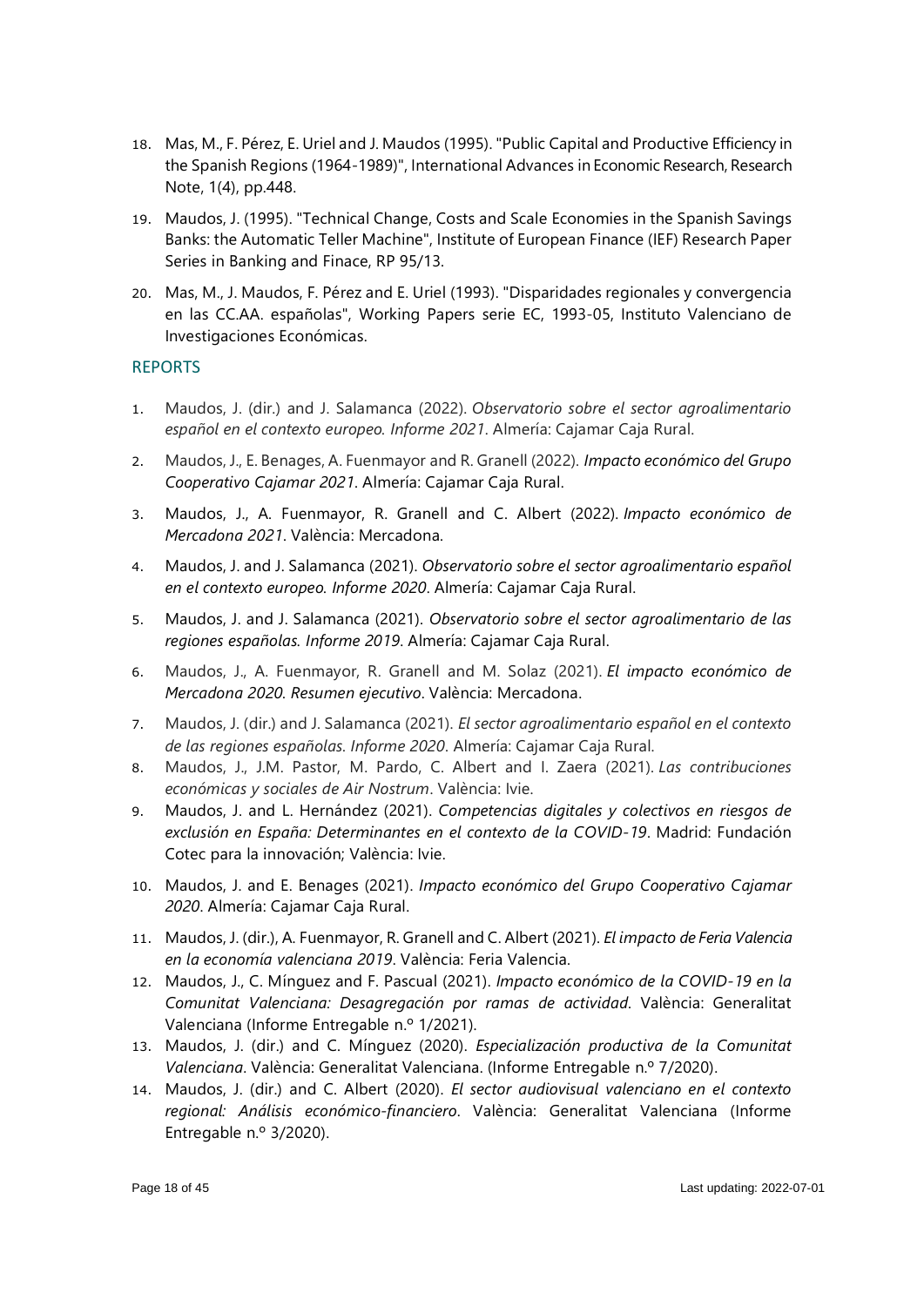18. Mas, M., F. Pérez, E. Uriel and J. Maudos (1995). "Public Capital and Productive Efficiency in the Spanish Regions (1964-1989)", International Advances in Economic Research, Research Note, 1(4), pp.448.

19. Maudos, J. (1995). "Technical Change, Costs and Scale Economies in the Spanish Savings Banks: the Automatic Teller Machine", Institute of European Finance (IEF) Research Paper Series in Banking and Finace, RP 95/13.

20. Mas, M., J. Maudos, F. Pérez and E. Uriel (1993). "Disparidades regionales y convergencia en las CC.AA. españolas", Working Papers serie EC, 1993-05, Instituto Valenciano de Investigaciones Económicas.

## REPORTS

1. Maudos, J. (dir.) and J. Salamanca (2022). *Observatorio sobre el sector agroalimentario español en el contexto europeo. Informe 2021*. Almería: Cajamar Caja Rural.

2. Maudos, J., E. Benages, A. Fuenmayor and R. Granell (2022). *Impacto económico del Grupo Cooperativo Cajamar 2021*. Almería: Cajamar Caja Rural.

3. Maudos, J., A. Fuenmayor, R. Granell and C. Albert (2022). *Impacto económico de Mercadona 2021*. València: Mercadona.

4. Maudos, J. and J. Salamanca (2021). *Observatorio sobre el sector agroalimentario español en el contexto europeo. Informe 2020*. Almería: Cajamar Caja Rural.

5. Maudos, J. and J. Salamanca (2021). *Observatorio sobre el sector agroalimentario de las regiones españolas. Informe 2019*. Almería: Cajamar Caja Rural.

6. Maudos, J., A. Fuenmayor, R. Granell and M. Solaz (2021). *El impacto económico de Mercadona 2020. Resumen ejecutivo*. València: Mercadona.

7. Maudos, J. (dir.) and J. Salamanca (2021). *El sector agroalimentario español en el contexto de las regiones españolas. Informe 2020*. Almería: Cajamar Caja Rural.

8. Maudos, J., J.M. Pastor, M. Pardo, C. Albert and I. Zaera (2021). *Las contribuciones económicas y sociales de Air Nostrum*. València: Ivie.

9. Maudos, J. and L. Hernández (2021). *Competencias digitales y colectivos en riesgos de exclusión en España: Determinantes en el contexto de la COVID-19*. Madrid: Fundación Cotec para la innovación; València: Ivie.

10. Maudos, J. and E. Benages (2021). *Impacto económico del Grupo Cooperativo Cajamar 2020*. Almería: Cajamar Caja Rural.

11. Maudos, J. (dir.), A. Fuenmayor, R. Granell and C. Albert (2021). *El impacto de Feria Valencia en la economía valenciana 2019*. València: Feria Valencia.

12. Maudos, J., C. Mínguez and F. Pascual (2021). *Impacto económico de la COVID-19 en la Comunitat Valenciana: Desagregación por ramas de actividad*. València: Generalitat Valenciana (Informe Entregable n.º 1/2021).

13. Maudos, J. (dir.) and C. Mínguez (2020). *Especialización productiva de la Comunitat Valenciana*. València: Generalitat Valenciana. (Informe Entregable n.º 7/2020).

14. Maudos, J. (dir.) and C. Albert (2020). *El sector audiovisual valenciano en el contexto regional: Análisis económico-financiero*. València: Generalitat Valenciana (Informe Entregable n.º 3/2020).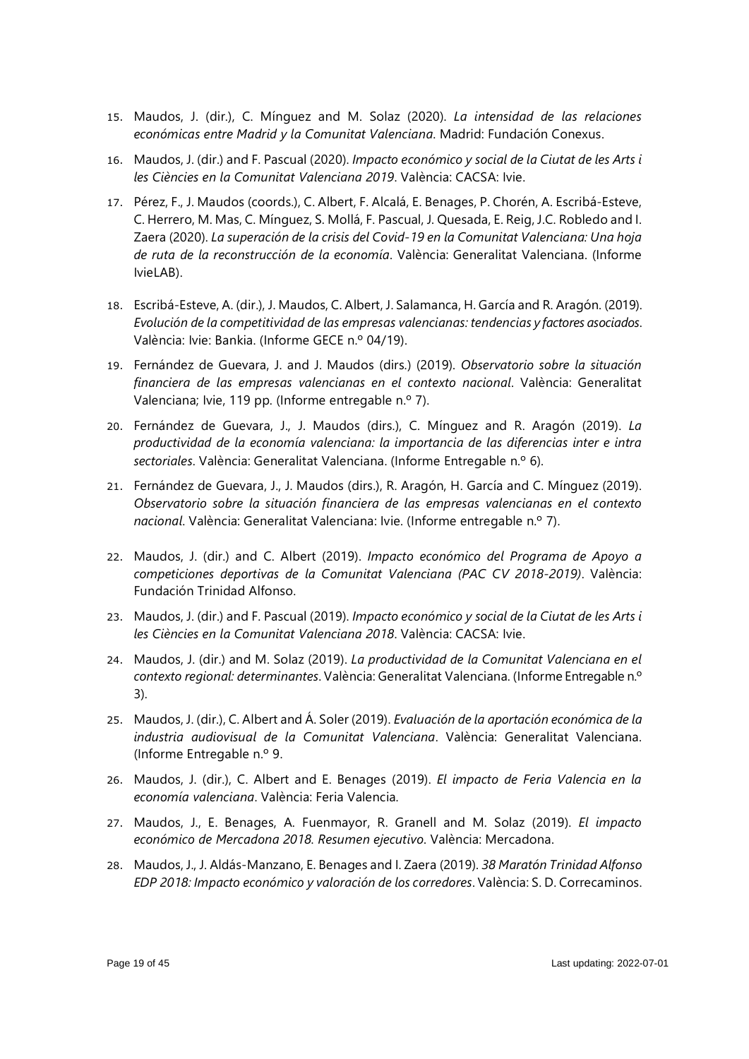15. Maudos, J. (dir.), C. Mínguez and M. Solaz (2020). *La intensidad de las relaciones económicas entre Madrid y la Comunitat Valenciana*. Madrid: Fundación Conexus.

16. Maudos, J. (dir.) and F. Pascual (2020). *Impacto económico y social de la Ciutat de les Arts i les Ciències en la Comunitat Valenciana 2019*. València: CACSA: Ivie.

17. Pérez, F., J. Maudos (coords.), C. Albert, F. Alcalá, E. Benages, P. Chorén, A. Escribá-Esteve, C. Herrero, M. Mas, C. Mínguez, S. Mollá, F. Pascual, J. Quesada, E. Reig, J.C. Robledo and I. Zaera (2020). *La superación de la crisis del Covid-19 en la Comunitat Valenciana: Una hoja de ruta de la reconstrucción de la economía*. València: Generalitat Valenciana. (Informe IvieLAB).

18. Escribá-Esteve, A. (dir.), J. Maudos, C. Albert, J. Salamanca, H. García and R. Aragón. (2019). *Evolución de la competitividad de las empresas valencianas: tendencias y factores asociados*. València: Ivie: Bankia. (Informe GECE n.º 04/19).

19. Fernández de Guevara, J. and J. Maudos (dirs.) (2019). *Observatorio sobre la situación financiera de las empresas valencianas en el contexto nacional*. València: Generalitat Valenciana; Ivie, 119 pp. (Informe entregable n.º 7).

20. Fernández de Guevara, J., J. Maudos (dirs.), C. Mínguez and R. Aragón (2019). *La productividad de la economía valenciana: la importancia de las diferencias inter e intra sectoriales*. València: Generalitat Valenciana. (Informe Entregable n.º 6).

21. Fernández de Guevara, J., J. Maudos (dirs.), R. Aragón, H. García and C. Mínguez (2019). *Observatorio sobre la situación financiera de las empresas valencianas en el contexto nacional*. València: Generalitat Valenciana: Ivie. (Informe entregable n.º 7).

22. Maudos, J. (dir.) and C. Albert (2019). *Impacto económico del Programa de Apoyo a competiciones deportivas de la Comunitat Valenciana (PAC CV 2018-2019)*. València: Fundación Trinidad Alfonso.

23. Maudos, J. (dir.) and F. Pascual (2019). *Impacto económico y social de la Ciutat de les Arts i les Ciències en la Comunitat Valenciana 2018*. València: CACSA: Ivie.

24. Maudos, J. (dir.) and M. Solaz (2019). *La productividad de la Comunitat Valenciana en el contexto regional: determinantes*. València: Generalitat Valenciana. (Informe Entregable n.º 3).

25. Maudos, J. (dir.), C. Albert and Á. Soler (2019). *Evaluación de la aportación económica de la industria audiovisual de la Comunitat Valenciana*. València: Generalitat Valenciana. (Informe Entregable n.º 9.

26. Maudos, J. (dir.), C. Albert and E. Benages (2019). *El impacto de Feria Valencia en la economía valenciana*. València: Feria Valencia.

27. Maudos, J., E. Benages, A. Fuenmayor, R. Granell and M. Solaz (2019). *El impacto económico de Mercadona 2018. Resumen ejecutivo*. València: Mercadona.

28. Maudos, J., J. Aldás-Manzano, E. Benages and I. Zaera (2019). *38 Maratón Trinidad Alfonso EDP 2018: Impacto económico y valoración de los corredores*. València: S. D. Correcaminos.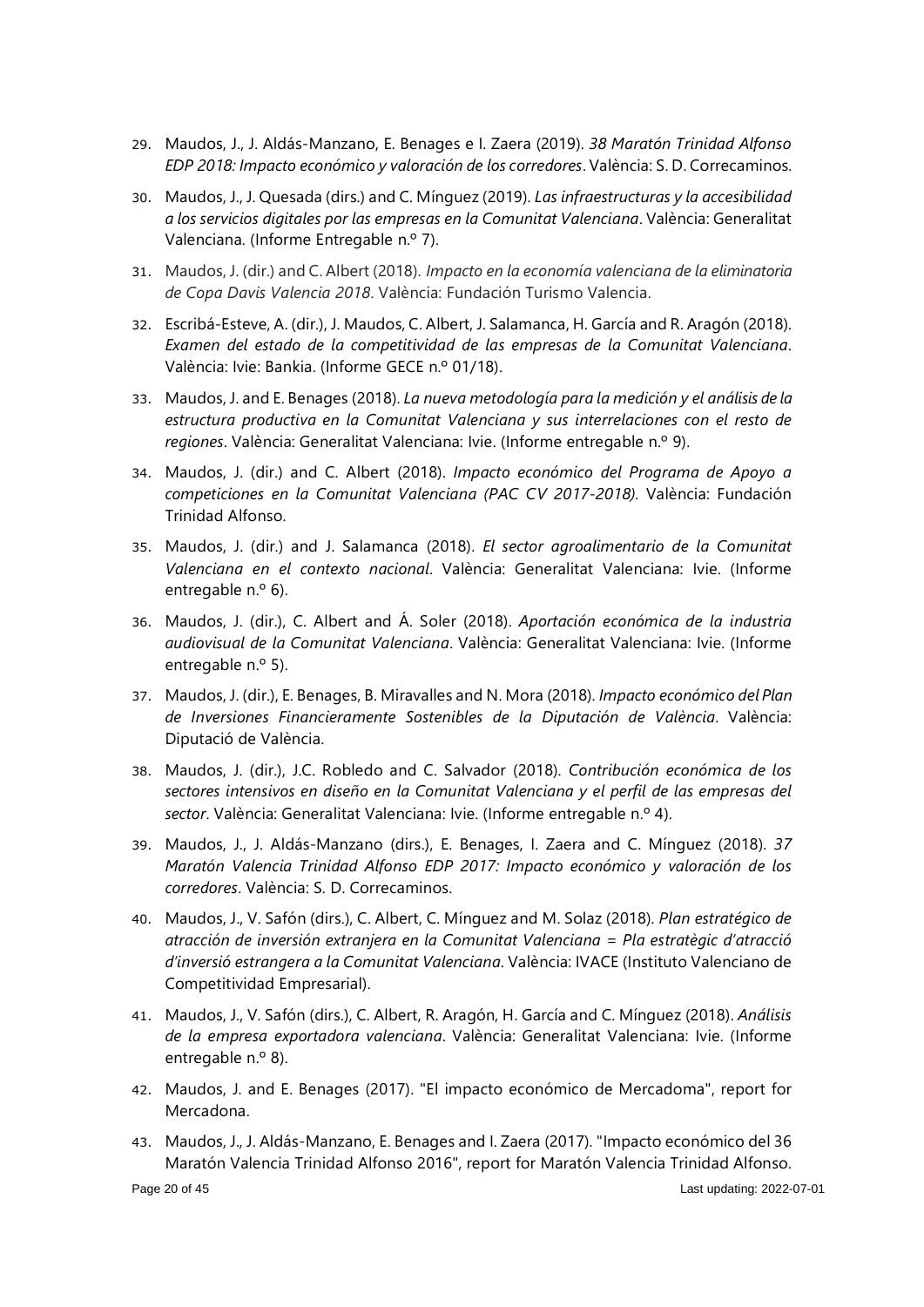29. Maudos, J., J. Aldás-Manzano, E. Benages e I. Zaera (2019). *38 Maratón Trinidad Alfonso EDP 2018: Impacto económico y valoración de los corredores*. València: S. D. Correcaminos.
30. Maudos, J., J. Quesada (dirs.) and C. Mínguez (2019). *Las infraestructuras y la accesibilidad a los servicios digitales por las empresas en la Comunitat Valenciana*. València: Generalitat Valenciana. (Informe Entregable n.º 7).
31. Maudos, J. (dir.) and C. Albert (2018). *Impacto en la economía valenciana de la eliminatoria de Copa Davis Valencia 2018*. València: Fundación Turismo Valencia.
32. Escribá-Esteve, A. (dir.), J. Maudos, C. Albert, J. Salamanca, H. García and R. Aragón (2018). *Examen del estado de la competitividad de las empresas de la Comunitat Valenciana*. València: Ivie: Bankia. (Informe GECE n.º 01/18).
33. Maudos, J. and E. Benages (2018). *La nueva metodología para la medición y el análisis de la estructura productiva en la Comunitat Valenciana y sus interrelaciones con el resto de regiones*. València: Generalitat Valenciana: Ivie. (Informe entregable n.º 9).
34. Maudos, J. (dir.) and C. Albert (2018). *Impacto económico del Programa de Apoyo a competiciones en la Comunitat Valenciana (PAC CV 2017-2018).* València: Fundación Trinidad Alfonso.
35. Maudos, J. (dir.) and J. Salamanca (2018). *El sector agroalimentario de la Comunitat Valenciana en el contexto nacional*. València: Generalitat Valenciana: Ivie. (Informe entregable n.º 6).
36. Maudos, J. (dir.), C. Albert and Á. Soler (2018). *Aportación económica de la industria audiovisual de la Comunitat Valenciana*. València: Generalitat Valenciana: Ivie. (Informe entregable n.º 5).
37. Maudos, J. (dir.), E. Benages, B. Miravalles and N. Mora (2018). *Impacto económico del Plan de Inversiones Financieramente Sostenibles de la Diputación de València*. València: Diputació de València.
38. Maudos, J. (dir.), J.C. Robledo and C. Salvador (2018). *Contribución económica de los sectores intensivos en diseño en la Comunitat Valenciana y el perfil de las empresas del sector*. València: Generalitat Valenciana: Ivie. (Informe entregable n.º 4).
39. Maudos, J., J. Aldás-Manzano (dirs.), E. Benages, I. Zaera and C. Mínguez (2018). *37 Maratón Valencia Trinidad Alfonso EDP 2017: Impacto económico y valoración de los corredores*. València: S. D. Correcaminos.
40. Maudos, J., V. Safón (dirs.), C. Albert, C. Mínguez and M. Solaz (2018). *Plan estratégico de atracción de inversión extranjera en la Comunitat Valenciana = Pla estratègic d'atracció d'inversió estrangera a la Comunitat Valenciana*. València: IVACE (Instituto Valenciano de Competitividad Empresarial).
41. Maudos, J., V. Safón (dirs.), C. Albert, R. Aragón, H. García and C. Mínguez (2018). *Análisis de la empresa exportadora valenciana*. València: Generalitat Valenciana: Ivie. (Informe entregable n.º 8).
42. Maudos, J. and E. Benages (2017). "El impacto económico de Mercadoma", report for Mercadona.
43. Maudos, J., J. Aldás-Manzano, E. Benages and I. Zaera (2017). "Impacto económico del 36 Maratón Valencia Trinidad Alfonso 2016", report for Maratón Valencia Trinidad Alfonso.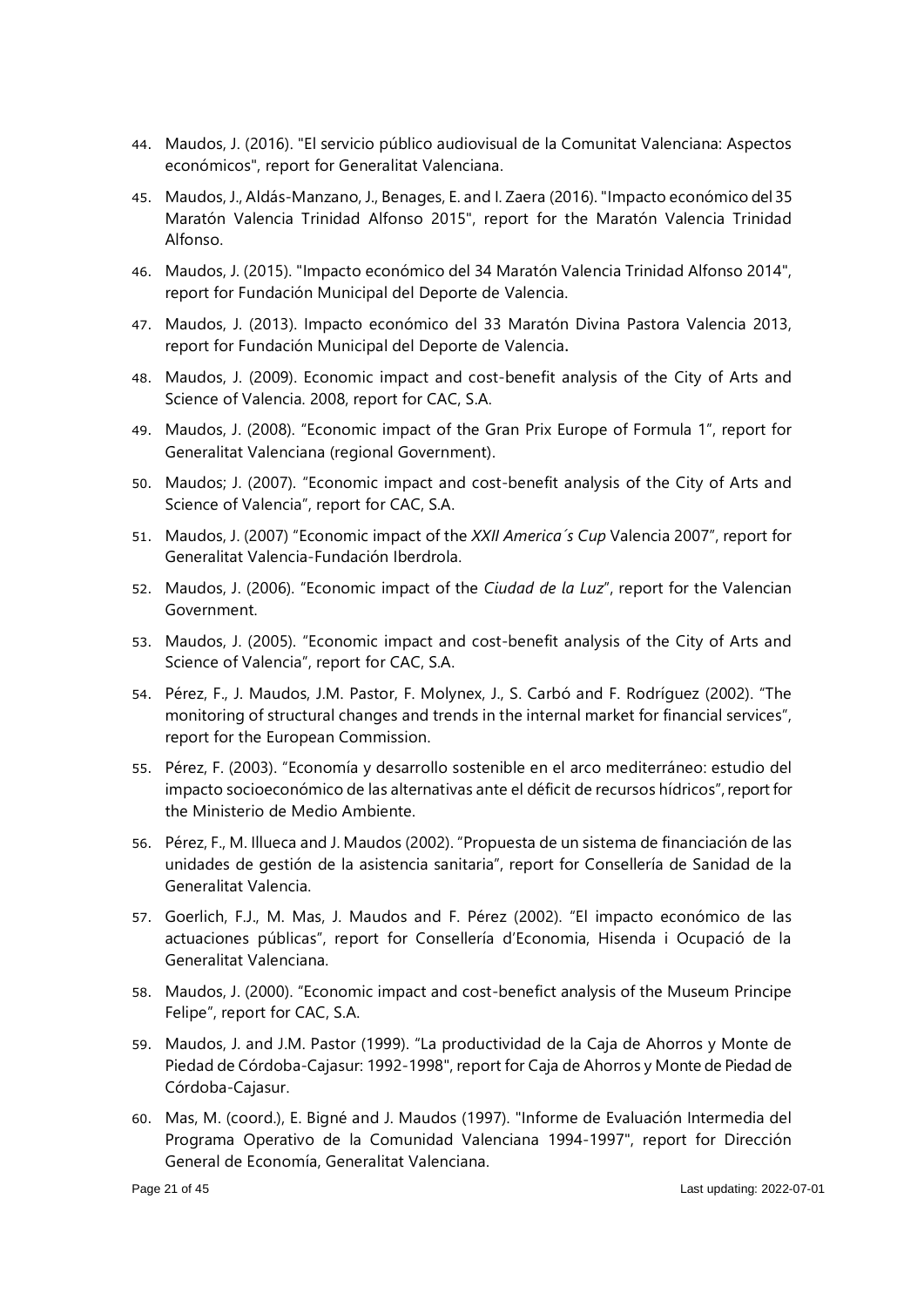44. Maudos, J. (2016). "El servicio público audiovisual de la Comunitat Valenciana: Aspectos económicos", report for Generalitat Valenciana.
45. Maudos, J., Aldás-Manzano, J., Benages, E. and I. Zaera (2016). "Impacto económico del 35 Maratón Valencia Trinidad Alfonso 2015", report for the Maratón Valencia Trinidad Alfonso.
46. Maudos, J. (2015). "Impacto económico del 34 Maratón Valencia Trinidad Alfonso 2014", report for Fundación Municipal del Deporte de Valencia.
47. Maudos, J. (2013). Impacto económico del 33 Maratón Divina Pastora Valencia 2013, report for Fundación Municipal del Deporte de Valencia.
48. Maudos, J. (2009). Economic impact and cost-benefit analysis of the City of Arts and Science of Valencia. 2008, report for CAC, S.A.
49. Maudos, J. (2008). "Economic impact of the Gran Prix Europe of Formula 1", report for Generalitat Valenciana (regional Government).
50. Maudos; J. (2007). "Economic impact and cost-benefit analysis of the City of Arts and Science of Valencia", report for CAC, S.A.
51. Maudos, J. (2007) "Economic impact of the *XXII America´s Cup* Valencia 2007", report for Generalitat Valencia-Fundación Iberdrola.
52. Maudos, J. (2006). "Economic impact of the *Ciudad de la Luz*", report for the Valencian Government.
53. Maudos, J. (2005). "Economic impact and cost-benefit analysis of the City of Arts and Science of Valencia", report for CAC, S.A.
54. Pérez, F., J. Maudos, J.M. Pastor, F. Molynex, J., S. Carbó and F. Rodríguez (2002). "The monitoring of structural changes and trends in the internal market for financial services", report for the European Commission.
55. Pérez, F. (2003). "Economía y desarrollo sostenible en el arco mediterráneo: estudio del impacto socioeconómico de las alternativas ante el déficit de recursos hídricos", report for the Ministerio de Medio Ambiente.
56. Pérez, F., M. Illueca and J. Maudos (2002). "Propuesta de un sistema de financiación de las unidades de gestión de la asistencia sanitaria", report for Consellería de Sanidad de la Generalitat Valencia.
57. Goerlich, F.J., M. Mas, J. Maudos and F. Pérez (2002). "El impacto económico de las actuaciones públicas", report for Consellería d'Economia, Hisenda i Ocupació de la Generalitat Valenciana.
58. Maudos, J. (2000). "Economic impact and cost-benefict analysis of the Museum Principe Felipe", report for CAC, S.A.
59. Maudos, J. and J.M. Pastor (1999). "La productividad de la Caja de Ahorros y Monte de Piedad de Córdoba-Cajasur: 1992-1998", report for Caja de Ahorros y Monte de Piedad de Córdoba-Cajasur.
60. Mas, M. (coord.), E. Bigné and J. Maudos (1997). "Informe de Evaluación Intermedia del Programa Operativo de la Comunidad Valenciana 1994-1997", report for Dirección General de Economía, Generalitat Valenciana.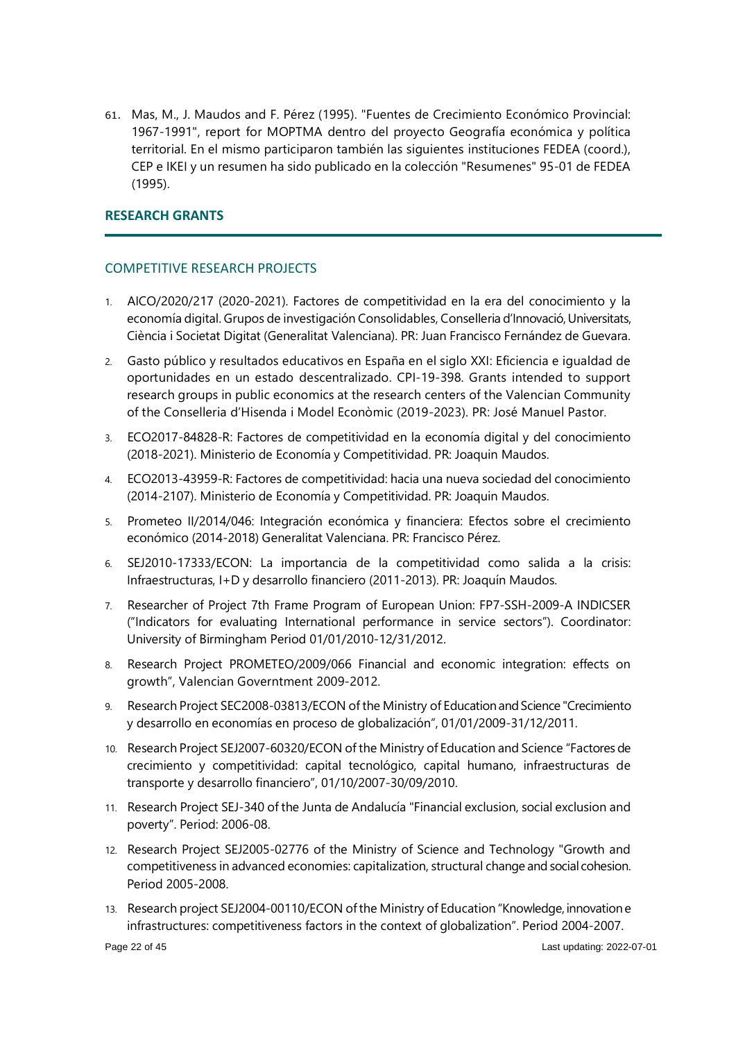61. Mas, M., J. Maudos and F. Pérez (1995). "Fuentes de Crecimiento Económico Provincial: 1967-1991", report for MOPTMA dentro del proyecto Geografía económica y política territorial. En el mismo participaron también las siguientes instituciones FEDEA (coord.), CEP e IKEI y un resumen ha sido publicado en la colección "Resumenes" 95-01 de FEDEA (1995).

## RESEARCH GRANTS

### COMPETITIVE RESEARCH PROJECTS

1. AICO/2020/217 (2020-2021). Factores de competitividad en la era del conocimiento y la economía digital. Grupos de investigación Consolidables, Conselleria d'Innovació, Universitats, Ciència i Societat Digitat (Generalitat Valenciana). PR: Juan Francisco Fernández de Guevara.
2. Gasto público y resultados educativos en España en el siglo XXI: Eficiencia e igualdad de oportunidades en un estado descentralizado. CPI-19-398. Grants intended to support research groups in public economics at the research centers of the Valencian Community of the Conselleria d'Hisenda i Model Econòmic (2019-2023). PR: José Manuel Pastor.
3. ECO2017-84828-R: Factores de competitividad en la economía digital y del conocimiento (2018-2021). Ministerio de Economía y Competitividad. PR: Joaquin Maudos.
4. ECO2013-43959-R: Factores de competitividad: hacia una nueva sociedad del conocimiento (2014-2107). Ministerio de Economía y Competitividad. PR: Joaquin Maudos.
5. Prometeo II/2014/046: Integración económica y financiera: Efectos sobre el crecimiento económico (2014-2018) Generalitat Valenciana. PR: Francisco Pérez.
6. SEJ2010-17333/ECON: La importancia de la competitividad como salida a la crisis: Infraestructuras, I+D y desarrollo financiero (2011-2013). PR: Joaquín Maudos.
7. Researcher of Project 7th Frame Program of European Union: FP7-SSH-2009-A INDICSER ("Indicators for evaluating International performance in service sectors"). Coordinator: University of Birmingham Period 01/01/2010-12/31/2012.
8. Research Project PROMETEO/2009/066 Financial and economic integration: effects on growth", Valencian Governtment 2009-2012.
9. Research Project SEC2008-03813/ECON of the Ministry of Education and Science "Crecimiento y desarrollo en economías en proceso de globalización", 01/01/2009-31/12/2011.
10. Research Project SEJ2007-60320/ECON of the Ministry of Education and Science "Factores de crecimiento y competitividad: capital tecnológico, capital humano, infraestructuras de transporte y desarrollo financiero", 01/10/2007-30/09/2010.
11. Research Project SEJ-340 of the Junta de Andalucía "Financial exclusion, social exclusion and poverty". Period: 2006-08.
12. Research Project SEJ2005-02776 of the Ministry of Science and Technology "Growth and competitiveness in advanced economies: capitalization, structural change and social cohesion. Period 2005-2008.
13. Research project SEJ2004-00110/ECON of the Ministry of Education "Knowledge, innovation e infrastructures: competitiveness factors in the context of globalization". Period 2004-2007.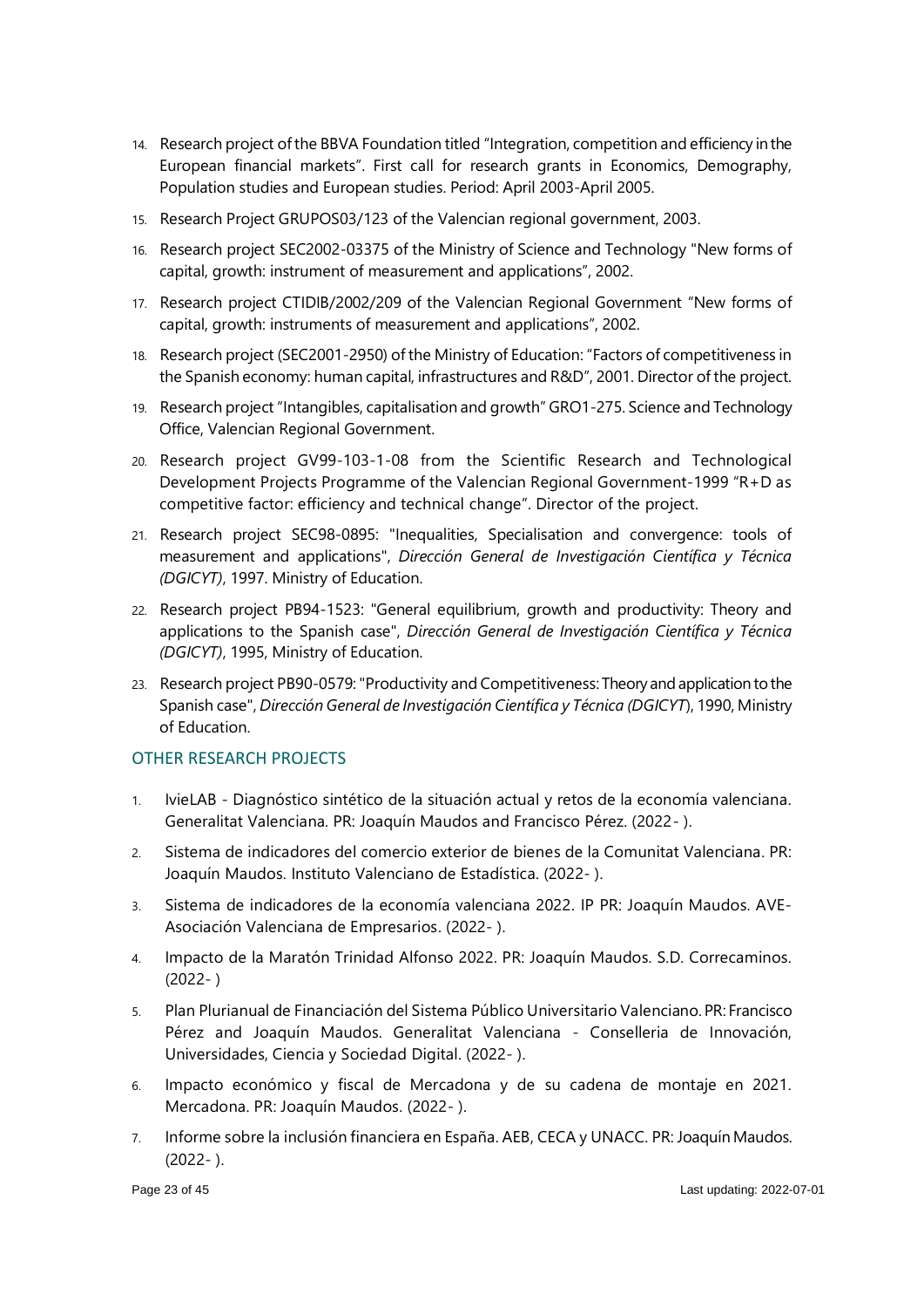14. Research project of the BBVA Foundation titled "Integration, competition and efficiency in the European financial markets". First call for research grants in Economics, Demography, Population studies and European studies. Period: April 2003-April 2005.
15. Research Project GRUPOS03/123 of the Valencian regional government, 2003.
16. Research project SEC2002-03375 of the Ministry of Science and Technology "New forms of capital, growth: instrument of measurement and applications", 2002.
17. Research project CTIDIB/2002/209 of the Valencian Regional Government "New forms of capital, growth: instruments of measurement and applications", 2002.
18. Research project (SEC2001-2950) of the Ministry of Education: "Factors of competitiveness in the Spanish economy: human capital, infrastructures and R&D", 2001. Director of the project.
19. Research project "Intangibles, capitalisation and growth" GRO1-275. Science and Technology Office, Valencian Regional Government.
20. Research project GV99-103-1-08 from the Scientific Research and Technological Development Projects Programme of the Valencian Regional Government-1999 "R+D as competitive factor: efficiency and technical change". Director of the project.
21. Research project SEC98-0895: "Inequalities, Specialisation and convergence: tools of measurement and applications", *Dirección General de Investigación Científica y Técnica (DGICYT)*, 1997. Ministry of Education.
22. Research project PB94-1523: "General equilibrium, growth and productivity: Theory and applications to the Spanish case", *Dirección General de Investigación Científica y Técnica (DGICYT)*, 1995, Ministry of Education.
23. Research project PB90-0579: "Productivity and Competitiveness: Theory and application to the Spanish case", *Dirección General de Investigación Científica y Técnica (DGICYT*), 1990, Ministry of Education.

## OTHER RESEARCH PROJECTS

1. IvieLAB - Diagnóstico sintético de la situación actual y retos de la economía valenciana. Generalitat Valenciana. PR: Joaquín Maudos and Francisco Pérez. (2022- ).
2. Sistema de indicadores del comercio exterior de bienes de la Comunitat Valenciana. PR: Joaquín Maudos. Instituto Valenciano de Estadística. (2022- ).
3. Sistema de indicadores de la economía valenciana 2022. IP PR: Joaquín Maudos. AVE-Asociación Valenciana de Empresarios. (2022- ).
4. Impacto de la Maratón Trinidad Alfonso 2022. PR: Joaquín Maudos. S.D. Correcaminos. (2022- )
5. Plan Plurianual de Financiación del Sistema Público Universitario Valenciano. PR: Francisco Pérez and Joaquín Maudos. Generalitat Valenciana - Conselleria de Innovación, Universidades, Ciencia y Sociedad Digital. (2022- ).
6. Impacto económico y fiscal de Mercadona y de su cadena de montaje en 2021. Mercadona. PR: Joaquín Maudos. (2022- ).
7. Informe sobre la inclusión financiera en España. AEB, CECA y UNACC. PR: Joaquín Maudos. (2022- ).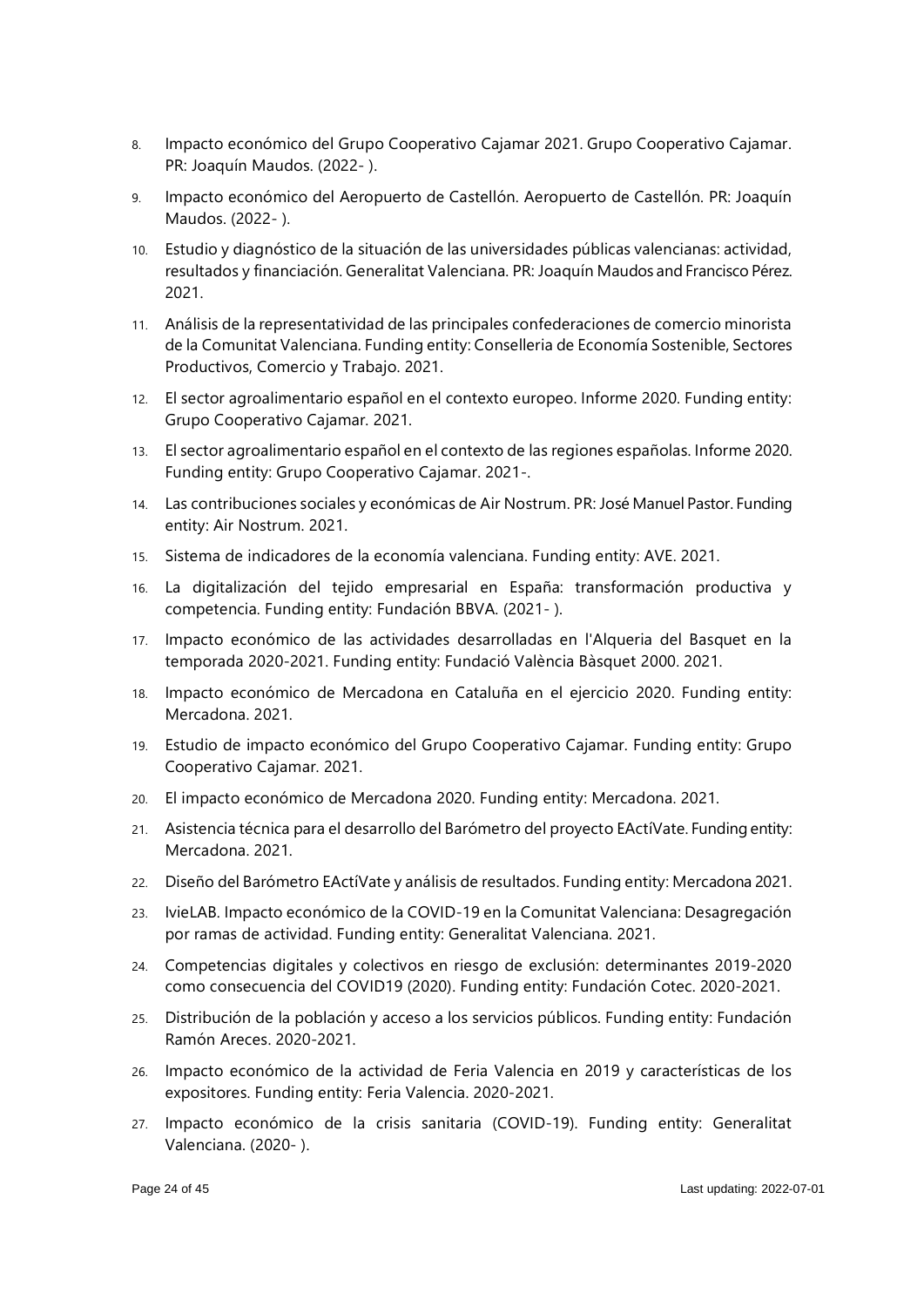8. Impacto económico del Grupo Cooperativo Cajamar 2021. Grupo Cooperativo Cajamar. PR: Joaquín Maudos. (2022- ).
9. Impacto económico del Aeropuerto de Castellón. Aeropuerto de Castellón. PR: Joaquín Maudos. (2022- ).
10. Estudio y diagnóstico de la situación de las universidades públicas valencianas: actividad, resultados y financiación. Generalitat Valenciana. PR: Joaquín Maudos and Francisco Pérez. 2021.
11. Análisis de la representatividad de las principales confederaciones de comercio minorista de la Comunitat Valenciana. Funding entity: Conselleria de Economía Sostenible, Sectores Productivos, Comercio y Trabajo. 2021.
12. El sector agroalimentario español en el contexto europeo. Informe 2020. Funding entity: Grupo Cooperativo Cajamar. 2021.
13. El sector agroalimentario español en el contexto de las regiones españolas. Informe 2020. Funding entity: Grupo Cooperativo Cajamar. 2021-.
14. Las contribuciones sociales y económicas de Air Nostrum. PR: José Manuel Pastor. Funding entity: Air Nostrum. 2021.
15. Sistema de indicadores de la economía valenciana. Funding entity: AVE. 2021.
16. La digitalización del tejido empresarial en España: transformación productiva y competencia. Funding entity: Fundación BBVA. (2021- ).
17. Impacto económico de las actividades desarrolladas en l'Alqueria del Basquet en la temporada 2020-2021. Funding entity: Fundació València Bàsquet 2000. 2021.
18. Impacto económico de Mercadona en Cataluña en el ejercicio 2020. Funding entity: Mercadona. 2021.
19. Estudio de impacto económico del Grupo Cooperativo Cajamar. Funding entity: Grupo Cooperativo Cajamar. 2021.
20. El impacto económico de Mercadona 2020. Funding entity: Mercadona. 2021.
21. Asistencia técnica para el desarrollo del Barómetro del proyecto EActíVate. Funding entity: Mercadona. 2021.
22. Diseño del Barómetro EActíVate y análisis de resultados. Funding entity: Mercadona 2021.
23. IvieLAB. Impacto económico de la COVID-19 en la Comunitat Valenciana: Desagregación por ramas de actividad. Funding entity: Generalitat Valenciana. 2021.
24. Competencias digitales y colectivos en riesgo de exclusión: determinantes 2019-2020 como consecuencia del COVID19 (2020). Funding entity: Fundación Cotec. 2020-2021.
25. Distribución de la población y acceso a los servicios públicos. Funding entity: Fundación Ramón Areces. 2020-2021.
26. Impacto económico de la actividad de Feria Valencia en 2019 y características de los expositores. Funding entity: Feria Valencia. 2020-2021.
27. Impacto económico de la crisis sanitaria (COVID-19). Funding entity: Generalitat Valenciana. (2020- ).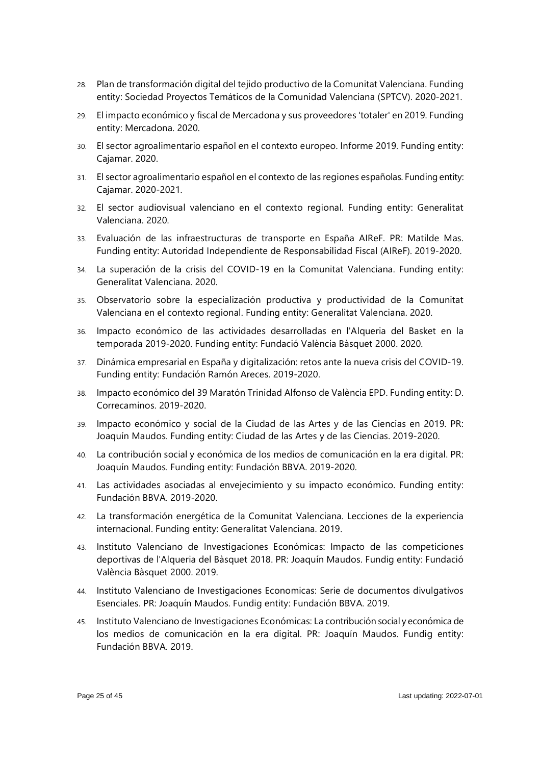28. Plan de transformación digital del tejido productivo de la Comunitat Valenciana. Funding entity: Sociedad Proyectos Temáticos de la Comunidad Valenciana (SPTCV). 2020-2021.
29. El impacto económico y fiscal de Mercadona y sus proveedores 'totaler' en 2019. Funding entity: Mercadona. 2020.
30. El sector agroalimentario español en el contexto europeo. Informe 2019. Funding entity: Cajamar. 2020.
31. El sector agroalimentario español en el contexto de las regiones españolas. Funding entity: Cajamar. 2020-2021.
32. El sector audiovisual valenciano en el contexto regional. Funding entity: Generalitat Valenciana. 2020.
33. Evaluación de las infraestructuras de transporte en España AIReF. PR: Matilde Mas. Funding entity: Autoridad Independiente de Responsabilidad Fiscal (AIReF). 2019-2020.
34. La superación de la crisis del COVID-19 en la Comunitat Valenciana. Funding entity: Generalitat Valenciana. 2020.
35. Observatorio sobre la especialización productiva y productividad de la Comunitat Valenciana en el contexto regional. Funding entity: Generalitat Valenciana. 2020.
36. Impacto económico de las actividades desarrolladas en l'Alqueria del Basket en la temporada 2019-2020. Funding entity: Fundació València Bàsquet 2000. 2020.
37. Dinámica empresarial en España y digitalización: retos ante la nueva crisis del COVID-19. Funding entity: Fundación Ramón Areces. 2019-2020.
38. Impacto económico del 39 Maratón Trinidad Alfonso de València EPD. Funding entity: D. Correcaminos. 2019-2020.
39. Impacto económico y social de la Ciudad de las Artes y de las Ciencias en 2019. PR: Joaquín Maudos. Funding entity: Ciudad de las Artes y de las Ciencias. 2019-2020.
40. La contribución social y económica de los medios de comunicación en la era digital. PR: Joaquín Maudos. Funding entity: Fundación BBVA. 2019-2020.
41. Las actividades asociadas al envejecimiento y su impacto económico. Funding entity: Fundación BBVA. 2019-2020.
42. La transformación energética de la Comunitat Valenciana. Lecciones de la experiencia internacional. Funding entity: Generalitat Valenciana. 2019.
43. Instituto Valenciano de Investigaciones Económicas: Impacto de las competiciones deportivas de l'Alqueria del Bàsquet 2018. PR: Joaquín Maudos. Fundig entity: Fundació València Bàsquet 2000. 2019.
44. Instituto Valenciano de Investigaciones Economicas: Serie de documentos divulgativos Esenciales. PR: Joaquín Maudos. Fundig entity: Fundación BBVA. 2019.
45. Instituto Valenciano de Investigaciones Económicas: La contribución social y económica de los medios de comunicación en la era digital. PR: Joaquín Maudos. Fundig entity: Fundación BBVA. 2019.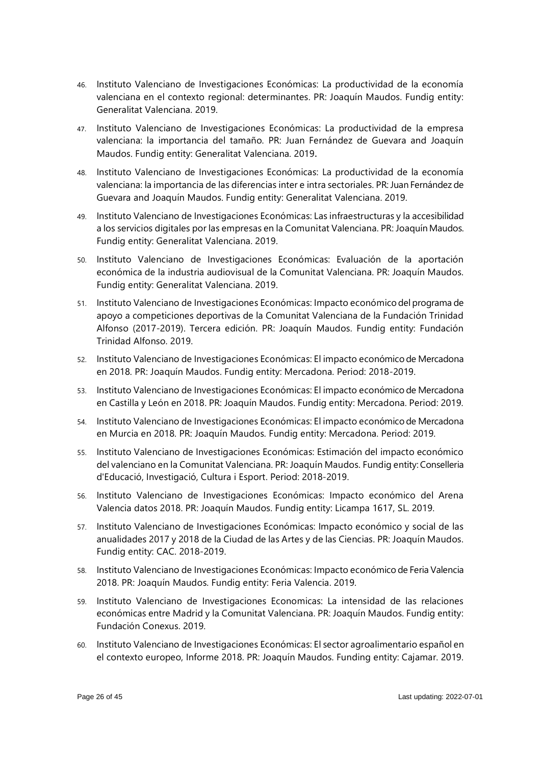46. Instituto Valenciano de Investigaciones Económicas: La productividad de la economía valenciana en el contexto regional: determinantes. PR: Joaquín Maudos. Fundig entity: Generalitat Valenciana. 2019.
47. Instituto Valenciano de Investigaciones Económicas: La productividad de la empresa valenciana: la importancia del tamaño. PR: Juan Fernández de Guevara and Joaquín Maudos. Fundig entity: Generalitat Valenciana. 2019**.**
48. Instituto Valenciano de Investigaciones Económicas: La productividad de la economía valenciana: la importancia de las diferencias inter e intra sectoriales. PR: Juan Fernández de Guevara and Joaquín Maudos. Fundig entity: Generalitat Valenciana. 2019.
49. Instituto Valenciano de Investigaciones Económicas: Las infraestructuras y la accesibilidad a los servicios digitales por las empresas en la Comunitat Valenciana. PR: Joaquín Maudos. Fundig entity: Generalitat Valenciana. 2019.
50. Instituto Valenciano de Investigaciones Económicas: Evaluación de la aportación económica de la industria audiovisual de la Comunitat Valenciana. PR: Joaquín Maudos. Fundig entity: Generalitat Valenciana. 2019.
51. Instituto Valenciano de Investigaciones Económicas: Impacto económico del programa de apoyo a competiciones deportivas de la Comunitat Valenciana de la Fundación Trinidad Alfonso (2017-2019). Tercera edición. PR: Joaquín Maudos. Fundig entity: Fundación Trinidad Alfonso. 2019.
52. Instituto Valenciano de Investigaciones Económicas: El impacto económico de Mercadona en 2018. PR: Joaquín Maudos. Fundig entity: Mercadona. Period: 2018-2019.
53. Instituto Valenciano de Investigaciones Económicas: El impacto económico de Mercadona en Castilla y León en 2018. PR: Joaquín Maudos. Fundig entity: Mercadona. Period: 2019.
54. Instituto Valenciano de Investigaciones Económicas: El impacto económico de Mercadona en Murcia en 2018. PR: Joaquín Maudos. Fundig entity: Mercadona. Period: 2019.
55. Instituto Valenciano de Investigaciones Económicas: Estimación del impacto económico del valenciano en la Comunitat Valenciana. PR: Joaquín Maudos. Fundig entity: Conselleria d'Educació, Investigació, Cultura i Esport. Period: 2018-2019.
56. Instituto Valenciano de Investigaciones Económicas: Impacto económico del Arena Valencia datos 2018. PR: Joaquín Maudos. Fundig entity: Licampa 1617, SL. 2019.
57. Instituto Valenciano de Investigaciones Económicas: Impacto económico y social de las anualidades 2017 y 2018 de la Ciudad de las Artes y de las Ciencias. PR: Joaquín Maudos. Fundig entity: CAC. 2018-2019.
58. Instituto Valenciano de Investigaciones Económicas: Impacto económico de Feria Valencia 2018. PR: Joaquín Maudos. Fundig entity: Feria Valencia. 2019.
59. Instituto Valenciano de Investigaciones Economicas: La intensidad de las relaciones económicas entre Madrid y la Comunitat Valenciana. PR: Joaquín Maudos. Fundig entity: Fundación Conexus. 2019.
60. Instituto Valenciano de Investigaciones Económicas: El sector agroalimentario español en el contexto europeo, Informe 2018. PR: Joaquín Maudos. Funding entity: Cajamar. 2019.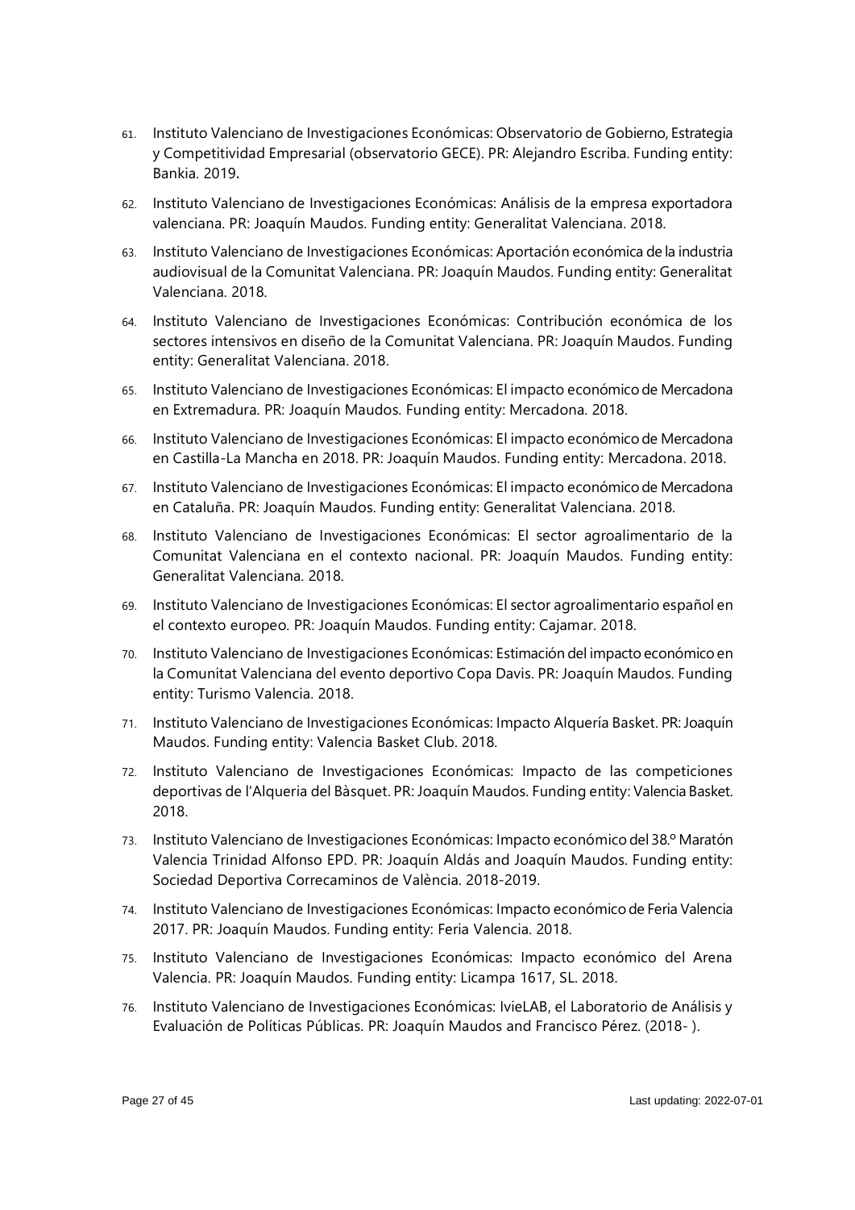61. Instituto Valenciano de Investigaciones Económicas: Observatorio de Gobierno, Estrategia y Competitividad Empresarial (observatorio GECE). PR: Alejandro Escriba. Funding entity: Bankia. 2019.

62. Instituto Valenciano de Investigaciones Económicas: Análisis de la empresa exportadora valenciana. PR: Joaquín Maudos. Funding entity: Generalitat Valenciana. 2018.

63. Instituto Valenciano de Investigaciones Económicas: Aportación económica de la industria audiovisual de la Comunitat Valenciana. PR: Joaquín Maudos. Funding entity: Generalitat Valenciana. 2018.

64. Instituto Valenciano de Investigaciones Económicas: Contribución económica de los sectores intensivos en diseño de la Comunitat Valenciana. PR: Joaquín Maudos. Funding entity: Generalitat Valenciana. 2018.

65. Instituto Valenciano de Investigaciones Económicas: El impacto económico de Mercadona en Extremadura. PR: Joaquín Maudos. Funding entity: Mercadona. 2018.

66. Instituto Valenciano de Investigaciones Económicas: El impacto económico de Mercadona en Castilla-La Mancha en 2018. PR: Joaquín Maudos. Funding entity: Mercadona. 2018.

67. Instituto Valenciano de Investigaciones Económicas: El impacto económico de Mercadona en Cataluña. PR: Joaquín Maudos. Funding entity: Generalitat Valenciana. 2018.

68. Instituto Valenciano de Investigaciones Económicas: El sector agroalimentario de la Comunitat Valenciana en el contexto nacional. PR: Joaquín Maudos. Funding entity: Generalitat Valenciana. 2018.

69. Instituto Valenciano de Investigaciones Económicas: El sector agroalimentario español en el contexto europeo. PR: Joaquín Maudos. Funding entity: Cajamar. 2018.

70. Instituto Valenciano de Investigaciones Económicas: Estimación del impacto económico en la Comunitat Valenciana del evento deportivo Copa Davis. PR: Joaquín Maudos. Funding entity: Turismo Valencia. 2018.

71. Instituto Valenciano de Investigaciones Económicas: Impacto Alquería Basket. PR: Joaquín Maudos. Funding entity: Valencia Basket Club. 2018.

72. Instituto Valenciano de Investigaciones Económicas: Impacto de las competiciones deportivas de l'Alqueria del Bàsquet. PR: Joaquín Maudos. Funding entity: Valencia Basket. 2018.

73. Instituto Valenciano de Investigaciones Económicas: Impacto económico del 38.º Maratón Valencia Trinidad Alfonso EPD. PR: Joaquín Aldás and Joaquín Maudos. Funding entity: Sociedad Deportiva Correcaminos de València. 2018-2019.

74. Instituto Valenciano de Investigaciones Económicas: Impacto económico de Feria Valencia 2017. PR: Joaquín Maudos. Funding entity: Feria Valencia. 2018.

75. Instituto Valenciano de Investigaciones Económicas: Impacto económico del Arena Valencia. PR: Joaquín Maudos. Funding entity: Licampa 1617, SL. 2018.

76. Instituto Valenciano de Investigaciones Económicas: IvieLAB, el Laboratorio de Análisis y Evaluación de Políticas Públicas. PR: Joaquín Maudos and Francisco Pérez. (2018- ).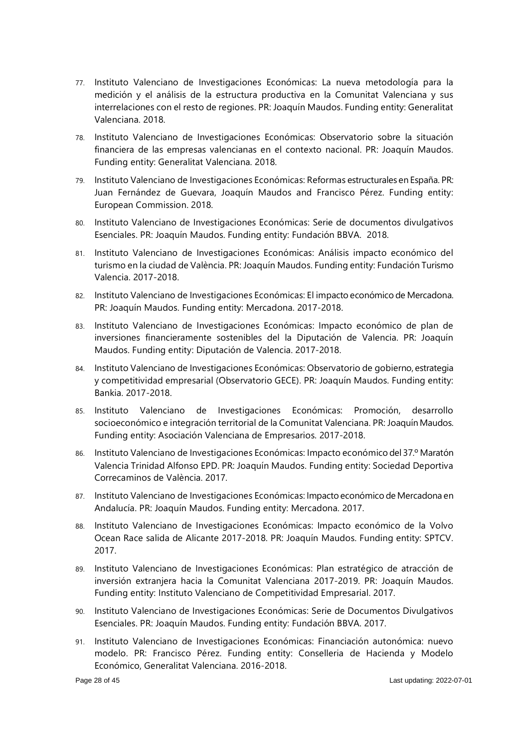77. Instituto Valenciano de Investigaciones Económicas: La nueva metodología para la medición y el análisis de la estructura productiva en la Comunitat Valenciana y sus interrelaciones con el resto de regiones. PR: Joaquín Maudos. Funding entity: Generalitat Valenciana. 2018.
78. Instituto Valenciano de Investigaciones Económicas: Observatorio sobre la situación financiera de las empresas valencianas en el contexto nacional. PR: Joaquín Maudos. Funding entity: Generalitat Valenciana. 2018.
79. Instituto Valenciano de Investigaciones Económicas: Reformas estructurales en España. PR: Juan Fernández de Guevara, Joaquín Maudos and Francisco Pérez. Funding entity: European Commission. 2018.
80. Instituto Valenciano de Investigaciones Económicas: Serie de documentos divulgativos Esenciales. PR: Joaquín Maudos. Funding entity: Fundación BBVA. 2018.
81. Instituto Valenciano de Investigaciones Económicas: Análisis impacto económico del turismo en la ciudad de València. PR: Joaquín Maudos. Funding entity: Fundación Turismo Valencia. 2017-2018.
82. Instituto Valenciano de Investigaciones Económicas: El impacto económico de Mercadona. PR: Joaquín Maudos. Funding entity: Mercadona. 2017-2018.
83. Instituto Valenciano de Investigaciones Económicas: Impacto económico de plan de inversiones financieramente sostenibles del la Diputación de Valencia. PR: Joaquín Maudos. Funding entity: Diputación de Valencia. 2017-2018.
84. Instituto Valenciano de Investigaciones Económicas: Observatorio de gobierno, estrategia y competitividad empresarial (Observatorio GECE). PR: Joaquín Maudos. Funding entity: Bankia. 2017-2018.
85. Instituto Valenciano de Investigaciones Económicas: Promoción, desarrollo socioeconómico e integración territorial de la Comunitat Valenciana. PR: Joaquín Maudos. Funding entity: Asociación Valenciana de Empresarios. 2017-2018.
86. Instituto Valenciano de Investigaciones Económicas: Impacto económico del 37.º Maratón Valencia Trinidad Alfonso EPD. PR: Joaquín Maudos. Funding entity: Sociedad Deportiva Correcaminos de València. 2017.
87. Instituto Valenciano de Investigaciones Económicas: Impacto económico de Mercadona en Andalucía. PR: Joaquín Maudos. Funding entity: Mercadona. 2017.
88. Instituto Valenciano de Investigaciones Económicas: Impacto económico de la Volvo Ocean Race salida de Alicante 2017-2018. PR: Joaquín Maudos. Funding entity: SPTCV. 2017.
89. Instituto Valenciano de Investigaciones Económicas: Plan estratégico de atracción de inversión extranjera hacia la Comunitat Valenciana 2017-2019. PR: Joaquín Maudos. Funding entity: Instituto Valenciano de Competitividad Empresarial. 2017.
90. Instituto Valenciano de Investigaciones Económicas: Serie de Documentos Divulgativos Esenciales. PR: Joaquín Maudos. Funding entity: Fundación BBVA. 2017.
91. Instituto Valenciano de Investigaciones Económicas: Financiación autonómica: nuevo modelo. PR: Francisco Pérez. Funding entity: Conselleria de Hacienda y Modelo Económico, Generalitat Valenciana. 2016-2018.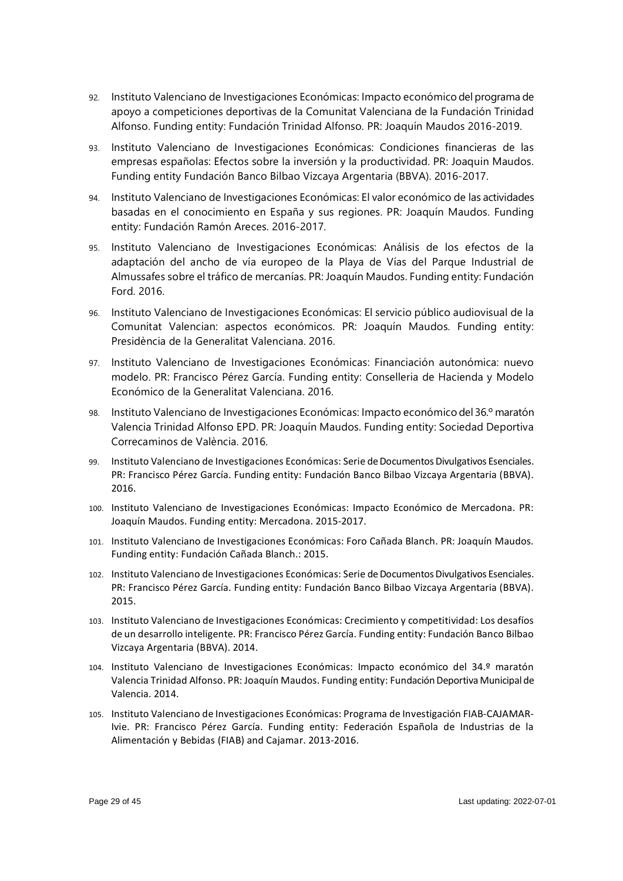92. Instituto Valenciano de Investigaciones Económicas: Impacto económico del programa de apoyo a competiciones deportivas de la Comunitat Valenciana de la Fundación Trinidad Alfonso. Funding entity: Fundación Trinidad Alfonso. PR: Joaquín Maudos 2016-2019.
93. Instituto Valenciano de Investigaciones Económicas: Condiciones financieras de las empresas españolas: Efectos sobre la inversión y la productividad. PR: Joaquin Maudos. Funding entity Fundación Banco Bilbao Vizcaya Argentaria (BBVA). 2016-2017.
94. Instituto Valenciano de Investigaciones Económicas: El valor económico de las actividades basadas en el conocimiento en España y sus regiones. PR: Joaquín Maudos. Funding entity: Fundación Ramón Areces. 2016-2017.
95. Instituto Valenciano de Investigaciones Económicas: Análisis de los efectos de la adaptación del ancho de vía europeo de la Playa de Vías del Parque Industrial de Almussafes sobre el tráfico de mercanías. PR: Joaquín Maudos. Funding entity: Fundación Ford. 2016.
96. Instituto Valenciano de Investigaciones Económicas: El servicio público audiovisual de la Comunitat Valencian: aspectos económicos. PR: Joaquín Maudos. Funding entity: Presidència de la Generalitat Valenciana. 2016.
97. Instituto Valenciano de Investigaciones Económicas: Financiación autonómica: nuevo modelo. PR: Francisco Pérez García. Funding entity: Conselleria de Hacienda y Modelo Económico de la Generalitat Valenciana. 2016.
98. Instituto Valenciano de Investigaciones Económicas: Impacto económico del 36.º maratón Valencia Trinidad Alfonso EPD. PR: Joaquín Maudos. Funding entity: Sociedad Deportiva Correcaminos de València. 2016.
99. Instituto Valenciano de Investigaciones Económicas: Serie de Documentos Divulgativos Esenciales. PR: Francisco Pérez García. Funding entity: Fundación Banco Bilbao Vizcaya Argentaria (BBVA). 2016.
100. Instituto Valenciano de Investigaciones Económicas: Impacto Económico de Mercadona. PR: Joaquín Maudos. Funding entity: Mercadona. 2015-2017.
101. Instituto Valenciano de Investigaciones Económicas: Foro Cañada Blanch. PR: Joaquín Maudos. Funding entity: Fundación Cañada Blanch.: 2015.
102. Instituto Valenciano de Investigaciones Económicas: Serie de Documentos Divulgativos Esenciales. PR: Francisco Pérez García. Funding entity: Fundación Banco Bilbao Vizcaya Argentaria (BBVA). 2015.
103. Instituto Valenciano de Investigaciones Económicas: Crecimiento y competitividad: Los desafíos de un desarrollo inteligente. PR: Francisco Pérez García. Funding entity: Fundación Banco Bilbao Vizcaya Argentaria (BBVA). 2014.
104. Instituto Valenciano de Investigaciones Económicas: Impacto económico del 34.º maratón Valencia Trinidad Alfonso. PR: Joaquín Maudos. Funding entity: Fundación Deportiva Municipal de Valencia. 2014.
105. Instituto Valenciano de Investigaciones Económicas: Programa de Investigación FIAB-CAJAMAR-Ivie. PR: Francisco Pérez García. Funding entity: Federación Española de Industrias de la Alimentación y Bebidas (FIAB) and Cajamar. 2013-2016.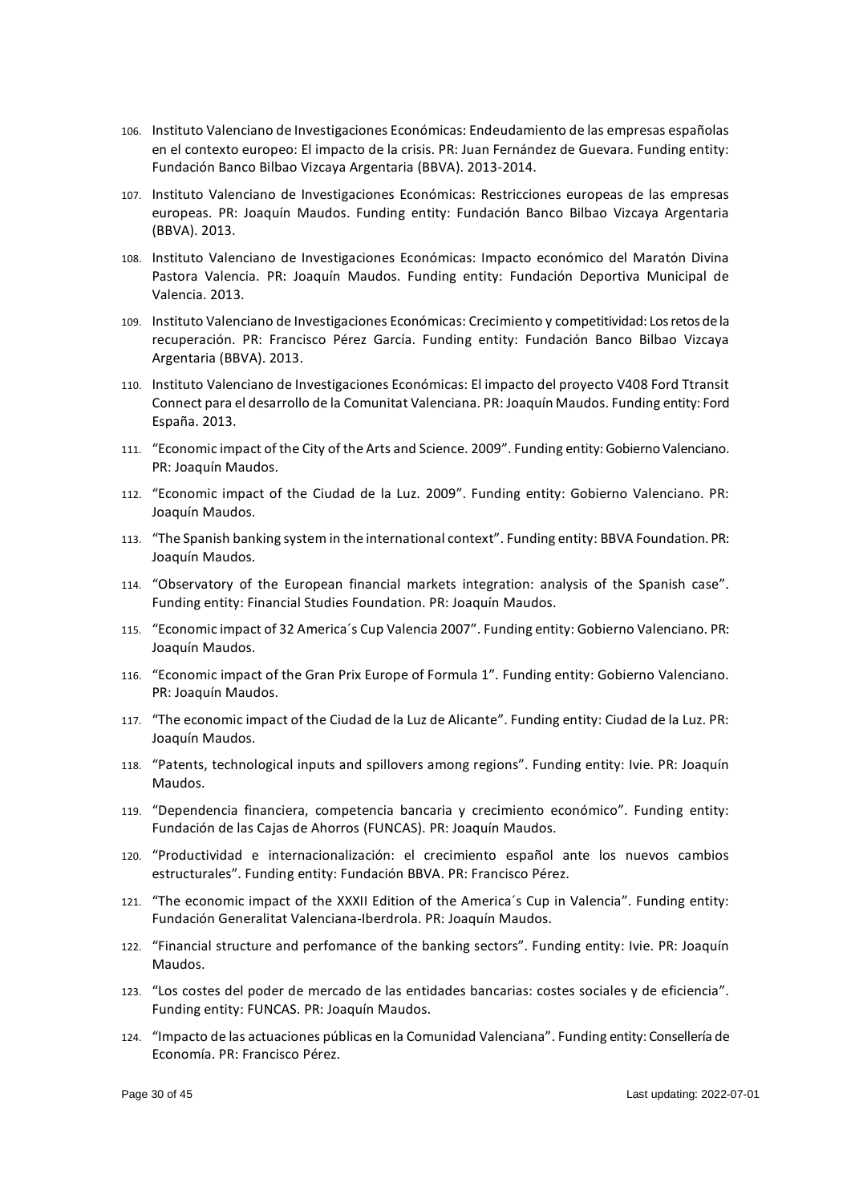106. Instituto Valenciano de Investigaciones Económicas: Endeudamiento de las empresas españolas en el contexto europeo: El impacto de la crisis. PR: Juan Fernández de Guevara. Funding entity: Fundación Banco Bilbao Vizcaya Argentaria (BBVA). 2013-2014.
107. Instituto Valenciano de Investigaciones Económicas: Restricciones europeas de las empresas europeas. PR: Joaquín Maudos. Funding entity: Fundación Banco Bilbao Vizcaya Argentaria (BBVA). 2013.
108. Instituto Valenciano de Investigaciones Económicas: Impacto económico del Maratón Divina Pastora Valencia. PR: Joaquín Maudos. Funding entity: Fundación Deportiva Municipal de Valencia. 2013.
109. Instituto Valenciano de Investigaciones Económicas: Crecimiento y competitividad: Los retos de la recuperación. PR: Francisco Pérez García. Funding entity: Fundación Banco Bilbao Vizcaya Argentaria (BBVA). 2013.
110. Instituto Valenciano de Investigaciones Económicas: El impacto del proyecto V408 Ford Ttransit Connect para el desarrollo de la Comunitat Valenciana. PR: Joaquín Maudos. Funding entity: Ford España. 2013.
111. "Economic impact of the City of the Arts and Science. 2009". Funding entity: Gobierno Valenciano. PR: Joaquín Maudos.
112. "Economic impact of the Ciudad de la Luz. 2009". Funding entity: Gobierno Valenciano. PR: Joaquín Maudos.
113. "The Spanish banking system in the international context". Funding entity: BBVA Foundation. PR: Joaquín Maudos.
114. "Observatory of the European financial markets integration: analysis of the Spanish case". Funding entity: Financial Studies Foundation. PR: Joaquín Maudos.
115. "Economic impact of 32 America´s Cup Valencia 2007". Funding entity: Gobierno Valenciano. PR: Joaquín Maudos.
116. "Economic impact of the Gran Prix Europe of Formula 1". Funding entity: Gobierno Valenciano. PR: Joaquín Maudos.
117. "The economic impact of the Ciudad de la Luz de Alicante". Funding entity: Ciudad de la Luz. PR: Joaquín Maudos.
118. "Patents, technological inputs and spillovers among regions". Funding entity: Ivie. PR: Joaquín Maudos.
119. "Dependencia financiera, competencia bancaria y crecimiento económico". Funding entity: Fundación de las Cajas de Ahorros (FUNCAS). PR: Joaquín Maudos.
120. "Productividad e internacionalización: el crecimiento español ante los nuevos cambios estructurales". Funding entity: Fundación BBVA. PR: Francisco Pérez.
121. "The economic impact of the XXXII Edition of the America´s Cup in Valencia". Funding entity: Fundación Generalitat Valenciana-Iberdrola. PR: Joaquín Maudos.
122. "Financial structure and perfomance of the banking sectors". Funding entity: Ivie. PR: Joaquín Maudos.
123. "Los costes del poder de mercado de las entidades bancarias: costes sociales y de eficiencia". Funding entity: FUNCAS. PR: Joaquín Maudos.
124. "Impacto de las actuaciones públicas en la Comunidad Valenciana". Funding entity: Consellería de Economía. PR: Francisco Pérez.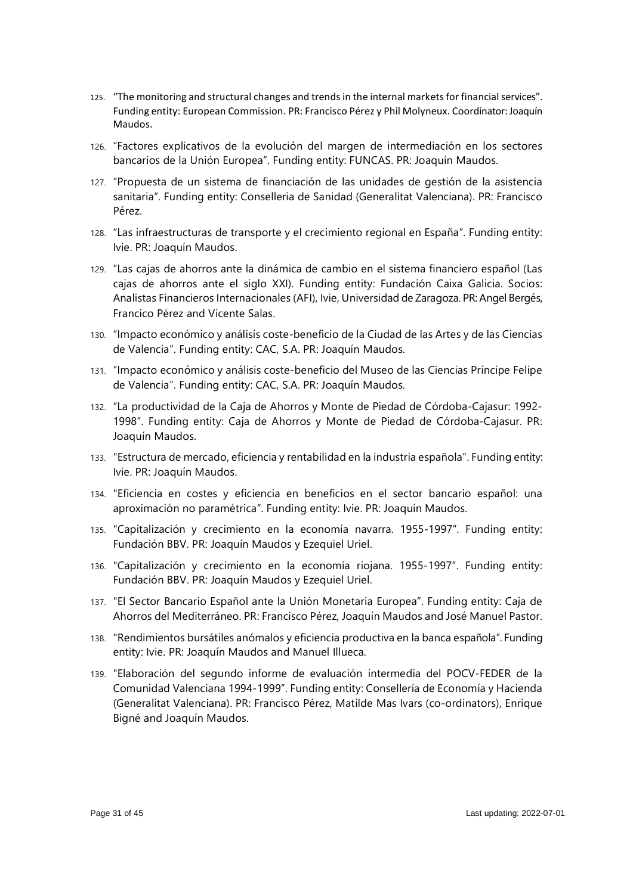125. "The monitoring and structural changes and trends in the internal markets for financial services". Funding entity: European Commission. PR: Francisco Pérez y Phil Molyneux. Coordinator: Joaquín Maudos.
126. "Factores explicativos de la evolución del margen de intermediación en los sectores bancarios de la Unión Europea". Funding entity: FUNCAS. PR: Joaquín Maudos.
127. "Propuesta de un sistema de financiación de las unidades de gestión de la asistencia sanitaria". Funding entity: Conselleria de Sanidad (Generalitat Valenciana). PR: Francisco Pérez.
128. "Las infraestructuras de transporte y el crecimiento regional en España". Funding entity: Ivie. PR: Joaquín Maudos.
129. "Las cajas de ahorros ante la dinámica de cambio en el sistema financiero español (Las cajas de ahorros ante el siglo XXI). Funding entity: Fundación Caixa Galicia. Socios: Analistas Financieros Internacionales (AFI), Ivie, Universidad de Zaragoza. PR: Angel Bergés, Francico Pérez and Vicente Salas.
130. "Impacto económico y análisis coste-beneficio de la Ciudad de las Artes y de las Ciencias de Valencia". Funding entity: CAC, S.A. PR: Joaquín Maudos.
131. "Impacto económico y análisis coste-beneficio del Museo de las Ciencias Príncipe Felipe de Valencia". Funding entity: CAC, S.A. PR: Joaquín Maudos.
132. "La productividad de la Caja de Ahorros y Monte de Piedad de Córdoba-Cajasur: 1992-1998". Funding entity: Caja de Ahorros y Monte de Piedad de Córdoba-Cajasur. PR: Joaquín Maudos.
133. "Estructura de mercado, eficiencia y rentabilidad en la industria española". Funding entity: Ivie. PR: Joaquín Maudos.
134. "Eficiencia en costes y eficiencia en beneficios en el sector bancario español: una aproximación no paramétrica". Funding entity: Ivie. PR: Joaquín Maudos.
135. "Capitalización y crecimiento en la economía navarra. 1955-1997". Funding entity: Fundación BBV. PR: Joaquín Maudos y Ezequiel Uriel.
136. "Capitalización y crecimiento en la economía riojana. 1955-1997". Funding entity: Fundación BBV. PR: Joaquín Maudos y Ezequiel Uriel.
137. "El Sector Bancario Español ante la Unión Monetaria Europea". Funding entity: Caja de Ahorros del Mediterráneo. PR: Francisco Pérez, Joaquín Maudos and José Manuel Pastor.
138. "Rendimientos bursátiles anómalos y eficiencia productiva en la banca española". Funding entity: Ivie. PR: Joaquín Maudos and Manuel Illueca.
139. "Elaboración del segundo informe de evaluación intermedia del POCV-FEDER de la Comunidad Valenciana 1994-1999". Funding entity: Consellería de Economía y Hacienda (Generalitat Valenciana). PR: Francisco Pérez, Matilde Mas Ivars (co-ordinators), Enrique Bigné and Joaquín Maudos.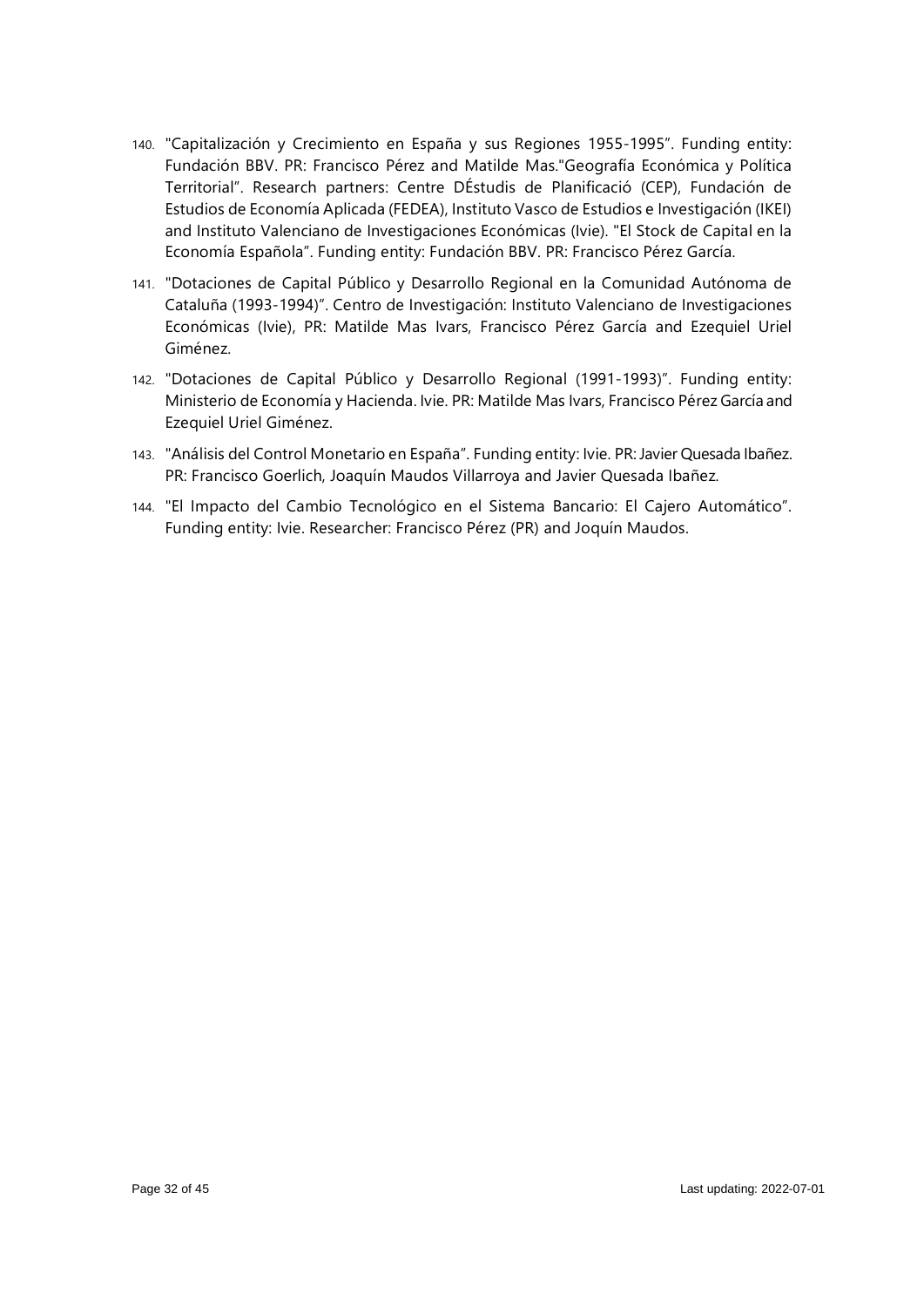140. "Capitalización y Crecimiento en España y sus Regiones 1955-1995". Funding entity: Fundación BBV. PR: Francisco Pérez and Matilde Mas."Geografía Económica y Política Territorial". Research partners: Centre DÉstudis de Planificació (CEP), Fundación de Estudios de Economía Aplicada (FEDEA), Instituto Vasco de Estudios e Investigación (IKEI) and Instituto Valenciano de Investigaciones Económicas (Ivie). "El Stock de Capital en la Economía Española". Funding entity: Fundación BBV. PR: Francisco Pérez García.

141. "Dotaciones de Capital Público y Desarrollo Regional en la Comunidad Autónoma de Cataluña (1993-1994)". Centro de Investigación: Instituto Valenciano de Investigaciones Económicas (Ivie), PR: Matilde Mas Ivars, Francisco Pérez García and Ezequiel Uriel Giménez.

142. "Dotaciones de Capital Público y Desarrollo Regional (1991-1993)". Funding entity: Ministerio de Economía y Hacienda. Ivie. PR: Matilde Mas Ivars, Francisco Pérez García and Ezequiel Uriel Giménez.

143. "Análisis del Control Monetario en España". Funding entity: Ivie. PR: Javier Quesada Ibañez. PR: Francisco Goerlich, Joaquín Maudos Villarroya and Javier Quesada Ibañez.

144. "El Impacto del Cambio Tecnológico en el Sistema Bancario: El Cajero Automático". Funding entity: Ivie. Researcher: Francisco Pérez (PR) and Joquín Maudos.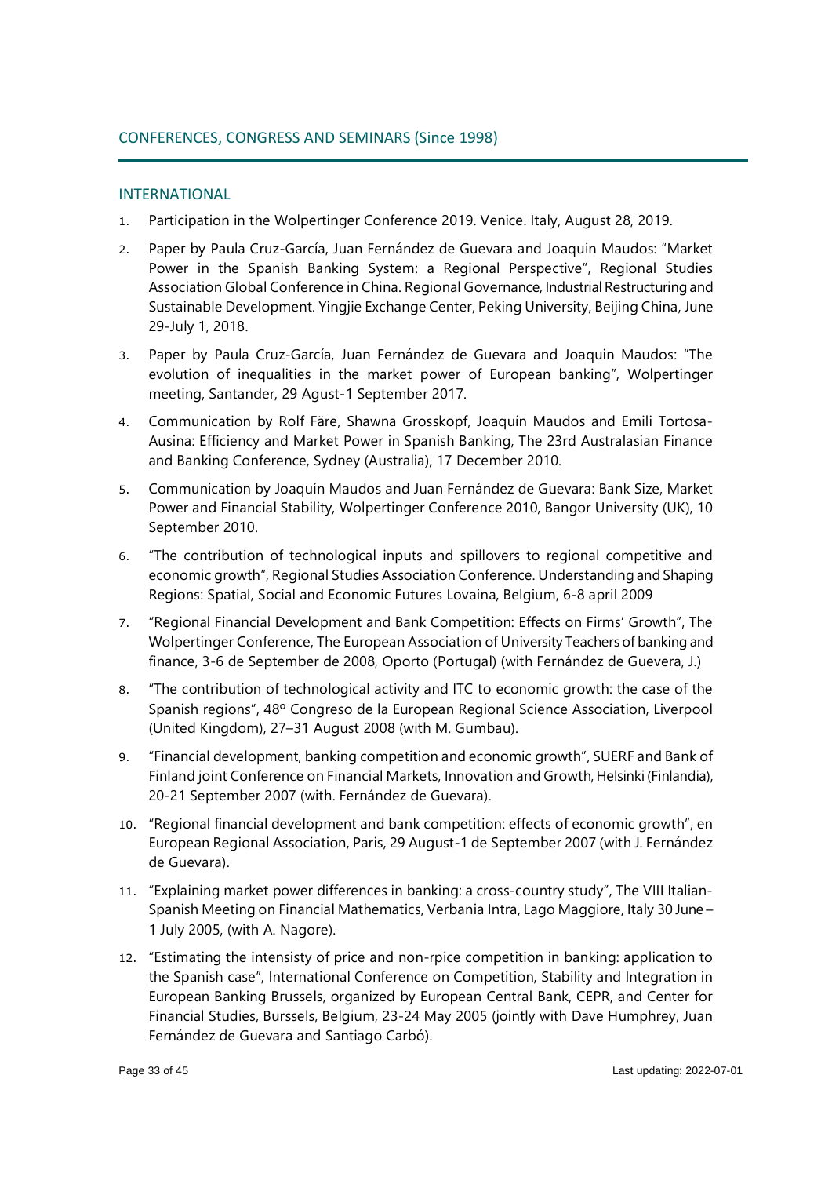## CONFERENCES, CONGRESS AND SEMINARS (Since 1998)

### INTERNATIONAL

1. Participation in the Wolpertinger Conference 2019. Venice. Italy, August 28, 2019.
2. Paper by Paula Cruz-García, Juan Fernández de Guevara and Joaquin Maudos: "Market Power in the Spanish Banking System: a Regional Perspective", Regional Studies Association Global Conference in China. Regional Governance, Industrial Restructuring and Sustainable Development. Yingjie Exchange Center, Peking University, Beijing China, June 29-July 1, 2018.
3. Paper by Paula Cruz-García, Juan Fernández de Guevara and Joaquin Maudos: "The evolution of inequalities in the market power of European banking", Wolpertinger meeting, Santander, 29 Agust-1 September 2017.
4. Communication by Rolf Färe, Shawna Grosskopf, Joaquín Maudos and Emili Tortosa-Ausina: Efficiency and Market Power in Spanish Banking, The 23rd Australasian Finance and Banking Conference, Sydney (Australia), 17 December 2010.
5. Communication by Joaquín Maudos and Juan Fernández de Guevara: Bank Size, Market Power and Financial Stability, Wolpertinger Conference 2010, Bangor University (UK), 10 September 2010.
6. "The contribution of technological inputs and spillovers to regional competitive and economic growth", Regional Studies Association Conference. Understanding and Shaping Regions: Spatial, Social and Economic Futures Lovaina, Belgium, 6-8 april 2009
7. "Regional Financial Development and Bank Competition: Effects on Firms' Growth", The Wolpertinger Conference, The European Association of University Teachers of banking and finance, 3-6 de September de 2008, Oporto (Portugal) (with Fernández de Guevera, J.)
8. "The contribution of technological activity and ITC to economic growth: the case of the Spanish regions", 48º Congreso de la European Regional Science Association, Liverpool (United Kingdom), 27–31 August 2008 (with M. Gumbau).
9. "Financial development, banking competition and economic growth", SUERF and Bank of Finland joint Conference on Financial Markets, Innovation and Growth, Helsinki (Finlandia), 20-21 September 2007 (with. Fernández de Guevara).
10. "Regional financial development and bank competition: effects of economic growth", en European Regional Association, Paris, 29 August-1 de September 2007 (with J. Fernández de Guevara).
11. "Explaining market power differences in banking: a cross-country study", The VIII Italian-Spanish Meeting on Financial Mathematics, Verbania Intra, Lago Maggiore, Italy 30 June – 1 July 2005, (with A. Nagore).
12. "Estimating the intensisty of price and non-rpice competition in banking: application to the Spanish case", International Conference on Competition, Stability and Integration in European Banking Brussels, organized by European Central Bank, CEPR, and Center for Financial Studies, Burssels, Belgium, 23-24 May 2005 (jointly with Dave Humphrey, Juan Fernández de Guevara and Santiago Carbó).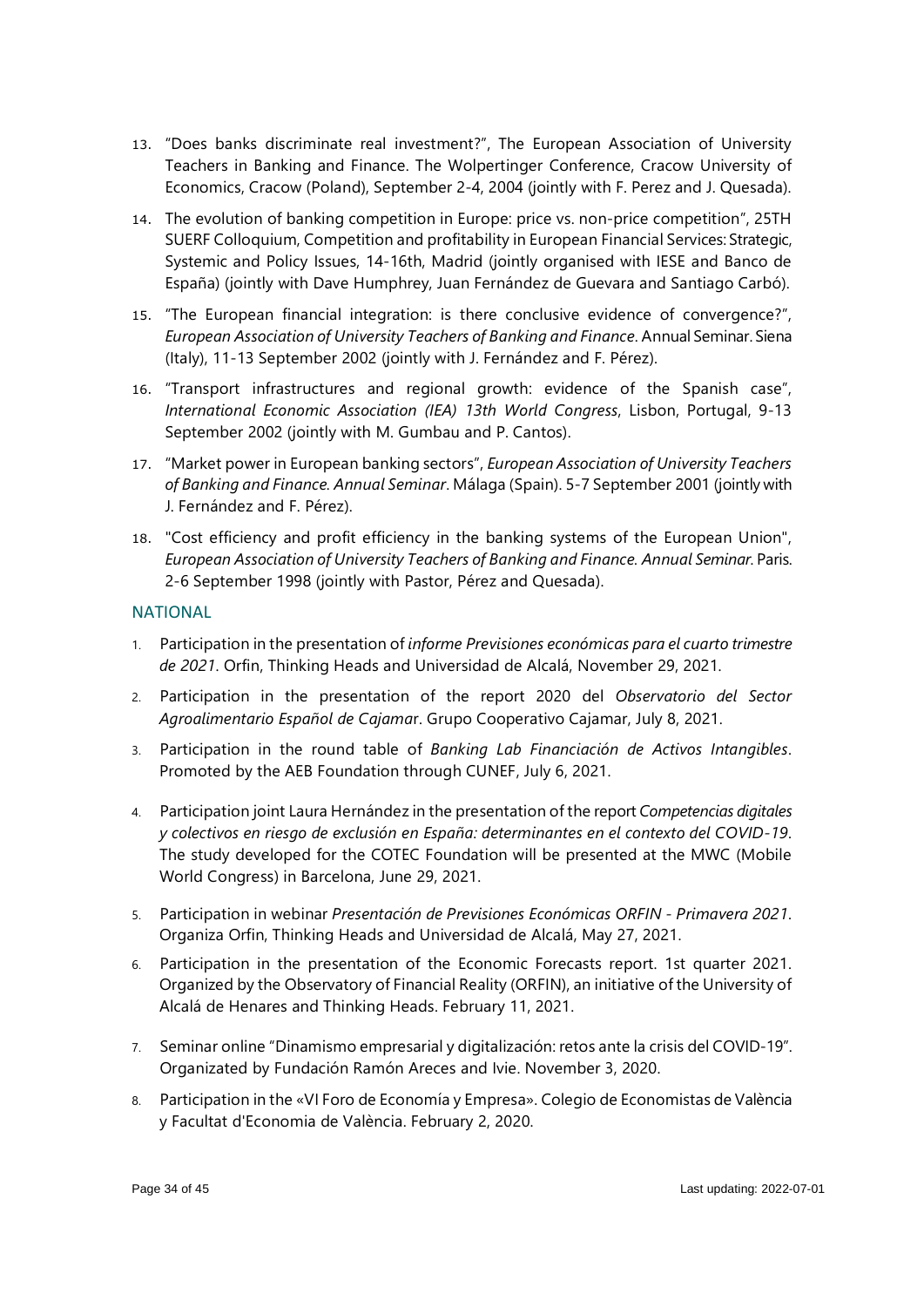13. "Does banks discriminate real investment?", The European Association of University Teachers in Banking and Finance. The Wolpertinger Conference, Cracow University of Economics, Cracow (Poland), September 2-4, 2004 (jointly with F. Perez and J. Quesada).
14. The evolution of banking competition in Europe: price vs. non-price competition", 25TH SUERF Colloquium, Competition and profitability in European Financial Services: Strategic, Systemic and Policy Issues, 14-16th, Madrid (jointly organised with IESE and Banco de España) (jointly with Dave Humphrey, Juan Fernández de Guevara and Santiago Carbó).
15. "The European financial integration: is there conclusive evidence of convergence?", *European Association of University Teachers of Banking and Finance*. Annual Seminar. Siena (Italy), 11-13 September 2002 (jointly with J. Fernández and F. Pérez).
16. "Transport infrastructures and regional growth: evidence of the Spanish case", *International Economic Association (IEA) 13th World Congress*, Lisbon, Portugal, 9-13 September 2002 (jointly with M. Gumbau and P. Cantos).
17. "Market power in European banking sectors", *European Association of University Teachers of Banking and Finance. Annual Seminar*. Málaga (Spain). 5-7 September 2001 (jointly with J. Fernández and F. Pérez).
18. "Cost efficiency and profit efficiency in the banking systems of the European Union", *European Association of University Teachers of Banking and Finance. Annual Seminar.* Paris. 2-6 September 1998 (jointly with Pastor, Pérez and Quesada).

### NATIONAL

1. Participation in the presentation of *informe Previsiones económicas para el cuarto trimestre de 2021*. Orfin, Thinking Heads and Universidad de Alcalá, November 29, 2021.
2. Participation in the presentation of the report 2020 del *Observatorio del Sector Agroalimentario Español de Cajamar*. Grupo Cooperativo Cajamar, July 8, 2021.
3. Participation in the round table of *Banking Lab Financiación de Activos Intangibles*. Promoted by the AEB Foundation through CUNEF, July 6, 2021.
4. Participation joint Laura Hernández in the presentation of the report *Competencias digitales y colectivos en riesgo de exclusión en España: determinantes en el contexto del COVID-19*. The study developed for the COTEC Foundation will be presented at the MWC (Mobile World Congress) in Barcelona, June 29, 2021.
5. Participation in webinar *Presentación de Previsiones Económicas ORFIN - Primavera 2021*. Organiza Orfin, Thinking Heads and Universidad de Alcalá, May 27, 2021.
6. Participation in the presentation of the Economic Forecasts report. 1st quarter 2021. Organized by the Observatory of Financial Reality (ORFIN), an initiative of the University of Alcalá de Henares and Thinking Heads. February 11, 2021.
7. Seminar online "Dinamismo empresarial y digitalización: retos ante la crisis del COVID-19". Organizated by Fundación Ramón Areces and Ivie. November 3, 2020.
8. Participation in the «VI Foro de Economía y Empresa». Colegio de Economistas de València y Facultat d'Economia de València. February 2, 2020.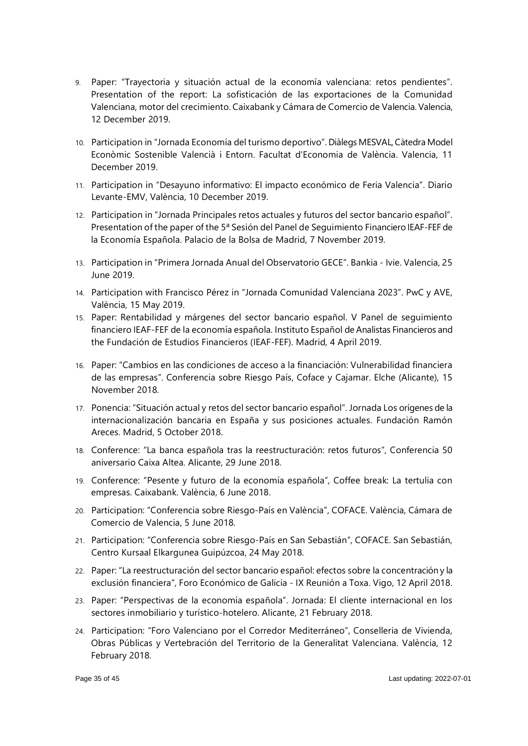9. Paper: "Trayectoria y situación actual de la economía valenciana: retos pendientes". Presentation of the report: La sofisticación de las exportaciones de la Comunidad Valenciana, motor del crecimiento. Caixabank y Cámara de Comercio de Valencia. Valencia, 12 December 2019.

10. Participation in "Jornada Economía del turismo deportivo". Diàlegs MESVAL, Càtedra Model Econòmic Sostenible Valencià i Entorn. Facultat d'Economia de València. Valencia, 11 December 2019.

11. Participation in "Desayuno informativo: El impacto económico de Feria Valencia". Diario Levante-EMV, València, 10 December 2019.

12. Participation in "Jornada Principales retos actuales y futuros del sector bancario español". Presentation of the paper of the 5ª Sesión del Panel de Seguimiento Financiero IEAF-FEF de la Economía Española. Palacio de la Bolsa de Madrid, 7 November 2019.

13. Participation in "Primera Jornada Anual del Observatorio GECE". Bankia - Ivie. Valencia, 25 June 2019.

14. Participation with Francisco Pérez in "Jornada Comunidad Valenciana 2023". PwC y AVE, València, 15 May 2019.

15. Paper: Rentabilidad y márgenes del sector bancario español. V Panel de seguimiento financiero IEAF-FEF de la economía española. Instituto Español de Analistas Financieros and the Fundación de Estudios Financieros (IEAF-FEF). Madrid, 4 April 2019.

16. Paper: "Cambios en las condiciones de acceso a la financiación: Vulnerabilidad financiera de las empresas". Conferencia sobre Riesgo País, Coface y Cajamar. Elche (Alicante), 15 November 2018.

17. Ponencia: "Situación actual y retos del sector bancario español". Jornada Los orígenes de la internacionalización bancaria en España y sus posiciones actuales. Fundación Ramón Areces. Madrid, 5 October 2018.

18. Conference: "La banca española tras la reestructuración: retos futuros", Conferencia 50 aniversario Caixa Altea. Alicante, 29 June 2018.

19. Conference: "Pesente y futuro de la economía española", Coffee break: La tertulia con empresas. Caixabank. València, 6 June 2018.

20. Participation: "Conferencia sobre Riesgo-País en València", COFACE. València, Cámara de Comercio de Valencia, 5 June 2018.

21. Participation: "Conferencia sobre Riesgo-País en San Sebastián", COFACE. San Sebastián, Centro Kursaal Elkargunea Guipúzcoa, 24 May 2018.

22. Paper: "La reestructuración del sector bancario español: efectos sobre la concentración y la exclusión financiera", Foro Económico de Galicia - IX Reunión a Toxa. Vigo, 12 April 2018.

23. Paper: "Perspectivas de la economía española". Jornada: El cliente internacional en los sectores inmobiliario y turístico-hotelero. Alicante, 21 February 2018.

24. Participation: "Foro Valenciano por el Corredor Mediterráneo", Conselleria de Vivienda, Obras Públicas y Vertebración del Territorio de la Generalitat Valenciana. València, 12 February 2018.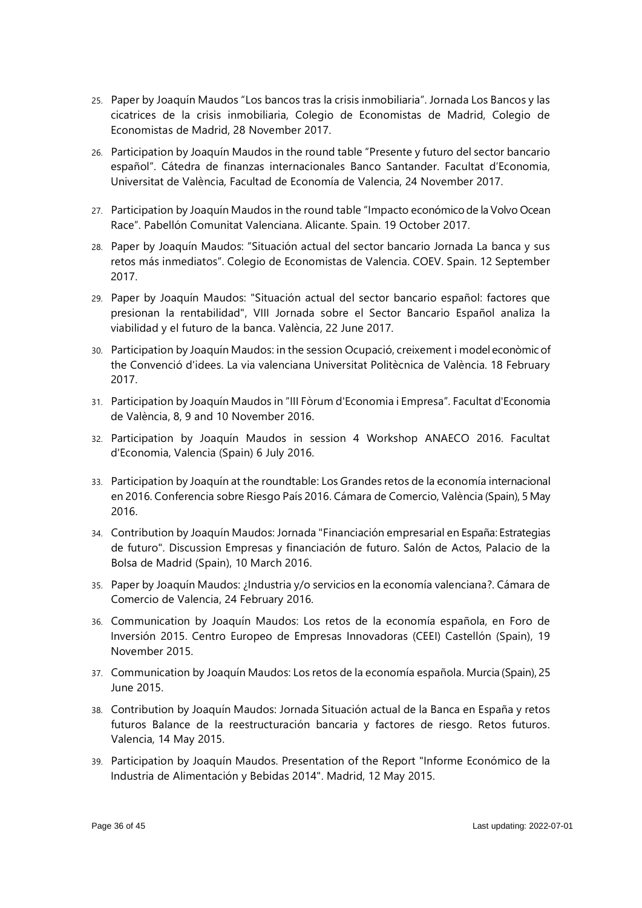25. Paper by Joaquín Maudos “Los bancos tras la crisis inmobiliaria”. Jornada Los Bancos y las cicatrices de la crisis inmobiliaria, Colegio de Economistas de Madrid, Colegio de Economistas de Madrid, 28 November 2017.
26. Participation by Joaquín Maudos in the round table “Presente y futuro del sector bancario español”. Cátedra de finanzas internacionales Banco Santander. Facultat d’Economia, Universitat de València, Facultad de Economía de Valencia, 24 November 2017.
27. Participation by Joaquín Maudos in the round table “Impacto económico de la Volvo Ocean Race”. Pabellón Comunitat Valenciana. Alicante. Spain. 19 October 2017.
28. Paper by Joaquín Maudos: “Situación actual del sector bancario Jornada La banca y sus retos más inmediatos”. Colegio de Economistas de Valencia. COEV. Spain. 12 September 2017.
29. Paper by Joaquín Maudos: "Situación actual del sector bancario español: factores que presionan la rentabilidad", VIII Jornada sobre el Sector Bancario Español analiza la viabilidad y el futuro de la banca. València, 22 June 2017.
30. Participation by Joaquín Maudos: in the session Ocupació, creixement i model econòmic of the Convenció d'idees. La via valenciana Universitat Politècnica de València. 18 February 2017.
31. Participation by Joaquín Maudos in “III Fòrum d'Economia i Empresa”. Facultat d'Economia de València, 8, 9 and 10 November 2016.
32. Participation by Joaquín Maudos in session 4 Workshop ANAECO 2016. Facultat d'Economia, Valencia (Spain) 6 July 2016.
33. Participation by Joaquín at the roundtable: Los Grandes retos de la economía internacional en 2016. Conferencia sobre Riesgo País 2016. Cámara de Comercio, València (Spain), 5 May 2016.
34. Contribution by Joaquín Maudos: Jornada "Financiación empresarial en España: Estrategias de futuro". Discussion Empresas y financiación de futuro. Salón de Actos, Palacio de la Bolsa de Madrid (Spain), 10 March 2016.
35. Paper by Joaquín Maudos: ¿Industria y/o servicios en la economía valenciana?. Cámara de Comercio de Valencia, 24 February 2016.
36. Communication by Joaquín Maudos: Los retos de la economía española, en Foro de Inversión 2015. Centro Europeo de Empresas Innovadoras (CEEI) Castellón (Spain), 19 November 2015.
37. Communication by Joaquín Maudos: Los retos de la economía española. Murcia (Spain), 25 June 2015.
38. Contribution by Joaquín Maudos: Jornada Situación actual de la Banca en España y retos futuros Balance de la reestructuración bancaria y factores de riesgo. Retos futuros. Valencia, 14 May 2015.
39. Participation by Joaquín Maudos. Presentation of the Report "Informe Económico de la Industria de Alimentación y Bebidas 2014". Madrid, 12 May 2015.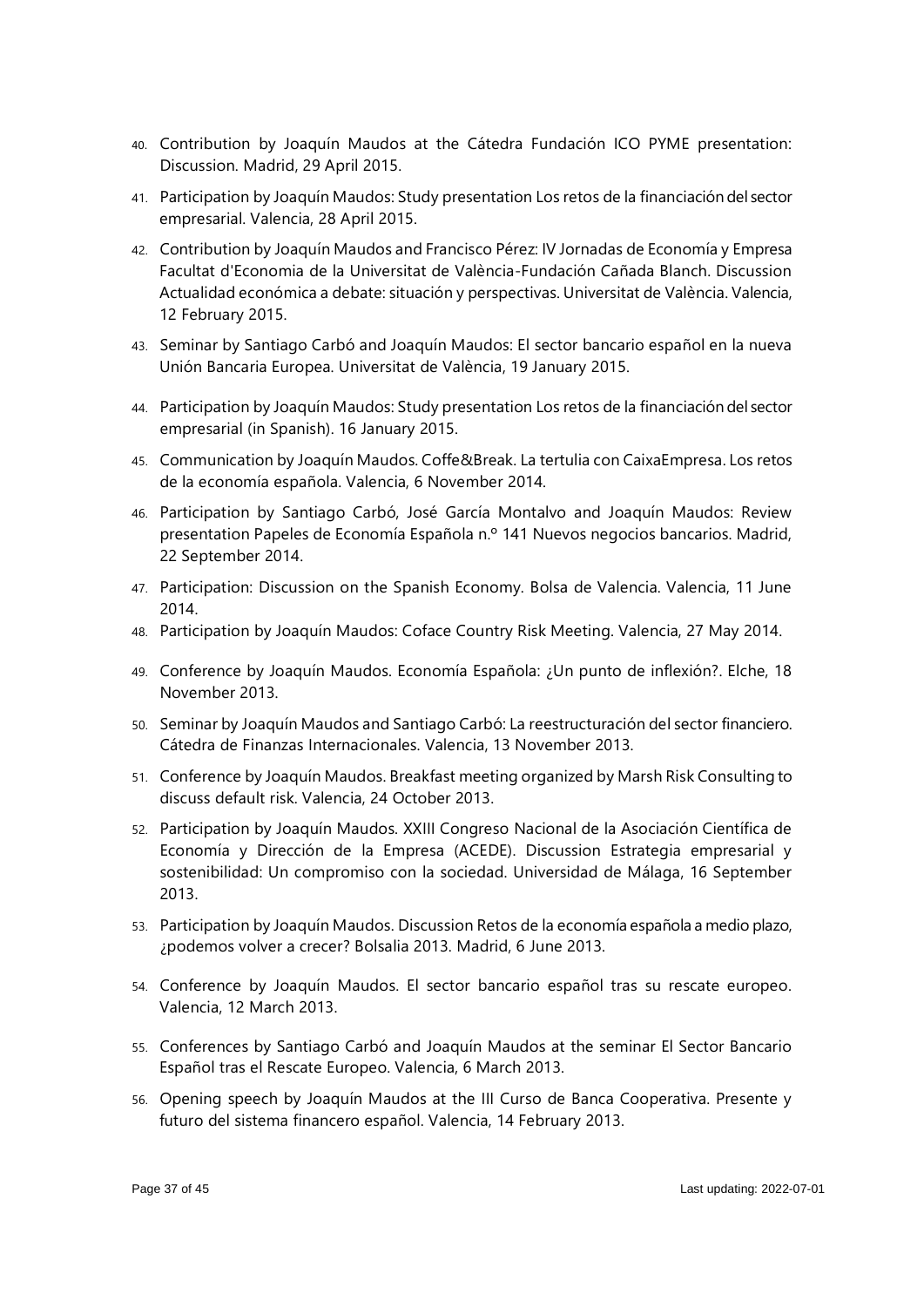40. Contribution by Joaquín Maudos at the Cátedra Fundación ICO PYME presentation: Discussion. Madrid, 29 April 2015.
41. Participation by Joaquín Maudos: Study presentation Los retos de la financiación del sector empresarial. Valencia, 28 April 2015.
42. Contribution by Joaquín Maudos and Francisco Pérez: IV Jornadas de Economía y Empresa Facultat d'Economia de la Universitat de València-Fundación Cañada Blanch. Discussion Actualidad económica a debate: situación y perspectivas. Universitat de València. Valencia, 12 February 2015.
43. Seminar by Santiago Carbó and Joaquín Maudos: El sector bancario español en la nueva Unión Bancaria Europea. Universitat de València, 19 January 2015.
44. Participation by Joaquín Maudos: Study presentation Los retos de la financiación del sector empresarial (in Spanish). 16 January 2015.
45. Communication by Joaquín Maudos. Coffe&Break. La tertulia con CaixaEmpresa. Los retos de la economía española. Valencia, 6 November 2014.
46. Participation by Santiago Carbó, José García Montalvo and Joaquín Maudos: Review presentation Papeles de Economía Española n.º 141 Nuevos negocios bancarios. Madrid, 22 September 2014.
47. Participation: Discussion on the Spanish Economy. Bolsa de Valencia. Valencia, 11 June 2014.
48. Participation by Joaquín Maudos: Coface Country Risk Meeting. Valencia, 27 May 2014.
49. Conference by Joaquín Maudos. Economía Española: ¿Un punto de inflexión?. Elche, 18 November 2013.
50. Seminar by Joaquín Maudos and Santiago Carbó: La reestructuración del sector financiero. Cátedra de Finanzas Internacionales. Valencia, 13 November 2013.
51. Conference by Joaquín Maudos. Breakfast meeting organized by Marsh Risk Consulting to discuss default risk. Valencia, 24 October 2013.
52. Participation by Joaquín Maudos. XXIII Congreso Nacional de la Asociación Científica de Economía y Dirección de la Empresa (ACEDE). Discussion Estrategia empresarial y sostenibilidad: Un compromiso con la sociedad. Universidad de Málaga, 16 September 2013.
53. Participation by Joaquín Maudos. Discussion Retos de la economía española a medio plazo, ¿podemos volver a crecer? Bolsalia 2013. Madrid, 6 June 2013.
54. Conference by Joaquín Maudos. El sector bancario español tras su rescate europeo. Valencia, 12 March 2013.
55. Conferences by Santiago Carbó and Joaquín Maudos at the seminar El Sector Bancario Español tras el Rescate Europeo. Valencia, 6 March 2013.
56. Opening speech by Joaquín Maudos at the III Curso de Banca Cooperativa. Presente y futuro del sistema financero español. Valencia, 14 February 2013.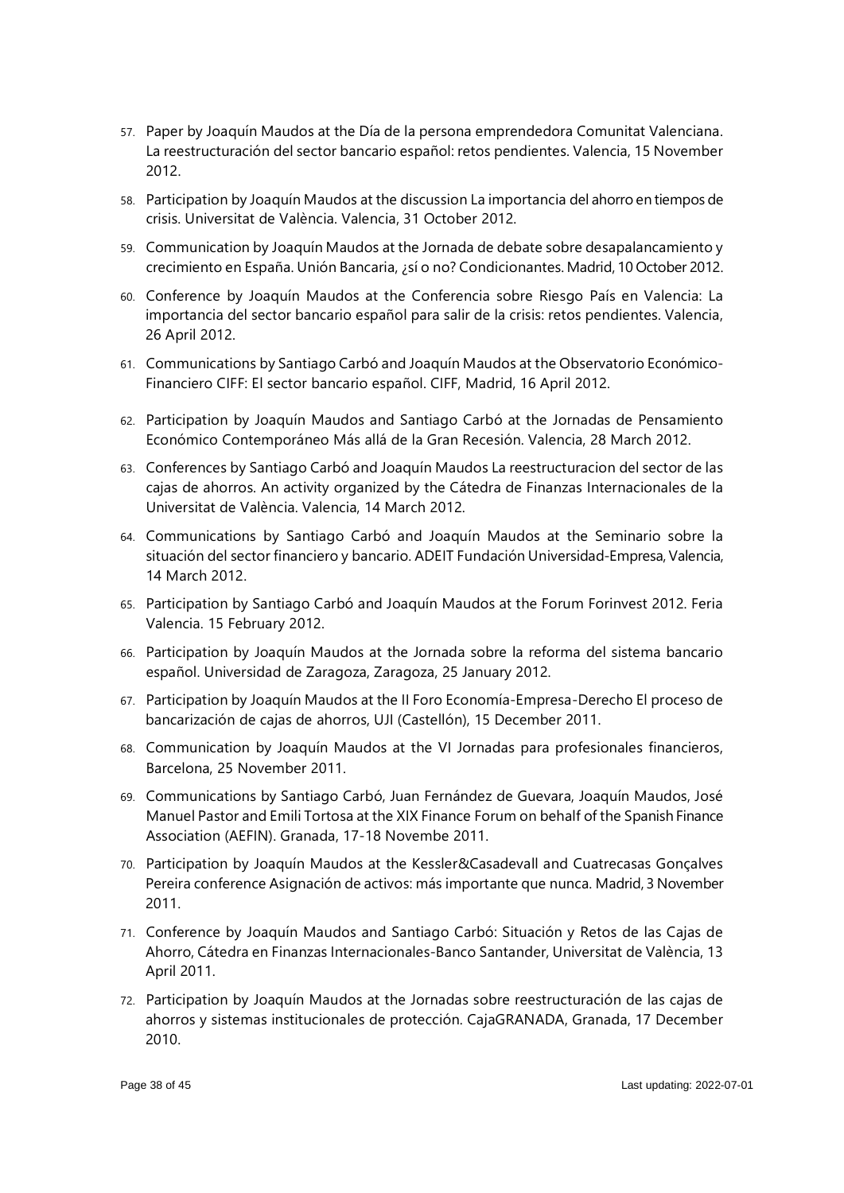57. Paper by Joaquín Maudos at the Día de la persona emprendedora Comunitat Valenciana. La reestructuración del sector bancario español: retos pendientes. Valencia, 15 November 2012.
58. Participation by Joaquín Maudos at the discussion La importancia del ahorro en tiempos de crisis. Universitat de València. Valencia, 31 October 2012.
59. Communication by Joaquín Maudos at the Jornada de debate sobre desapalancamiento y crecimiento en España. Unión Bancaria, ¿sí o no? Condicionantes. Madrid, 10 October 2012.
60. Conference by Joaquín Maudos at the Conferencia sobre Riesgo País en Valencia: La importancia del sector bancario español para salir de la crisis: retos pendientes. Valencia, 26 April 2012.
61. Communications by Santiago Carbó and Joaquín Maudos at the Observatorio Económico-Financiero CIFF: El sector bancario español. CIFF, Madrid, 16 April 2012.
62. Participation by Joaquín Maudos and Santiago Carbó at the Jornadas de Pensamiento Económico Contemporáneo Más allá de la Gran Recesión. Valencia, 28 March 2012.
63. Conferences by Santiago Carbó and Joaquín Maudos La reestructuracion del sector de las cajas de ahorros. An activity organized by the Cátedra de Finanzas Internacionales de la Universitat de València. Valencia, 14 March 2012.
64. Communications by Santiago Carbó and Joaquín Maudos at the Seminario sobre la situación del sector financiero y bancario. ADEIT Fundación Universidad-Empresa, Valencia, 14 March 2012.
65. Participation by Santiago Carbó and Joaquín Maudos at the Forum Forinvest 2012. Feria Valencia. 15 February 2012.
66. Participation by Joaquín Maudos at the Jornada sobre la reforma del sistema bancario español. Universidad de Zaragoza, Zaragoza, 25 January 2012.
67. Participation by Joaquín Maudos at the II Foro Economía-Empresa-Derecho El proceso de bancarización de cajas de ahorros, UJI (Castellón), 15 December 2011.
68. Communication by Joaquín Maudos at the VI Jornadas para profesionales financieros, Barcelona, 25 November 2011.
69. Communications by Santiago Carbó, Juan Fernández de Guevara, Joaquín Maudos, José Manuel Pastor and Emili Tortosa at the XIX Finance Forum on behalf of the Spanish Finance Association (AEFIN). Granada, 17-18 Novembe 2011.
70. Participation by Joaquín Maudos at the Kessler&Casadevall and Cuatrecasas Gonçalves Pereira conference Asignación de activos: más importante que nunca. Madrid, 3 November 2011.
71. Conference by Joaquín Maudos and Santiago Carbó: Situación y Retos de las Cajas de Ahorro, Cátedra en Finanzas Internacionales-Banco Santander, Universitat de València, 13 April 2011.
72. Participation by Joaquín Maudos at the Jornadas sobre reestructuración de las cajas de ahorros y sistemas institucionales de protección. CajaGRANADA, Granada, 17 December 2010.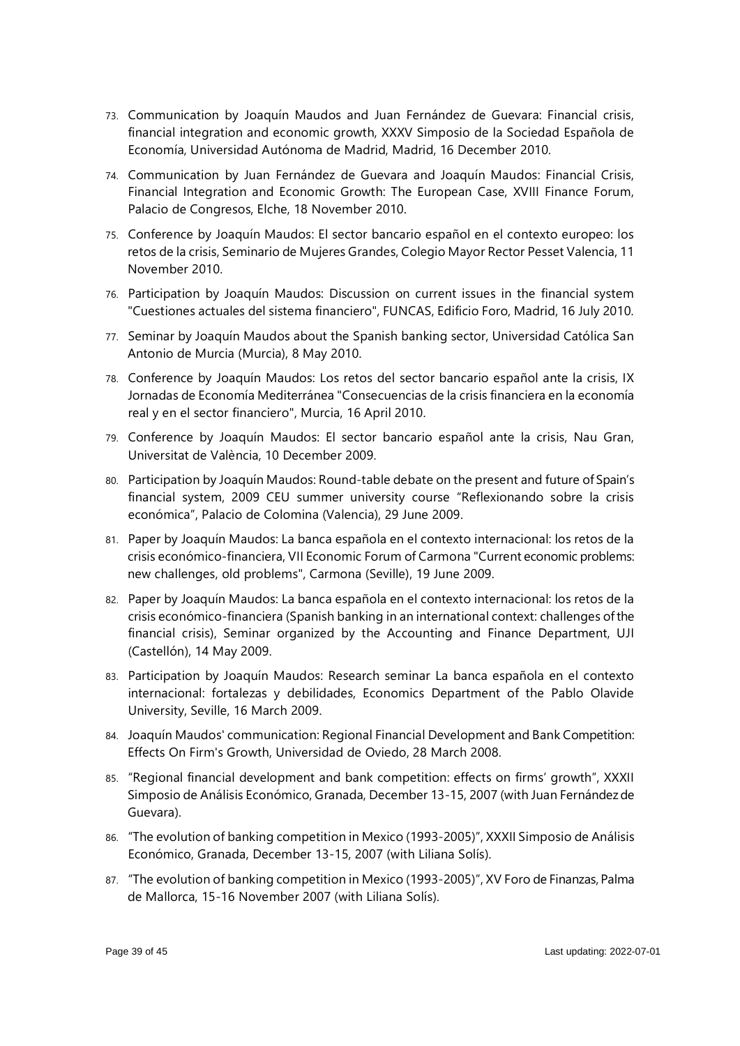73. Communication by Joaquín Maudos and Juan Fernández de Guevara: Financial crisis, financial integration and economic growth, XXXV Simposio de la Sociedad Española de Economía, Universidad Autónoma de Madrid, Madrid, 16 December 2010.
74. Communication by Juan Fernández de Guevara and Joaquín Maudos: Financial Crisis, Financial Integration and Economic Growth: The European Case, XVIII Finance Forum, Palacio de Congresos, Elche, 18 November 2010.
75. Conference by Joaquín Maudos: El sector bancario español en el contexto europeo: los retos de la crisis, Seminario de Mujeres Grandes, Colegio Mayor Rector Pesset Valencia, 11 November 2010.
76. Participation by Joaquín Maudos: Discussion on current issues in the financial system "Cuestiones actuales del sistema financiero", FUNCAS, Edificio Foro, Madrid, 16 July 2010.
77. Seminar by Joaquín Maudos about the Spanish banking sector, Universidad Católica San Antonio de Murcia (Murcia), 8 May 2010.
78. Conference by Joaquín Maudos: Los retos del sector bancario español ante la crisis, IX Jornadas de Economía Mediterránea "Consecuencias de la crisis financiera en la economía real y en el sector financiero", Murcia, 16 April 2010.
79. Conference by Joaquín Maudos: El sector bancario español ante la crisis, Nau Gran, Universitat de València, 10 December 2009.
80. Participation by Joaquín Maudos: Round-table debate on the present and future of Spain's financial system, 2009 CEU summer university course "Reflexionando sobre la crisis económica", Palacio de Colomina (Valencia), 29 June 2009.
81. Paper by Joaquín Maudos: La banca española en el contexto internacional: los retos de la crisis económico-financiera, VII Economic Forum of Carmona "Current economic problems: new challenges, old problems", Carmona (Seville), 19 June 2009.
82. Paper by Joaquín Maudos: La banca española en el contexto internacional: los retos de la crisis económico-financiera (Spanish banking in an international context: challenges of the financial crisis), Seminar organized by the Accounting and Finance Department, UJI (Castellón), 14 May 2009.
83. Participation by Joaquín Maudos: Research seminar La banca española en el contexto internacional: fortalezas y debilidades, Economics Department of the Pablo Olavide University, Seville, 16 March 2009.
84. Joaquín Maudos' communication: Regional Financial Development and Bank Competition: Effects On Firm's Growth, Universidad de Oviedo, 28 March 2008.
85. "Regional financial development and bank competition: effects on firms' growth", XXXII Simposio de Análisis Económico, Granada, December 13-15, 2007 (with Juan Fernández de Guevara).
86. "The evolution of banking competition in Mexico (1993-2005)", XXXII Simposio de Análisis Económico, Granada, December 13-15, 2007 (with Liliana Solís).
87. "The evolution of banking competition in Mexico (1993-2005)", XV Foro de Finanzas, Palma de Mallorca, 15-16 November 2007 (with Liliana Solís).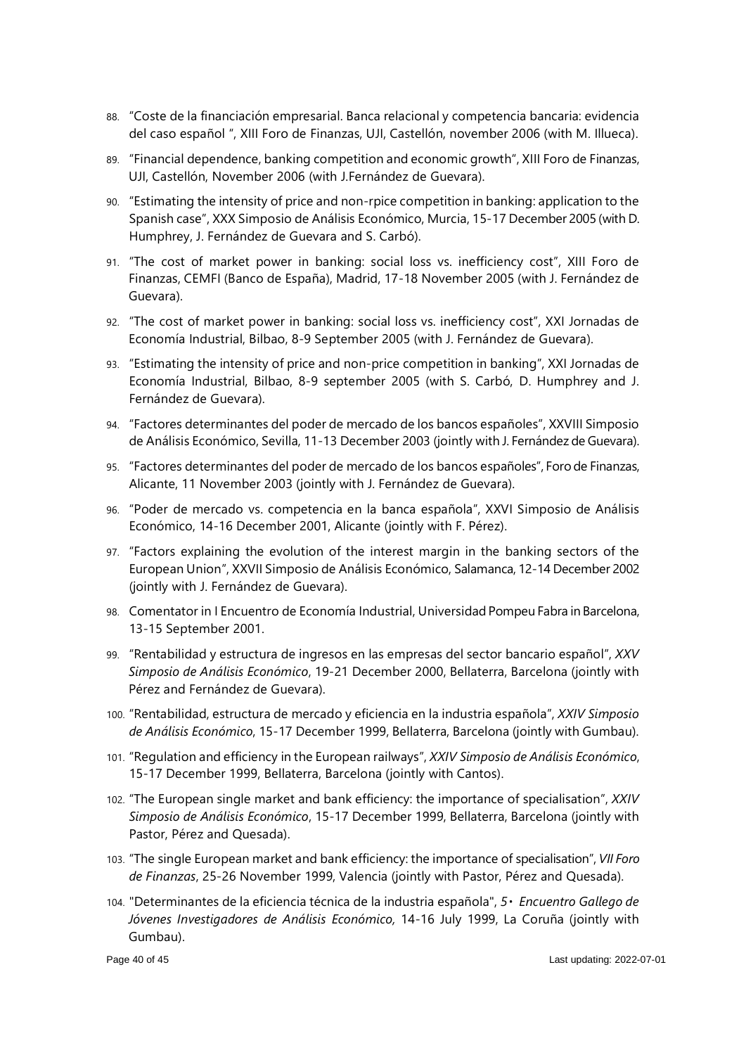88. "Coste de la financiación empresarial. Banca relacional y competencia bancaria: evidencia del caso español ", XIII Foro de Finanzas, UJI, Castellón, november 2006 (with M. Illueca).
89. "Financial dependence, banking competition and economic growth", XIII Foro de Finanzas, UJI, Castellón, November 2006 (with J.Fernández de Guevara).
90. "Estimating the intensity of price and non-rpice competition in banking: application to the Spanish case", XXX Simposio de Análisis Económico, Murcia, 15-17 December 2005 (with D. Humphrey, J. Fernández de Guevara and S. Carbó).
91. "The cost of market power in banking: social loss vs. inefficiency cost", XIII Foro de Finanzas, CEMFI (Banco de España), Madrid, 17-18 November 2005 (with J. Fernández de Guevara).
92. "The cost of market power in banking: social loss vs. inefficiency cost", XXI Jornadas de Economía Industrial, Bilbao, 8-9 September 2005 (with J. Fernández de Guevara).
93. "Estimating the intensity of price and non-price competition in banking", XXI Jornadas de Economía Industrial, Bilbao, 8-9 september 2005 (with S. Carbó, D. Humphrey and J. Fernández de Guevara).
94. "Factores determinantes del poder de mercado de los bancos españoles", XXVIII Simposio de Análisis Económico, Sevilla, 11-13 December 2003 (jointly with J. Fernández de Guevara).
95. "Factores determinantes del poder de mercado de los bancos españoles", Foro de Finanzas, Alicante, 11 November 2003 (jointly with J. Fernández de Guevara).
96. "Poder de mercado vs. competencia en la banca española", XXVI Simposio de Análisis Económico, 14-16 December 2001, Alicante (jointly with F. Pérez).
97. "Factors explaining the evolution of the interest margin in the banking sectors of the European Union", XXVII Simposio de Análisis Económico, Salamanca, 12-14 December 2002 (jointly with J. Fernández de Guevara).
98. Comentator in I Encuentro de Economía Industrial, Universidad Pompeu Fabra in Barcelona, 13-15 September 2001.
99. "Rentabilidad y estructura de ingresos en las empresas del sector bancario español", *XXV Simposio de Análisis Económico*, 19-21 December 2000, Bellaterra, Barcelona (jointly with Pérez and Fernández de Guevara).
100. "Rentabilidad, estructura de mercado y eficiencia en la industria española", *XXIV Simposio de Análisis Económico*, 15-17 December 1999, Bellaterra, Barcelona (jointly with Gumbau).
101. "Regulation and efficiency in the European railways", *XXIV Simposio de Análisis Económico*, 15-17 December 1999, Bellaterra, Barcelona (jointly with Cantos).
102. "The European single market and bank efficiency: the importance of specialisation", *XXIV Simposio de Análisis Económico*, 15-17 December 1999, Bellaterra, Barcelona (jointly with Pastor, Pérez and Quesada).
103. "The single European market and bank efficiency: the importance of specialisation", *VII Foro de Finanzas*, 25-26 November 1999, Valencia (jointly with Pastor, Pérez and Quesada).
104. "Determinantes de la eficiencia técnica de la industria española", *5・ Encuentro Gallego de Jóvenes Investigadores de Análisis Económico,* 14-16 July 1999, La Coruña (jointly with Gumbau).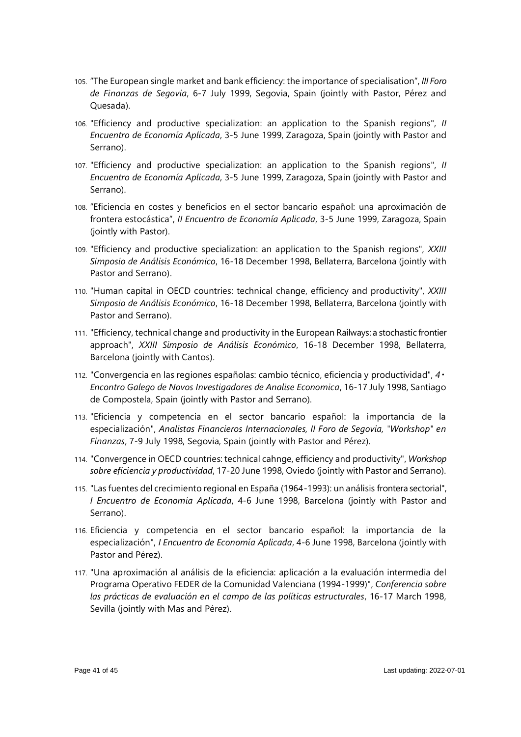105. "The European single market and bank efficiency: the importance of specialisation", *III Foro de Finanzas de Segovia*, 6-7 July 1999, Segovia, Spain (jointly with Pastor, Pérez and Quesada).
106. "Efficiency and productive specialization: an application to the Spanish regions", *II Encuentro de Economía Aplicada*, 3-5 June 1999, Zaragoza, Spain (jointly with Pastor and Serrano).
107. "Efficiency and productive specialization: an application to the Spanish regions", *II Encuentro de Economía Aplicada*, 3-5 June 1999, Zaragoza, Spain (jointly with Pastor and Serrano).
108. "Eficiencia en costes y beneficios en el sector bancario español: una aproximación de frontera estocástica", *II Encuentro de Economía Aplicada*, 3-5 June 1999, Zaragoza, Spain (jointly with Pastor).
109. "Efficiency and productive specialization: an application to the Spanish regions", *XXIII Simposio de Análisis Económico*, 16-18 December 1998, Bellaterra, Barcelona (jointly with Pastor and Serrano).
110. "Human capital in OECD countries: technical change, efficiency and productivity", *XXIII Simposio de Análisis Económico*, 16-18 December 1998, Bellaterra, Barcelona (jointly with Pastor and Serrano).
111. "Efficiency, technical change and productivity in the European Railways: a stochastic frontier approach", *XXIII Simposio de Análisis Económico*, 16-18 December 1998, Bellaterra, Barcelona (jointly with Cantos).
112. "Convergencia en las regiones españolas: cambio técnico, eficiencia y productividad", *4• Encontro Galego de Novos Investigadores de Analise Economica*, 16-17 July 1998, Santiago de Compostela, Spain (jointly with Pastor and Serrano).
113. "Eficiencia y competencia en el sector bancario español: la importancia de la especialización", *Analistas Financieros Internacionales, II Foro de Segovia, "Workshop" en Finanzas*, 7-9 July 1998, Segovia, Spain (jointly with Pastor and Pérez).
114. "Convergence in OECD countries: technical cahnge, efficiency and productivity", *Workshop sobre eficiencia y productividad*, 17-20 June 1998, Oviedo (jointly with Pastor and Serrano).
115. "Las fuentes del crecimiento regional en España (1964-1993): un análisis frontera sectorial", *I Encuentro de Economía Aplicada*, 4-6 June 1998, Barcelona (jointly with Pastor and Serrano).
116. Eficiencia y competencia en el sector bancario español: la importancia de la especialización", *I Encuentro de Economía Aplicada*, 4-6 June 1998, Barcelona (jointly with Pastor and Pérez).
117. "Una aproximación al análisis de la eficiencia: aplicación a la evaluación intermedia del Programa Operativo FEDER de la Comunidad Valenciana (1994-1999)", *Conferencia sobre las prácticas de evaluación en el campo de las políticas estructurales*, 16-17 March 1998, Sevilla (jointly with Mas and Pérez).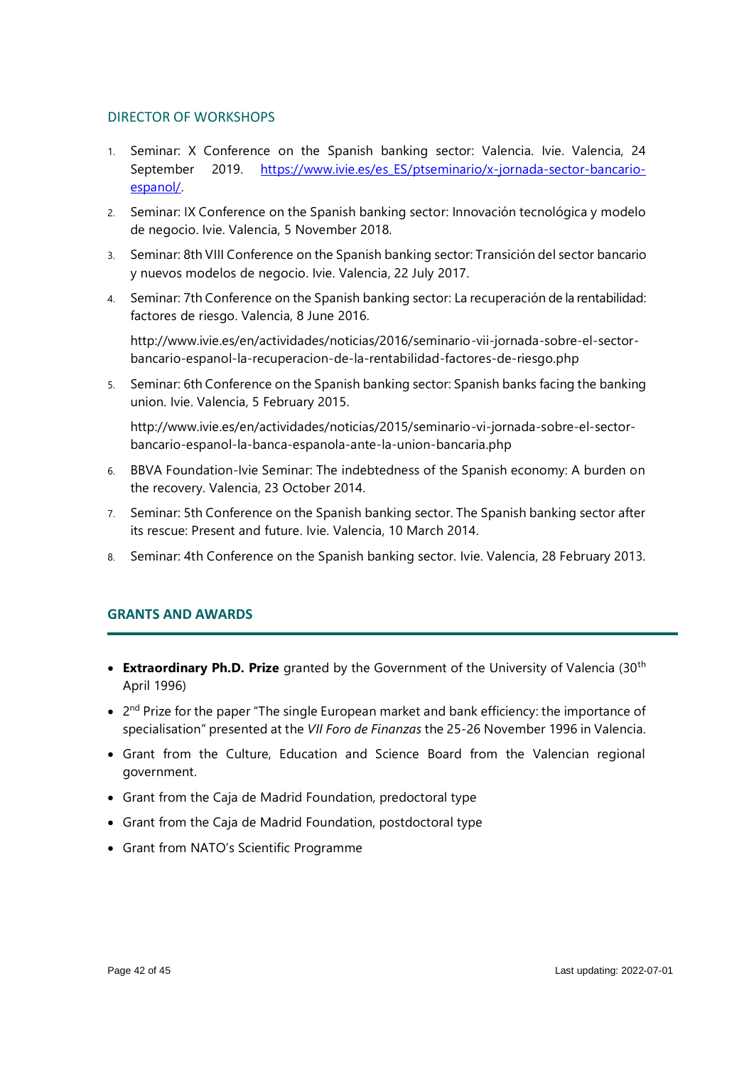## DIRECTOR OF WORKSHOPS

1. Seminar: X Conference on the Spanish banking sector: Valencia. Ivie. Valencia, 24 September 2019. https://www.ivie.es/es_ES/ptseminario/x-jornada-sector-bancario-espanol/.
2. Seminar: IX Conference on the Spanish banking sector: Innovación tecnológica y modelo de negocio. Ivie. Valencia, 5 November 2018.
3. Seminar: 8th VIII Conference on the Spanish banking sector: Transición del sector bancario y nuevos modelos de negocio. Ivie. Valencia, 22 July 2017.
4. Seminar: 7th Conference on the Spanish banking sector: La recuperación de la rentabilidad: factores de riesgo. Valencia, 8 June 2016.

   http://www.ivie.es/en/actividades/noticias/2016/seminario-vii-jornada-sobre-el-sector-bancario-espanol-la-recuperacion-de-la-rentabilidad-factores-de-riesgo.php
5. Seminar: 6th Conference on the Spanish banking sector: Spanish banks facing the banking union. Ivie. Valencia, 5 February 2015.

   http://www.ivie.es/en/actividades/noticias/2015/seminario-vi-jornada-sobre-el-sector-bancario-espanol-la-banca-espanola-ante-la-union-bancaria.php
6. BBVA Foundation-Ivie Seminar: The indebtedness of the Spanish economy: A burden on the recovery. Valencia, 23 October 2014.
7. Seminar: 5th Conference on the Spanish banking sector. The Spanish banking sector after its rescue: Present and future. Ivie. Valencia, 10 March 2014.
8. Seminar: 4th Conference on the Spanish banking sector. Ivie. Valencia, 28 February 2013.

## GRANTS AND AWARDS

- **Extraordinary Ph.D. Prize** granted by the Government of the University of Valencia (30th April 1996)
- 2nd Prize for the paper "The single European market and bank efficiency: the importance of specialisation" presented at the *VII Foro de Finanzas* the 25-26 November 1996 in Valencia.
- Grant from the Culture, Education and Science Board from the Valencian regional government.
- Grant from the Caja de Madrid Foundation, predoctoral type
- Grant from the Caja de Madrid Foundation, postdoctoral type
- Grant from NATO's Scientific Programme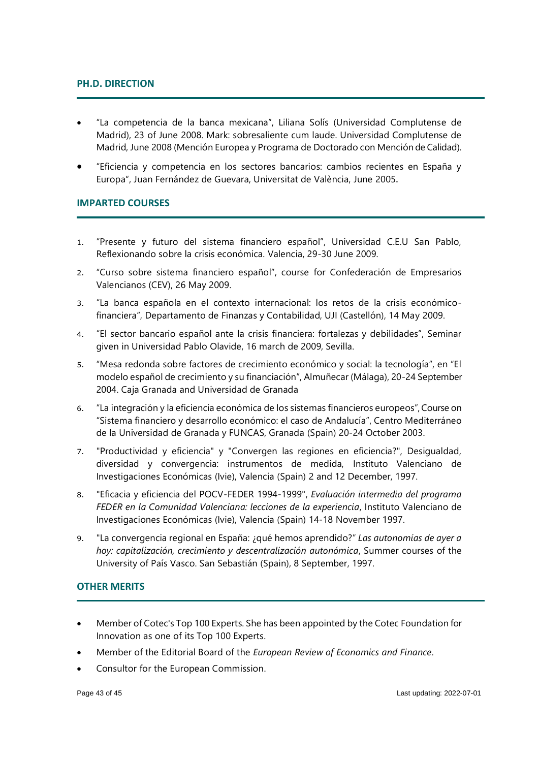## PH.D. DIRECTION

- "La competencia de la banca mexicana", Liliana Solís (Universidad Complutense de Madrid), 23 of June 2008. Mark: sobresaliente cum laude. Universidad Complutense de Madrid, June 2008 (Mención Europea y Programa de Doctorado con Mención de Calidad).
- "Eficiencia y competencia en los sectores bancarios: cambios recientes en España y Europa", Juan Fernández de Guevara, Universitat de València, June 2005.

## IMPARTED COURSES

1. "Presente y futuro del sistema financiero español", Universidad C.E.U San Pablo, Reflexionando sobre la crisis económica. Valencia, 29-30 June 2009.
2. "Curso sobre sistema financiero español", course for Confederación de Empresarios Valencianos (CEV), 26 May 2009.
3. "La banca española en el contexto internacional: los retos de la crisis económico-financiera", Departamento de Finanzas y Contabilidad, UJI (Castellón), 14 May 2009.
4. "El sector bancario español ante la crisis financiera: fortalezas y debilidades", Seminar given in Universidad Pablo Olavide, 16 march de 2009, Sevilla.
5. "Mesa redonda sobre factores de crecimiento económico y social: la tecnología", en "El modelo español de crecimiento y su financiación", Almuñecar (Málaga), 20-24 September 2004. Caja Granada and Universidad de Granada
6. "La integración y la eficiencia económica de los sistemas financieros europeos", Course on "Sistema financiero y desarrollo económico: el caso de Andalucía", Centro Mediterráneo de la Universidad de Granada y FUNCAS, Granada (Spain) 20-24 October 2003.
7. "Productividad y eficiencia" y "Convergen las regiones en eficiencia?", Desigualdad, diversidad y convergencia: instrumentos de medida, Instituto Valenciano de Investigaciones Económicas (Ivie), Valencia (Spain) 2 and 12 December, 1997.
8. "Eficacia y eficiencia del POCV-FEDER 1994-1999", *Evaluación intermedia del programa FEDER en la Comunidad Valenciana: lecciones de la experiencia*, Instituto Valenciano de Investigaciones Económicas (Ivie), Valencia (Spain) 14-18 November 1997.
9. "La convergencia regional en España: ¿qué hemos aprendido?" *Las autonomías de ayer a hoy: capitalización, crecimiento y descentralización autonómica*, Summer courses of the University of País Vasco. San Sebastián (Spain), 8 September, 1997.

## OTHER MERITS

- Member of Cotec's Top 100 Experts. She has been appointed by the Cotec Foundation for Innovation as one of its Top 100 Experts.
- Member of the Editorial Board of the *European Review of Economics and Finance*.
- Consultor for the European Commission.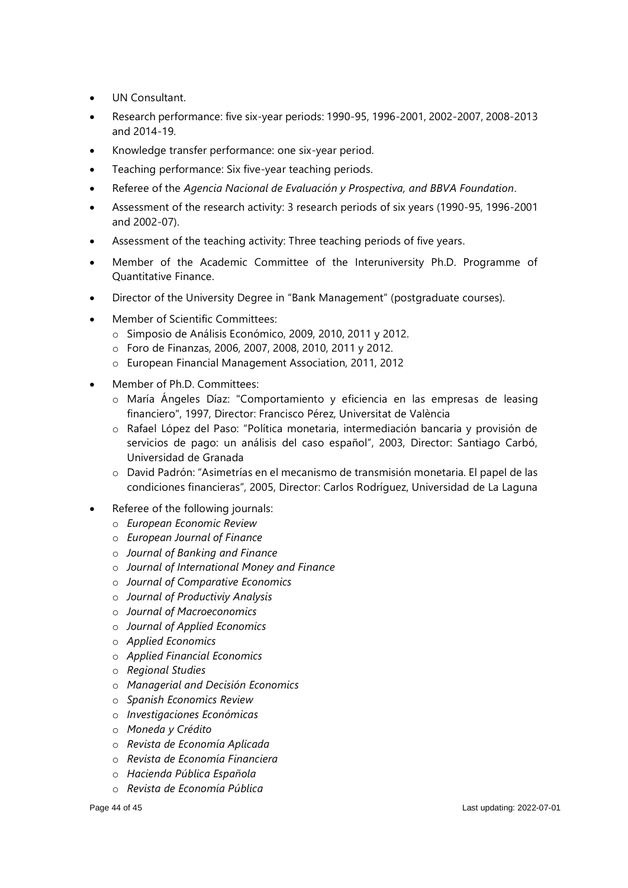- UN Consultant.
- Research performance: five six-year periods: 1990-95, 1996-2001, 2002-2007, 2008-2013 and 2014-19.
- Knowledge transfer performance: one six-year period.
- Teaching performance: Six five-year teaching periods.
- Referee of the *Agencia Nacional de Evaluación y Prospectiva, and BBVA Foundation*.
- Assessment of the research activity: 3 research periods of six years (1990-95, 1996-2001 and 2002-07).
- Assessment of the teaching activity: Three teaching periods of five years.
- Member of the Academic Committee of the Interuniversity Ph.D. Programme of Quantitative Finance.
- Director of the University Degree in "Bank Management" (postgraduate courses).
- Member of Scientific Committees:
  - Simposio de Análisis Económico, 2009, 2010, 2011 y 2012.
  - Foro de Finanzas, 2006, 2007, 2008, 2010, 2011 y 2012.
  - European Financial Management Association, 2011, 2012
- Member of Ph.D. Committees:
  - María Ángeles Díaz: "Comportamiento y eficiencia en las empresas de leasing financiero", 1997, Director: Francisco Pérez, Universitat de València
  - Rafael López del Paso: "Política monetaria, intermediación bancaria y provisión de servicios de pago: un análisis del caso español", 2003, Director: Santiago Carbó, Universidad de Granada
  - David Padrón: "Asimetrías en el mecanismo de transmisión monetaria. El papel de las condiciones financieras", 2005, Director: Carlos Rodríguez, Universidad de La Laguna
- Referee of the following journals:
  - *European Economic Review*
  - *European Journal of Finance*
  - *Journal of Banking and Finance*
  - *Journal of International Money and Finance*
  - *Journal of Comparative Economics*
  - *Journal of Productiviy Analysis*
  - *Journal of Macroeconomics*
  - *Journal of Applied Economics*
  - *Applied Economics*
  - *Applied Financial Economics*
  - *Regional Studies*
  - *Managerial and Decisión Economics*
  - *Spanish Economics Review*
  - *Investigaciones Económicas*
  - *Moneda y Crédito*
  - *Revista de Economía Aplicada*
  - *Revista de Economía Financiera*
  - *Hacienda Pública Española*
  - *Revista de Economía Pública*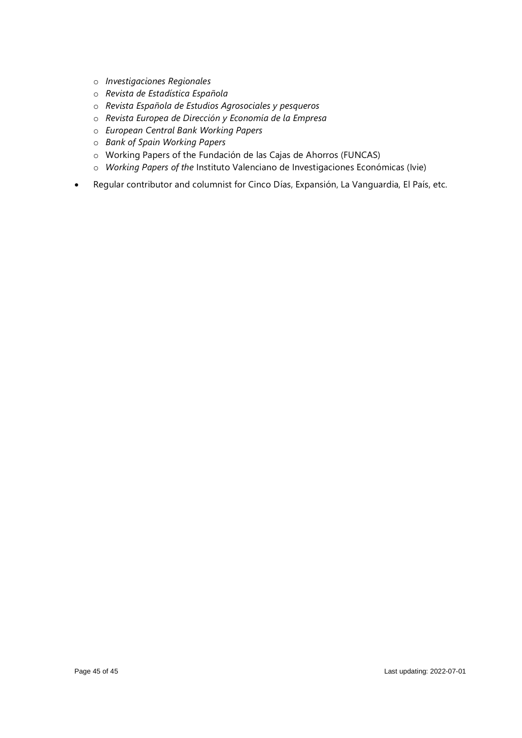- *Investigaciones Regionales*
    - *Revista de Estadística Española*
    - *Revista Española de Estudios Agrosociales y pesqueros*
    - *Revista Europea de Dirección y Economía de la Empresa*
    - *European Central Bank Working Papers*
    - *Bank of Spain Working Papers*
    - Working Papers of the Fundación de las Cajas de Ahorros (FUNCAS)
    - *Working Papers of the* Instituto Valenciano de Investigaciones Económicas (Ivie)

- Regular contributor and columnist for Cinco Días, Expansión, La Vanguardia, El País, etc.